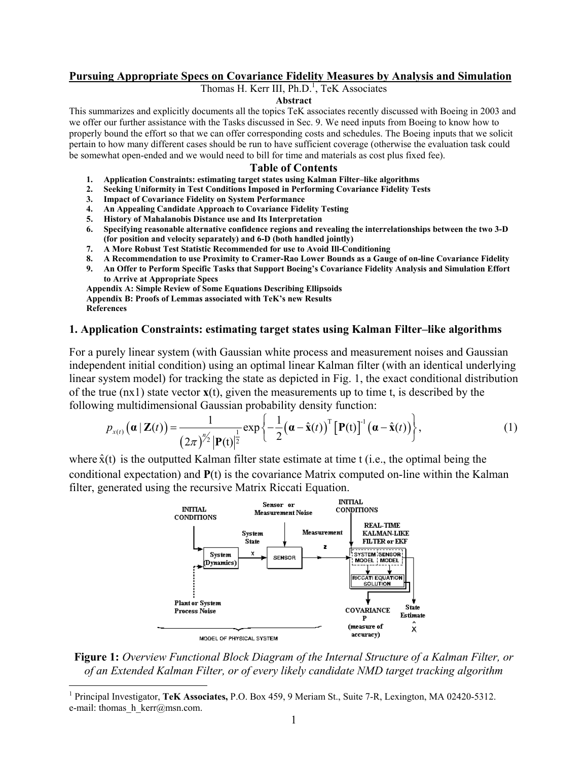# Pursuing Appropriate Specs on Covariance Fidelity Measures by Analysis and Simulation

Thomas H. Kerr III, Ph.D.[1], TeK Associates

**Abstract**

This summarizes and explicitly documents all the topics TeK associates recently discussed with Boeing in 2003 and we offer our further assistance with the Tasks discussed in Sec. 9. We need inputs from Boeing to know how to properly bound the effort so that we can offer corresponding costs and schedules. The Boeing inputs that we solicit pertain to how many different cases should be run to have sufficient coverage (otherwise the evaluation task could be somewhat open-ended and we would need to bill for time and materials as cost plus fixed fee).

## Table of Contents

1. **Application Constraints: estimating target states using Kalman Filter–like algorithms**
2. **Seeking Uniformity in Test Conditions Imposed in Performing Covariance Fidelity Tests**
3. **Impact of Covariance Fidelity on System Performance**
4. **An Appealing Candidate Approach to Covariance Fidelity Testing**
5. **History of Mahalanobis Distance use and Its Interpretation**
6. **Specifying reasonable alternative confidence regions and revealing the interrelationships between the two 3-D (for position and velocity separately) and 6-D (both handled jointly)**
7. **A More Robust Test Statistic Recommended for use to Avoid Ill-Conditioning**
8. **A Recommendation to use Proximity to Cramer-Rao Lower Bounds as a Gauge of on-line Covariance Fidelity**
9. **An Offer to Perform Specific Tasks that Support Boeing's Covariance Fidelity Analysis and Simulation Effort to Arrive at Appropriate Specs**

**Appendix A: Simple Review of Some Equations Describing Ellipsoids**
**Appendix B: Proofs of Lemmas associated with TeK's new Results**
**References**

## 1. Application Constraints: estimating target states using Kalman Filter–like algorithms

For a purely linear system (with Gaussian white process and measurement noises and Gaussian independent initial condition) using an optimal linear Kalman filter (with an identical underlying linear system model) for tracking the state as depicted in Fig. 1, the exact conditional distribution of the true (nx1) state vector $\mathbf{x}(t)$, given the measurements up to time t, is described by the following multidimensional Gaussian probability density function:

$$p_{x(t)}\left(\boldsymbol{\alpha} \mid \mathbf{Z}(t)\right) = \frac{1}{\left(2\pi\right)^{n/2} \left|\mathbf{P}(t)\right|^{\frac{1}{2}}} \exp\left\{-\frac{1}{2}\left(\boldsymbol{\alpha} - \hat{\mathbf{x}}(t)\right)^{\mathrm{T}} \left[\mathbf{P}(t)\right]^{-1} \left(\boldsymbol{\alpha} - \hat{\mathbf{x}}(t)\right)\right\}, \tag{1}$$

where $\hat{x}(t)$ is the outputted Kalman filter state estimate at time t (i.e., the optimal being the conditional expectation) and $\mathbf{P}(t)$ is the covariance Matrix computed on-line within the Kalman filter, generated using the recursive Matrix Riccati Equation.

**Figure 1:** *Overview Functional Block Diagram of the Internal Structure of a Kalman Filter, or of an Extended Kalman Filter, or of every likely candidate NMD target tracking algorithm*

[1] Principal Investigator, **TeK Associates,** P.O. Box 459, 9 Meriam St., Suite 7-R, Lexington, MA 02420-5312. e-mail: thomas_h_kerr@msn.com.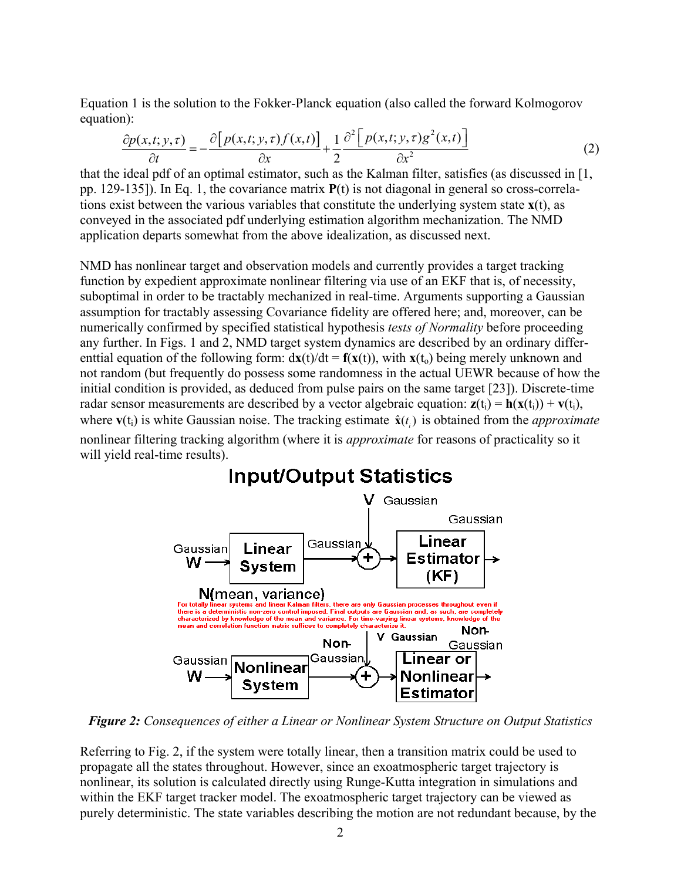Equation 1 is the solution to the Fokker-Planck equation (also called the forward Kolmogorov equation):

$$\frac{\partial p(x,t;y,\tau)}{\partial t} = -\frac{\partial\left[p(x,t;y,\tau)f(x,t)\right]}{\partial x} + \frac{1}{2}\frac{\partial^2\left[p(x,t;y,\tau)g^2(x,t)\right]}{\partial x^2} \tag{2}$$

that the ideal pdf of an optimal estimator, such as the Kalman filter, satisfies (as discussed in [1, pp. 129-135]). In Eq. 1, the covariance matrix $\mathbf{P}(t)$ is not diagonal in general so cross-correlations exist between the various variables that constitute the underlying system state $\mathbf{x}(t)$, as conveyed in the associated pdf underlying estimation algorithm mechanization. The NMD application departs somewhat from the above idealization, as discussed next.

NMD has nonlinear target and observation models and currently provides a target tracking function by expedient approximate nonlinear filtering via use of an EKF that is, of necessity, suboptimal in order to be tractably mechanized in real-time. Arguments supporting a Gaussian assumption for tractably assessing Covariance fidelity are offered here; and, moreover, can be numerically confirmed by specified statistical hypothesis *tests of Normality* before proceeding any further. In Figs. 1 and 2, NMD target system dynamics are described by an ordinary differenttial equation of the following form: $d\mathbf{x}(t)/dt = \mathbf{f}(\mathbf{x}(t))$, with $\mathbf{x}(t_o)$ being merely unknown and not random (but frequently do possess some randomness in the actual UEWR because of how the initial condition is provided, as deduced from pulse pairs on the same target [23]). Discrete-time radar sensor measurements are described by a vector algebraic equation: $\mathbf{z}(t_i) = \mathbf{h}(\mathbf{x}(t_i)) + \mathbf{v}(t_i)$, where $\mathbf{v}(t_i)$ is white Gaussian noise. The tracking estimate $\hat{\mathbf{x}}(t_i)$ is obtained from the *approximate* nonlinear filtering tracking algorithm (where it is *approximate* for reasons of practicality so it will yield real-time results).

## Input/Output Statistics

Gaussian W → Linear System → Gaussian → (+ V Gaussian) → Linear Estimator (KF) → Gaussian

N(mean, variance)

For totally linear systems and linear Kalman filters, there are only Gaussian processes throughout even if there is a deterministic non-zero control imposed. Final outputs are Gaussian and, as such, are completely characterized by knowledge of the mean and variance. For time-varying linear systems, knowledge of the mean and correlation function matrix suffices to completely characterize it.

Gaussian W → Nonlinear System → Non-Gaussian → (+ V Gaussian) → Linear or Nonlinear Estimator → Non-Gaussian

***Figure 2:*** *Consequences of either a Linear or Nonlinear System Structure on Output Statistics*

Referring to Fig. 2, if the system were totally linear, then a transition matrix could be used to propagate all the states throughout. However, since an exoatmospheric target trajectory is nonlinear, its solution is calculated directly using Runge-Kutta integration in simulations and within the EKF target tracker model. The exoatmospheric target trajectory can be viewed as purely deterministic. The state variables describing the motion are not redundant because, by the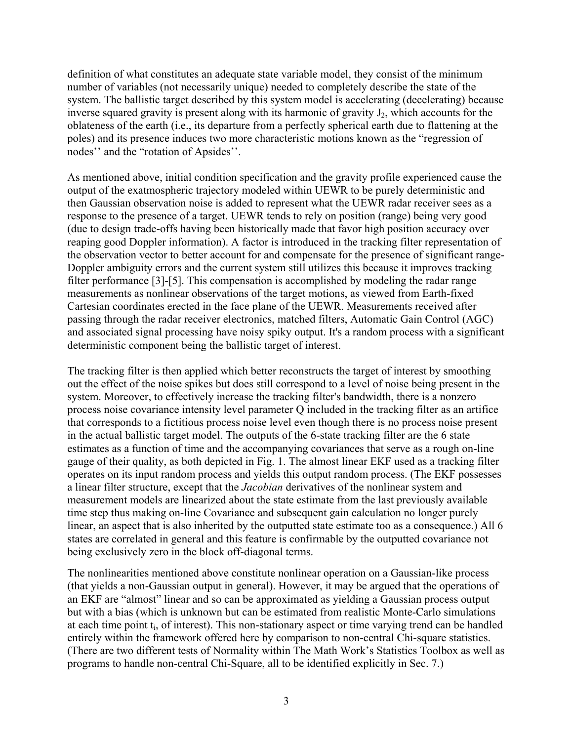definition of what constitutes an adequate state variable model, they consist of the minimum number of variables (not necessarily unique) needed to completely describe the state of the system. The ballistic target described by this system model is accelerating (decelerating) because inverse squared gravity is present along with its harmonic of gravity $J_2$, which accounts for the oblateness of the earth (i.e., its departure from a perfectly spherical earth due to flattening at the poles) and its presence induces two more characteristic motions known as the "regression of nodes'' and the "rotation of Apsides''.

As mentioned above, initial condition specification and the gravity profile experienced cause the output of the exatmospheric trajectory modeled within UEWR to be purely deterministic and then Gaussian observation noise is added to represent what the UEWR radar receiver sees as a response to the presence of a target. UEWR tends to rely on position (range) being very good (due to design trade-offs having been historically made that favor high position accuracy over reaping good Doppler information). A factor is introduced in the tracking filter representation of the observation vector to better account for and compensate for the presence of significant range-Doppler ambiguity errors and the current system still utilizes this because it improves tracking filter performance [3]-[5]. This compensation is accomplished by modeling the radar range measurements as nonlinear observations of the target motions, as viewed from Earth-fixed Cartesian coordinates erected in the face plane of the UEWR. Measurements received after passing through the radar receiver electronics, matched filters, Automatic Gain Control (AGC) and associated signal processing have noisy spiky output. It's a random process with a significant deterministic component being the ballistic target of interest.

The tracking filter is then applied which better reconstructs the target of interest by smoothing out the effect of the noise spikes but does still correspond to a level of noise being present in the system. Moreover, to effectively increase the tracking filter's bandwidth, there is a nonzero process noise covariance intensity level parameter Q included in the tracking filter as an artifice that corresponds to a fictitious process noise level even though there is no process noise present in the actual ballistic target model. The outputs of the 6-state tracking filter are the 6 state estimates as a function of time and the accompanying covariances that serve as a rough on-line gauge of their quality, as both depicted in Fig. 1. The almost linear EKF used as a tracking filter operates on its input random process and yields this output random process. (The EKF possesses a linear filter structure, except that the *Jacobian* derivatives of the nonlinear system and measurement models are linearized about the state estimate from the last previously available time step thus making on-line Covariance and subsequent gain calculation no longer purely linear, an aspect that is also inherited by the outputted state estimate too as a consequence.) All 6 states are correlated in general and this feature is confirmable by the outputted covariance not being exclusively zero in the block off-diagonal terms.

The nonlinearities mentioned above constitute nonlinear operation on a Gaussian-like process (that yields a non-Gaussian output in general). However, it may be argued that the operations of an EKF are "almost" linear and so can be approximated as yielding a Gaussian process output but with a bias (which is unknown but can be estimated from realistic Monte-Carlo simulations at each time point $t_i$, of interest). This non-stationary aspect or time varying trend can be handled entirely within the framework offered here by comparison to non-central Chi-square statistics. (There are two different tests of Normality within The Math Work's Statistics Toolbox as well as programs to handle non-central Chi-Square, all to be identified explicitly in Sec. 7.)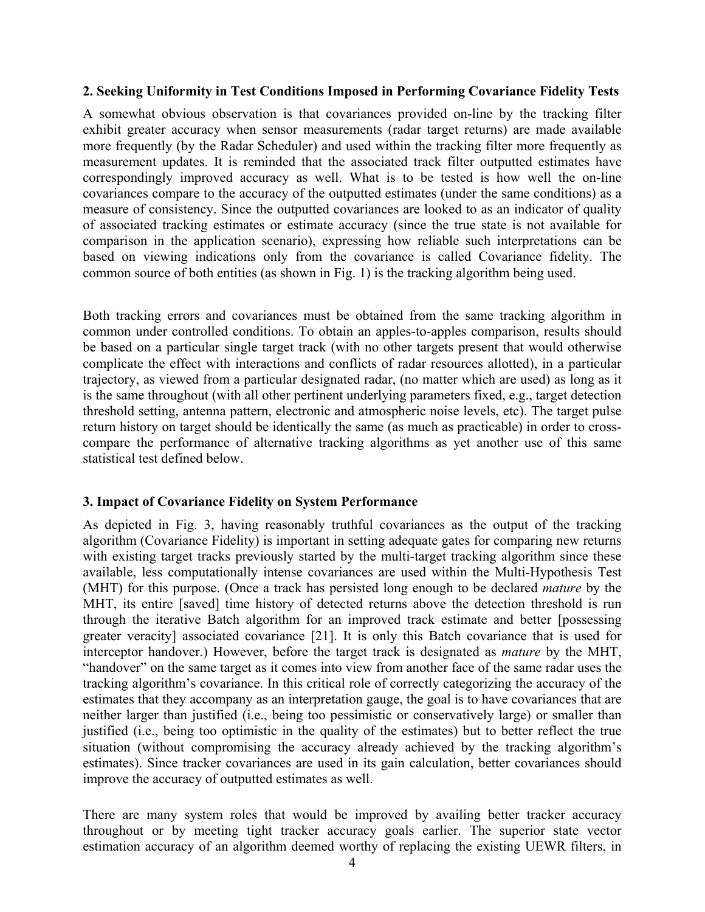## 2. Seeking Uniformity in Test Conditions Imposed in Performing Covariance Fidelity Tests

A somewhat obvious observation is that covariances provided on-line by the tracking filter exhibit greater accuracy when sensor measurements (radar target returns) are made available more frequently (by the Radar Scheduler) and used within the tracking filter more frequently as measurement updates. It is reminded that the associated track filter outputted estimates have correspondingly improved accuracy as well. What is to be tested is how well the on-line covariances compare to the accuracy of the outputted estimates (under the same conditions) as a measure of consistency. Since the outputted covariances are looked to as an indicator of quality of associated tracking estimates or estimate accuracy (since the true state is not available for comparison in the application scenario), expressing how reliable such interpretations can be based on viewing indications only from the covariance is called Covariance fidelity. The common source of both entities (as shown in Fig. 1) is the tracking algorithm being used.

Both tracking errors and covariances must be obtained from the same tracking algorithm in common under controlled conditions. To obtain an apples-to-apples comparison, results should be based on a particular single target track (with no other targets present that would otherwise complicate the effect with interactions and conflicts of radar resources allotted), in a particular trajectory, as viewed from a particular designated radar, (no matter which are used) as long as it is the same throughout (with all other pertinent underlying parameters fixed, e.g., target detection threshold setting, antenna pattern, electronic and atmospheric noise levels, etc). The target pulse return history on target should be identically the same (as much as practicable) in order to cross-compare the performance of alternative tracking algorithms as yet another use of this same statistical test defined below.

## 3. Impact of Covariance Fidelity on System Performance

As depicted in Fig. 3, having reasonably truthful covariances as the output of the tracking algorithm (Covariance Fidelity) is important in setting adequate gates for comparing new returns with existing target tracks previously started by the multi-target tracking algorithm since these available, less computationally intense covariances are used within the Multi-Hypothesis Test (MHT) for this purpose. (Once a track has persisted long enough to be declared *mature* by the MHT, its entire [saved] time history of detected returns above the detection threshold is run through the iterative Batch algorithm for an improved track estimate and better [possessing greater veracity] associated covariance [21]. It is only this Batch covariance that is used for interceptor handover.) However, before the target track is designated as *mature* by the MHT, "handover" on the same target as it comes into view from another face of the same radar uses the tracking algorithm's covariance. In this critical role of correctly categorizing the accuracy of the estimates that they accompany as an interpretation gauge, the goal is to have covariances that are neither larger than justified (i.e., being too pessimistic or conservatively large) or smaller than justified (i.e., being too optimistic in the quality of the estimates) but to better reflect the true situation (without compromising the accuracy already achieved by the tracking algorithm's estimates). Since tracker covariances are used in its gain calculation, better covariances should improve the accuracy of outputted estimates as well.

There are many system roles that would be improved by availing better tracker accuracy throughout or by meeting tight tracker accuracy goals earlier. The superior state vector estimation accuracy of an algorithm deemed worthy of replacing the existing UEWR filters, in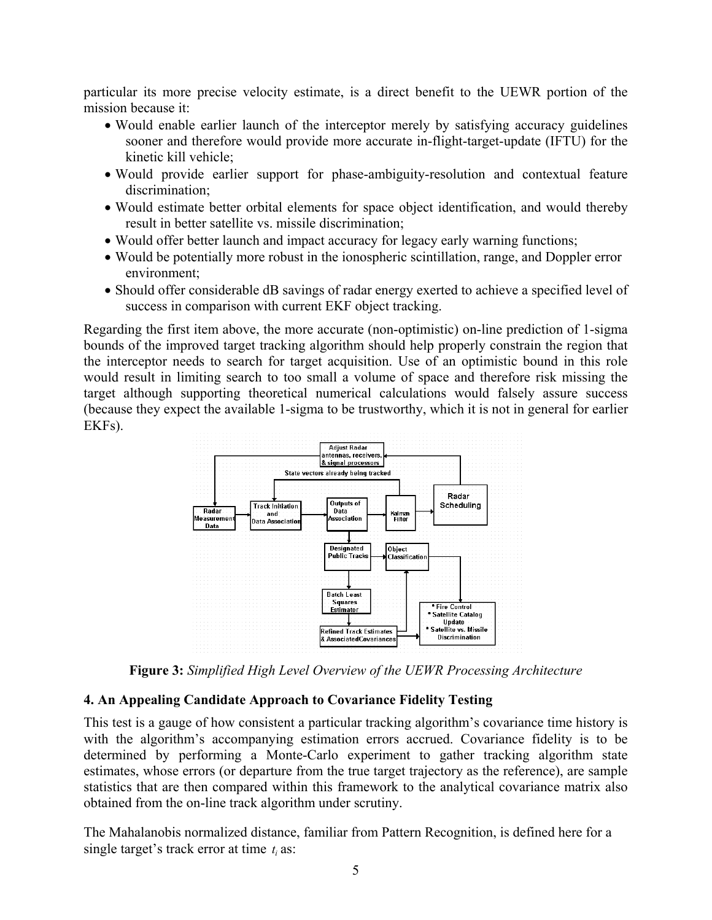particular its more precise velocity estimate, is a direct benefit to the UEWR portion of the mission because it:

- Would enable earlier launch of the interceptor merely by satisfying accuracy guidelines sooner and therefore would provide more accurate in-flight-target-update (IFTU) for the kinetic kill vehicle;
- Would provide earlier support for phase-ambiguity-resolution and contextual feature discrimination;
- Would estimate better orbital elements for space object identification, and would thereby result in better satellite vs. missile discrimination;
- Would offer better launch and impact accuracy for legacy early warning functions;
- Would be potentially more robust in the ionospheric scintillation, range, and Doppler error environment;
- Should offer considerable dB savings of radar energy exerted to achieve a specified level of success in comparison with current EKF object tracking.

Regarding the first item above, the more accurate (non-optimistic) on-line prediction of 1-sigma bounds of the improved target tracking algorithm should help properly constrain the region that the interceptor needs to search for target acquisition. Use of an optimistic bound in this role would result in limiting search to too small a volume of space and therefore risk missing the target although supporting theoretical numerical calculations would falsely assure success (because they expect the available 1-sigma to be trustworthy, which it is not in general for earlier EKFs).

**Figure 3:** *Simplified High Level Overview of the UEWR Processing Architecture*

## 4. An Appealing Candidate Approach to Covariance Fidelity Testing

This test is a gauge of how consistent a particular tracking algorithm's covariance time history is with the algorithm's accompanying estimation errors accrued. Covariance fidelity is to be determined by performing a Monte-Carlo experiment to gather tracking algorithm state estimates, whose errors (or departure from the true target trajectory as the reference), are sample statistics that are then compared within this framework to the analytical covariance matrix also obtained from the on-line track algorithm under scrutiny.

The Mahalanobis normalized distance, familiar from Pattern Recognition, is defined here for a single target's track error at time $t_i$ as: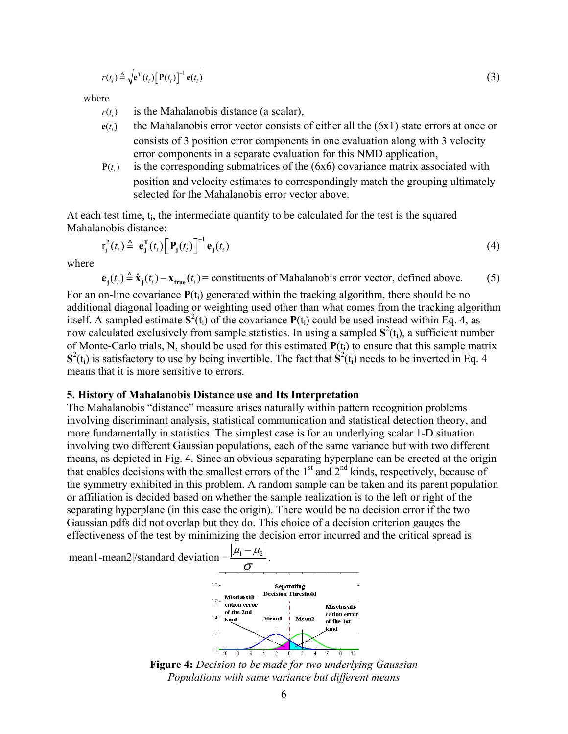$$r(t_i) \triangleq \sqrt{\mathbf{e}^{\mathbf{T}}(t_i)\left[\mathbf{P}(t_i)\right]^{-1}\mathbf{e}(t_i)} \tag{3}$$

where

- $r(t_i)$ is the Mahalanobis distance (a scalar),
- $\mathbf{e}(t_i)$ the Mahalanobis error vector consists of either all the (6x1) state errors at once or consists of 3 position error components in one evaluation along with 3 velocity error components in a separate evaluation for this NMD application,
- $\mathbf{P}(t_i)$ is the corresponding submatrices of the (6x6) covariance matrix associated with position and velocity estimates to correspondingly match the grouping ultimately selected for the Mahalanobis error vector above.

At each test time, $t_i$, the intermediate quantity to be calculated for the test is the squared Mahalanobis distance:

$$r_j^2(t_i) \triangleq \mathbf{e}_{\mathbf{j}}^{\mathbf{T}}(t_i)\left[\mathbf{P}_{\mathbf{j}}(t_i)\right]^{-1}\mathbf{e}_{\mathbf{j}}(t_i) \tag{4}$$

where

$$\mathbf{e}_{\mathbf{j}}(t_i) \triangleq \hat{\mathbf{x}}_{\mathbf{j}}(t_i) - \mathbf{x}_{\mathbf{true}}(t_i) = \text{constituents of Mahalanobis error vector, defined above.} \tag{5}$$

For an on-line covariance $\mathbf{P}(t_i)$ generated within the tracking algorithm, there should be no additional diagonal loading or weighting used other than what comes from the tracking algorithm itself. A sampled estimate $\mathbf{S}^2(t_i)$ of the covariance $\mathbf{P}(t_i)$ could be used instead within Eq. 4, as now calculated exclusively from sample statistics. In using a sampled $\mathbf{S}^2(t_i)$, a sufficient number of Monte-Carlo trials, N, should be used for this estimated $\mathbf{P}(t_i)$ to ensure that this sample matrix $\mathbf{S}^2(t_i)$ is satisfactory to use by being invertible. The fact that $\mathbf{S}^2(t_i)$ needs to be inverted in Eq. 4 means that it is more sensitive to errors.

## 5. History of Mahalanobis Distance use and Its Interpretation

The Mahalanobis "distance" measure arises naturally within pattern recognition problems involving discriminant analysis, statistical communication and statistical detection theory, and more fundamentally in statistics. The simplest case is for an underlying scalar 1-D situation involving two different Gaussian populations, each of the same variance but with two different means, as depicted in Fig. 4. Since an obvious separating hyperplane can be erected at the origin that enables decisions with the smallest errors of the 1st and 2nd kinds, respectively, because of the symmetry exhibited in this problem. A random sample can be taken and its parent population or affiliation is decided based on whether the sample realization is to the left or right of the separating hyperplane (in this case the origin). There would be no decision error if the two Gaussian pdfs did not overlap but they do. This choice of a decision criterion gauges the effectiveness of the test by minimizing the decision error incurred and the critical spread is |mean1-mean2|/standard deviation $= \dfrac{|\mu_1 - \mu_2|}{\sigma}$.

**Figure 4:** *Decision to be made for two underlying Gaussian Populations with same variance but different means*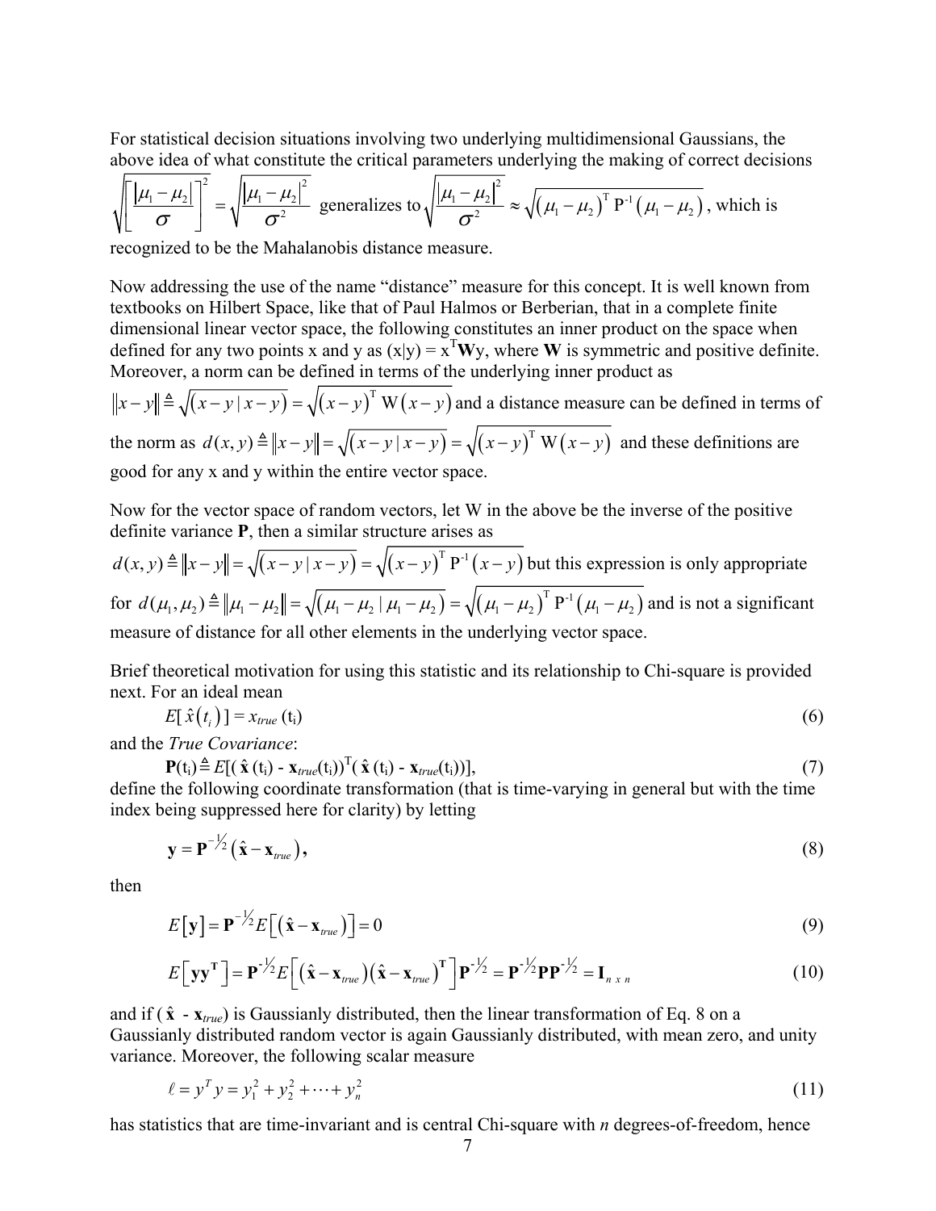For statistical decision situations involving two underlying multidimensional Gaussians, the above idea of what constitute the critical parameters underlying the making of correct decisions $\sqrt{\left[\frac{|\mu_1 - \mu_2|}{\sigma}\right]^2} = \sqrt{\frac{|\mu_1 - \mu_2|^2}{\sigma^2}}$ generalizes to $\sqrt{\frac{|\mu_1 - \mu_2|^2}{\sigma^2}} \approx \sqrt{(\mu_1 - \mu_2)^{\mathrm{T}} \mathrm{P}^{-1} (\mu_1 - \mu_2)}$, which is recognized to be the Mahalanobis distance measure.

Now addressing the use of the name "distance" measure for this concept. It is well known from textbooks on Hilbert Space, like that of Paul Halmos or Berberian, that in a complete finite dimensional linear vector space, the following constitutes an inner product on the space when defined for any two points x and y as $(x|y) = x^{\mathrm{T}}\mathbf{W}y$, where $\mathbf{W}$ is symmetric and positive definite. Moreover, a norm can be defined in terms of the underlying inner product as $\|x-y\| \triangleq \sqrt{(x-y \mid x-y)} = \sqrt{(x-y)^{\mathrm{T}} \mathrm{W} (x-y)}$ and a distance measure can be defined in terms of the norm as $d(x,y) \triangleq \|x-y\| = \sqrt{(x-y \mid x-y)} = \sqrt{(x-y)^{\mathrm{T}} \mathrm{W} (x-y)}$ and these definitions are good for any x and y within the entire vector space.

Now for the vector space of random vectors, let W in the above be the inverse of the positive definite variance $\mathbf{P}$, then a similar structure arises as $d(x,y) \triangleq \|x-y\| = \sqrt{(x-y \mid x-y)} = \sqrt{(x-y)^{\mathrm{T}} \mathrm{P}^{-1} (x-y)}$ but this expression is only appropriate for $d(\mu_1,\mu_2) \triangleq \|\mu_1-\mu_2\| = \sqrt{(\mu_1-\mu_2 \mid \mu_1-\mu_2)} = \sqrt{(\mu_1-\mu_2)^{\mathrm{T}} \mathrm{P}^{-1} (\mu_1-\mu_2)}$ and is not a significant measure of distance for all other elements in the underlying vector space.

Brief theoretical motivation for using this statistic and its relationship to Chi-square is provided next. For an ideal mean

$$E[\hat{x}(t_i)] = x_{true}(t_i) \tag{6}$$

and the *True Covariance*:

$$\mathbf{P}(t_i) \triangleq E[(\hat{\mathbf{x}}(t_i) - \mathbf{x}_{true}(t_i))^{\mathrm{T}}(\hat{\mathbf{x}}(t_i) - \mathbf{x}_{true}(t_i))], \tag{7}$$

define the following coordinate transformation (that is time-varying in general but with the time index being suppressed here for clarity) by letting

$$\mathbf{y} = \mathbf{P}^{-1/2}(\hat{\mathbf{x}} - \mathbf{x}_{true}), \tag{8}$$

then

$$E[\mathbf{y}] = \mathbf{P}^{-1/2} E[(\hat{\mathbf{x}} - \mathbf{x}_{true})] = 0 \tag{9}$$

$$E[\mathbf{y}\mathbf{y}^{\mathbf{T}}] = \mathbf{P}^{-1/2} E\left[(\hat{\mathbf{x}} - \mathbf{x}_{true})(\hat{\mathbf{x}} - \mathbf{x}_{true})^{\mathbf{T}}\right] \mathbf{P}^{-1/2} = \mathbf{P}^{-1/2}\mathbf{P}\mathbf{P}^{-1/2} = \mathbf{I}_{n\ x\ n} \tag{10}$$

and if ($\hat{\mathbf{x}}$ - $\mathbf{x}_{true}$) is Gaussianly distributed, then the linear transformation of Eq. 8 on a Gaussianly distributed random vector is again Gaussianly distributed, with mean zero, and unity variance. Moreover, the following scalar measure

$$\ell = y^T y = y_1^2 + y_2^2 + \cdots + y_n^2 \tag{11}$$

has statistics that are time-invariant and is central Chi-square with *n* degrees-of-freedom, hence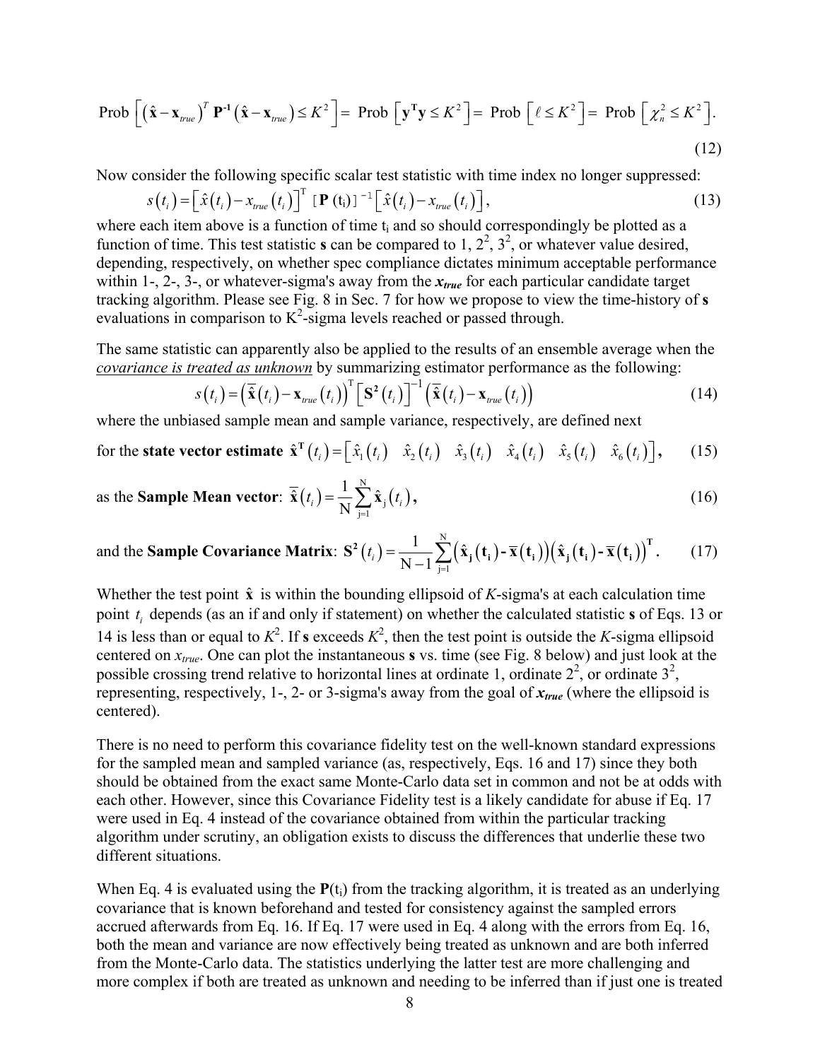$$\text{Prob}\left[\left(\hat{\mathbf{x}}-\mathbf{x}_{true}\right)^T \mathbf{P}^{-1}\left(\hat{\mathbf{x}}-\mathbf{x}_{true}\right) \le K^2\right] = \text{Prob}\left[\mathbf{y}^{\mathbf{T}}\mathbf{y} \le K^2\right] = \text{Prob}\left[\ell \le K^2\right] = \text{Prob}\left[\chi_n^2 \le K^2\right]. \tag{12}$$

Now consider the following specific scalar test statistic with time index no longer suppressed:

$$s(t_i) = \left[\hat{x}(t_i) - x_{true}(t_i)\right]^{\mathrm{T}} \left[\mathbf{P}(t_i)\right]^{-1} \left[\hat{x}(t_i) - x_{true}(t_i)\right], \tag{13}$$

where each item above is a function of time $t_i$ and so should correspondingly be plotted as a function of time. This test statistic **s** can be compared to 1, $2^2$, $3^2$, or whatever value desired, depending, respectively, on whether spec compliance dictates minimum acceptable performance within 1-, 2-, 3-, or whatever-sigma's away from the $\boldsymbol{x_{true}}$ for each particular candidate target tracking algorithm. Please see Fig. 8 in Sec. 7 for how we propose to view the time-history of **s** evaluations in comparison to $K^2$-sigma levels reached or passed through.

The same statistic can apparently also be applied to the results of an ensemble average when the <u>covariance is treated as unknown</u> by summarizing estimator performance as the following:

$$s(t_i) = \left(\bar{\hat{\mathbf{x}}}(t_i) - \mathbf{x}_{true}(t_i)\right)^{\mathrm{T}} \left[\mathbf{S}^2(t_i)\right]^{-1} \left(\bar{\hat{\mathbf{x}}}(t_i) - \mathbf{x}_{true}(t_i)\right) \tag{14}$$

where the unbiased sample mean and sample variance, respectively, are defined next

for the **state vector estimate** $\hat{\mathbf{x}}^{\mathbf{T}}(t_i) = \left[\hat{x}_1(t_i) \;\; \hat{x}_2(t_i) \;\; \hat{x}_3(t_i) \;\; \hat{x}_4(t_i) \;\; \hat{x}_5(t_i) \;\; \hat{x}_6(t_i)\right]$, (15)

as the **Sample Mean vector**: $\bar{\hat{\mathbf{x}}}(t_i) = \dfrac{1}{\mathrm{N}} \displaystyle\sum_{\mathrm{j}=1}^{\mathrm{N}} \hat{\mathbf{x}}_{\mathrm{j}}(t_i)$, (16)

and the **Sample Covariance Matrix**: $\mathbf{S}^2(t_i) = \dfrac{1}{\mathrm{N}-1} \displaystyle\sum_{\mathrm{j}=1}^{\mathrm{N}} \left(\hat{\mathbf{x}}_{\mathbf{j}}(\mathbf{t_i}) - \bar{\mathbf{x}}(\mathbf{t_i})\right)\left(\hat{\mathbf{x}}_{\mathbf{j}}(\mathbf{t_i}) - \bar{\mathbf{x}}(\mathbf{t_i})\right)^{\mathbf{T}}$. (17)

Whether the test point $\hat{\mathbf{x}}$ is within the bounding ellipsoid of *K*-sigma's at each calculation time point $t_i$ depends (as an if and only if statement) on whether the calculated statistic **s** of Eqs. 13 or 14 is less than or equal to $K^2$. If **s** exceeds $K^2$, then the test point is outside the *K*-sigma ellipsoid centered on $x_{true}$. One can plot the instantaneous **s** vs. time (see Fig. 8 below) and just look at the possible crossing trend relative to horizontal lines at ordinate 1, ordinate $2^2$, or ordinate $3^2$, representing, respectively, 1-, 2- or 3-sigma's away from the goal of $\boldsymbol{x_{true}}$ (where the ellipsoid is centered).

There is no need to perform this covariance fidelity test on the well-known standard expressions for the sampled mean and sampled variance (as, respectively, Eqs. 16 and 17) since they both should be obtained from the exact same Monte-Carlo data set in common and not be at odds with each other. However, since this Covariance Fidelity test is a likely candidate for abuse if Eq. 17 were used in Eq. 4 instead of the covariance obtained from within the particular tracking algorithm under scrutiny, an obligation exists to discuss the differences that underlie these two different situations.

When Eq. 4 is evaluated using the $\mathbf{P}(t_i)$ from the tracking algorithm, it is treated as an underlying covariance that is known beforehand and tested for consistency against the sampled errors accrued afterwards from Eq. 16. If Eq. 17 were used in Eq. 4 along with the errors from Eq. 16, both the mean and variance are now effectively being treated as unknown and are both inferred from the Monte-Carlo data. The statistics underlying the latter test are more challenging and more complex if both are treated as unknown and needing to be inferred than if just one is treated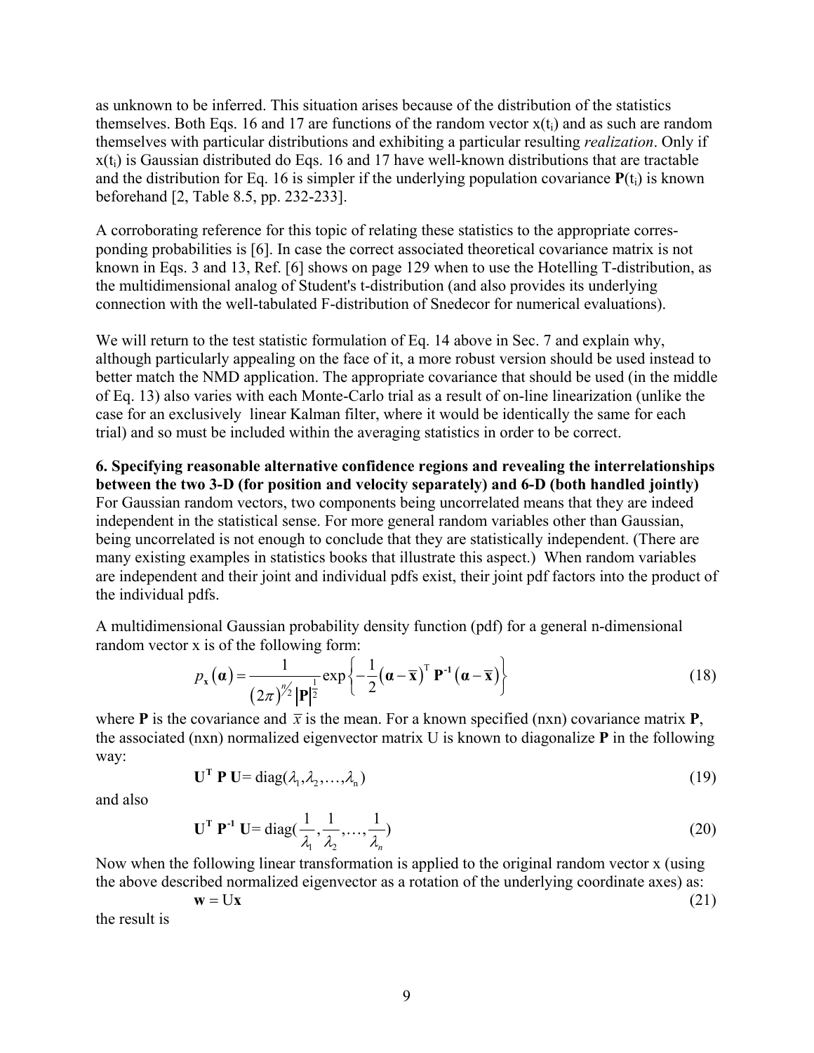as unknown to be inferred. This situation arises because of the distribution of the statistics themselves. Both Eqs. 16 and 17 are functions of the random vector $x(t_i)$ and as such are random themselves with particular distributions and exhibiting a particular resulting *realization*. Only if $x(t_i)$ is Gaussian distributed do Eqs. 16 and 17 have well-known distributions that are tractable and the distribution for Eq. 16 is simpler if the underlying population covariance $\mathbf{P}(t_i)$ is known beforehand [2, Table 8.5, pp. 232-233].

A corroborating reference for this topic of relating these statistics to the appropriate corresponding probabilities is [6]. In case the correct associated theoretical covariance matrix is not known in Eqs. 3 and 13, Ref. [6] shows on page 129 when to use the Hotelling T-distribution, as the multidimensional analog of Student's t-distribution (and also provides its underlying connection with the well-tabulated F-distribution of Snedecor for numerical evaluations).

We will return to the test statistic formulation of Eq. 14 above in Sec. 7 and explain why, although particularly appealing on the face of it, a more robust version should be used instead to better match the NMD application. The appropriate covariance that should be used (in the middle of Eq. 13) also varies with each Monte-Carlo trial as a result of on-line linearization (unlike the case for an exclusively linear Kalman filter, where it would be identically the same for each trial) and so must be included within the averaging statistics in order to be correct.

**6. Specifying reasonable alternative confidence regions and revealing the interrelationships between the two 3-D (for position and velocity separately) and 6-D (both handled jointly)**

For Gaussian random vectors, two components being uncorrelated means that they are indeed independent in the statistical sense. For more general random variables other than Gaussian, being uncorrelated is not enough to conclude that they are statistically independent. (There are many existing examples in statistics books that illustrate this aspect.) When random variables are independent and their joint and individual pdfs exist, their joint pdf factors into the product of the individual pdfs.

A multidimensional Gaussian probability density function (pdf) for a general n-dimensional random vector x is of the following form:

$$p_{\mathbf{x}}(\boldsymbol{\alpha}) = \frac{1}{(2\pi)^{n/2}\,|\mathbf{P}|^{\frac{1}{2}}} \exp\left\{-\frac{1}{2}(\boldsymbol{\alpha}-\bar{\mathbf{x}})^{\mathrm{T}}\,\mathbf{P}^{-1}(\boldsymbol{\alpha}-\bar{\mathbf{x}})\right\} \tag{18}$$

where $\mathbf{P}$ is the covariance and $\bar{x}$ is the mean. For a known specified (nxn) covariance matrix $\mathbf{P}$, the associated (nxn) normalized eigenvector matrix U is known to diagonalize $\mathbf{P}$ in the following way:

$$\mathbf{U}^{\mathbf{T}}\,\mathbf{P}\,\mathbf{U} = \mathrm{diag}(\lambda_1, \lambda_2, \ldots, \lambda_n) \tag{19}$$

and also

$$\mathbf{U}^{\mathbf{T}}\,\mathbf{P}^{-1}\,\mathbf{U} = \mathrm{diag}\left(\frac{1}{\lambda_1}, \frac{1}{\lambda_2}, \ldots, \frac{1}{\lambda_n}\right) \tag{20}$$

Now when the following linear transformation is applied to the original random vector x (using the above described normalized eigenvector as a rotation of the underlying coordinate axes) as:

$$\mathbf{w} = \mathrm{U}\mathbf{x} \tag{21}$$

the result is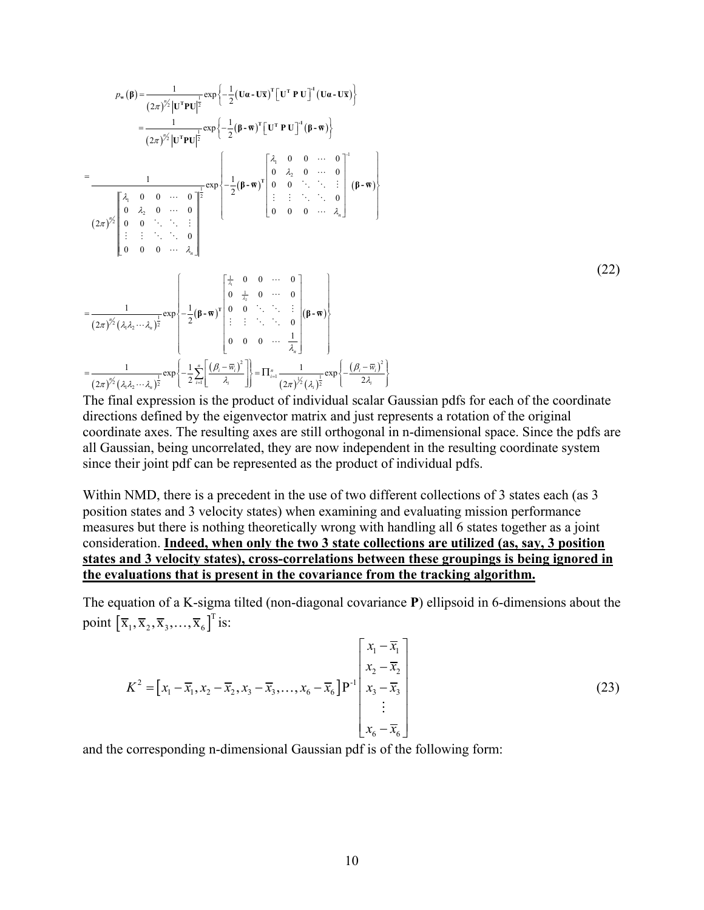$$
\begin{aligned}
p_{\mathbf{w}}(\boldsymbol{\beta}) &= \frac{1}{(2\pi)^{n/2}\left|\mathbf{U}^{\mathbf{T}}\mathbf{P}\mathbf{U}\right|^{\frac{1}{2}}}\exp\left\{-\frac{1}{2}(\mathbf{U}\boldsymbol{\alpha}-\mathbf{U}\overline{\mathbf{x}})^{\mathbf{T}}\left[\mathbf{U}^{\mathbf{T}}\ \mathbf{P}\ \mathbf{U}\right]^{-1}(\mathbf{U}\boldsymbol{\alpha}-\mathbf{U}\overline{\mathbf{x}})\right\} \\
&= \frac{1}{(2\pi)^{n/2}\left|\mathbf{U}^{\mathbf{T}}\mathbf{P}\mathbf{U}\right|^{\frac{1}{2}}}\exp\left\{-\frac{1}{2}(\boldsymbol{\beta}-\overline{\mathbf{w}})^{\mathbf{T}}\left[\mathbf{U}^{\mathbf{T}}\ \mathbf{P}\ \mathbf{U}\right]^{-1}(\boldsymbol{\beta}-\overline{\mathbf{w}})\right\} \\
&= \frac{1}{(2\pi)^{n/2}\left|\begin{bmatrix} \lambda_1 & 0 & 0 & \cdots & 0 \\ 0 & \lambda_2 & 0 & \cdots & 0 \\ 0 & 0 & \ddots & \ddots & \vdots \\ \vdots & \vdots & \ddots & \ddots & 0 \\ 0 & 0 & 0 & \cdots & \lambda_n \end{bmatrix}\right|^{\frac{1}{2}}}\exp\left\{-\frac{1}{2}(\boldsymbol{\beta}-\overline{\mathbf{w}})^{\mathbf{T}}\begin{bmatrix} \lambda_1 & 0 & 0 & \cdots & 0 \\ 0 & \lambda_2 & 0 & \cdots & 0 \\ 0 & 0 & \ddots & \ddots & \vdots \\ \vdots & \vdots & \ddots & \ddots & 0 \\ 0 & 0 & 0 & \cdots & \lambda_n \end{bmatrix}^{-1}(\boldsymbol{\beta}-\overline{\mathbf{w}})\right\} \\
&= \frac{1}{(2\pi)^{n/2}(\lambda_1\lambda_2\cdots\lambda_n)^{\frac{1}{2}}}\exp\left\{-\frac{1}{2}(\boldsymbol{\beta}-\overline{\mathbf{w}})^{\mathbf{T}}\begin{bmatrix} \frac{1}{\lambda_1} & 0 & 0 & \cdots & 0 \\ 0 & \frac{1}{\lambda_2} & 0 & \cdots & 0 \\ 0 & 0 & \ddots & \ddots & \vdots \\ \vdots & \vdots & \ddots & \ddots & 0 \\ 0 & 0 & 0 & \cdots & \frac{1}{\lambda_n} \end{bmatrix}(\boldsymbol{\beta}-\overline{\mathbf{w}})\right\} \\
&= \frac{1}{(2\pi)^{n/2}(\lambda_1\lambda_2\cdots\lambda_n)^{\frac{1}{2}}}\exp\left\{-\frac{1}{2}\sum_{i=1}^{n}\left[\frac{(\beta_i-\overline{w}_i)^2}{\lambda_i}\right]\right\} = \Pi_{i=1}^{n}\frac{1}{(2\pi)^{1/2}(\lambda_i)^{\frac{1}{2}}}\exp\left\{-\frac{(\beta_i-\overline{w}_i)^2}{2\lambda_i}\right\}
\end{aligned}
\tag{22}
$$

The final expression is the product of individual scalar Gaussian pdfs for each of the coordinate directions defined by the eigenvector matrix and just represents a rotation of the original coordinate axes. The resulting axes are still orthogonal in n-dimensional space. Since the pdfs are all Gaussian, being uncorrelated, they are now independent in the resulting coordinate system since their joint pdf can be represented as the product of individual pdfs.

Within NMD, there is a precedent in the use of two different collections of 3 states each (as 3 position states and 3 velocity states) when examining and evaluating mission performance measures but there is nothing theoretically wrong with handling all 6 states together as a joint consideration. **<u>Indeed, when only the two 3 state collections are utilized (as, say, 3 position states and 3 velocity states), cross-correlations between these groupings is being ignored in the evaluations that is present in the covariance from the tracking algorithm.</u>**

The equation of a K-sigma tilted (non-diagonal covariance **P**) ellipsoid in 6-dimensions about the point $\left[\overline{x}_1, \overline{x}_2, \overline{x}_3, \ldots, \overline{x}_6\right]^{\mathrm{T}}$ is:

$$
K^2 = \left[x_1-\overline{x}_1, x_2-\overline{x}_2, x_3-\overline{x}_3, \ldots, x_6-\overline{x}_6\right]\mathrm{P}^{-1}\begin{bmatrix} x_1-\overline{x}_1 \\ x_2-\overline{x}_2 \\ x_3-\overline{x}_3 \\ \vdots \\ x_6-\overline{x}_6 \end{bmatrix}
\tag{23}
$$

and the corresponding n-dimensional Gaussian pdf is of the following form: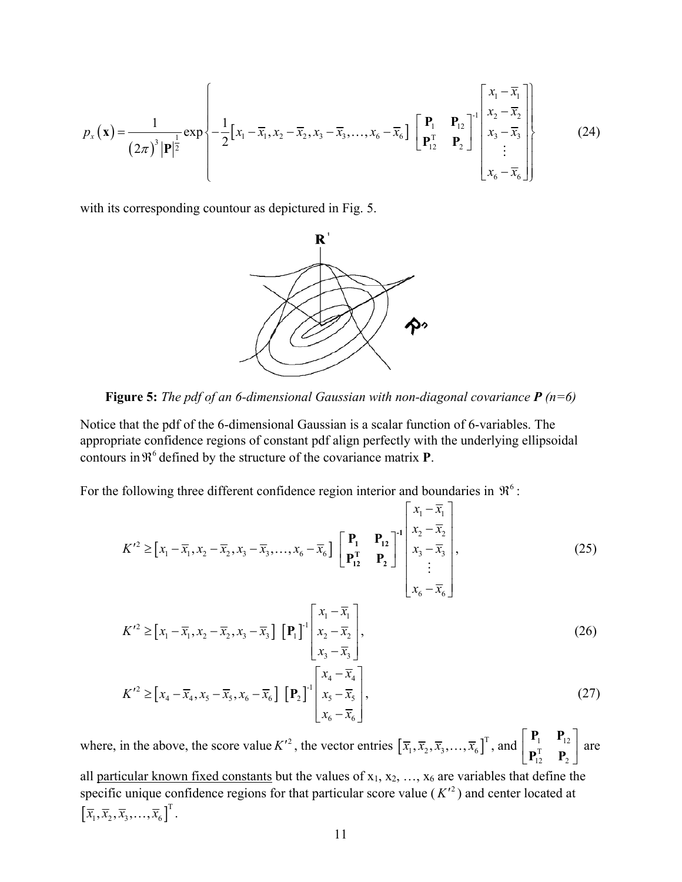$$p_x(\mathbf{x}) = \frac{1}{(2\pi)^3 |\mathbf{P}|^{\frac{1}{2}}} \exp\left\{ -\frac{1}{2}\left[x_1 - \bar{x}_1, x_2 - \bar{x}_2, x_3 - \bar{x}_3, \ldots, x_6 - \bar{x}_6\right] \begin{bmatrix} \mathbf{P}_1 & \mathbf{P}_{12} \\ \mathbf{P}_{12}^{\mathrm{T}} & \mathbf{P}_2 \end{bmatrix}^{-1} \begin{bmatrix} x_1 - \bar{x}_1 \\ x_2 - \bar{x}_2 \\ x_3 - \bar{x}_3 \\ \vdots \\ x_6 - \bar{x}_6 \end{bmatrix} \right\} \tag{24}$$

with its corresponding countour as depictured in Fig. 5.

**Figure 5:** *The pdf of an 6-dimensional Gaussian with non-diagonal covariance **P** (n=6)*

Notice that the pdf of the 6-dimensional Gaussian is a scalar function of 6-variables. The appropriate confidence regions of constant pdf align perfectly with the underlying ellipsoidal contours in $\Re^6$ defined by the structure of the covariance matrix **P**.

For the following three different confidence region interior and boundaries in $\Re^6$:

$$K'^2 \geq \left[x_1 - \bar{x}_1, x_2 - \bar{x}_2, x_3 - \bar{x}_3, \ldots, x_6 - \bar{x}_6\right] \begin{bmatrix} \mathbf{P_1} & \mathbf{P_{12}} \\ \mathbf{P_{12}^T} & \mathbf{P_2} \end{bmatrix}^{-1} \begin{bmatrix} x_1 - \bar{x}_1 \\ x_2 - \bar{x}_2 \\ x_3 - \bar{x}_3 \\ \vdots \\ x_6 - \bar{x}_6 \end{bmatrix}, \tag{25}$$

$$K'^2 \geq \left[x_1 - \bar{x}_1, x_2 - \bar{x}_2, x_3 - \bar{x}_3\right] \left[\mathbf{P}_1\right]^{-1} \begin{bmatrix} x_1 - \bar{x}_1 \\ x_2 - \bar{x}_2 \\ x_3 - \bar{x}_3 \end{bmatrix}, \tag{26}$$

$$K'^2 \geq \left[x_4 - \bar{x}_4, x_5 - \bar{x}_5, x_6 - \bar{x}_6\right] \left[\mathbf{P}_2\right]^{-1} \begin{bmatrix} x_4 - \bar{x}_4 \\ x_5 - \bar{x}_5 \\ x_6 - \bar{x}_6 \end{bmatrix}, \tag{27}$$

where, in the above, the score value $K'^2$, the vector entries $\left[\bar{x}_1, \bar{x}_2, \bar{x}_3, \ldots, \bar{x}_6\right]^{\mathrm{T}}$, and $\begin{bmatrix} \mathbf{P}_1 & \mathbf{P}_{12} \\ \mathbf{P}_{12}^{\mathrm{T}} & \mathbf{P}_2 \end{bmatrix}$ are all <u>particular known fixed constants</u> but the values of $x_1$, $x_2$, …, $x_6$ are variables that define the specific unique confidence regions for that particular score value ($K'^2$) and center located at $\left[\bar{x}_1, \bar{x}_2, \bar{x}_3, \ldots, \bar{x}_6\right]^{\mathrm{T}}$.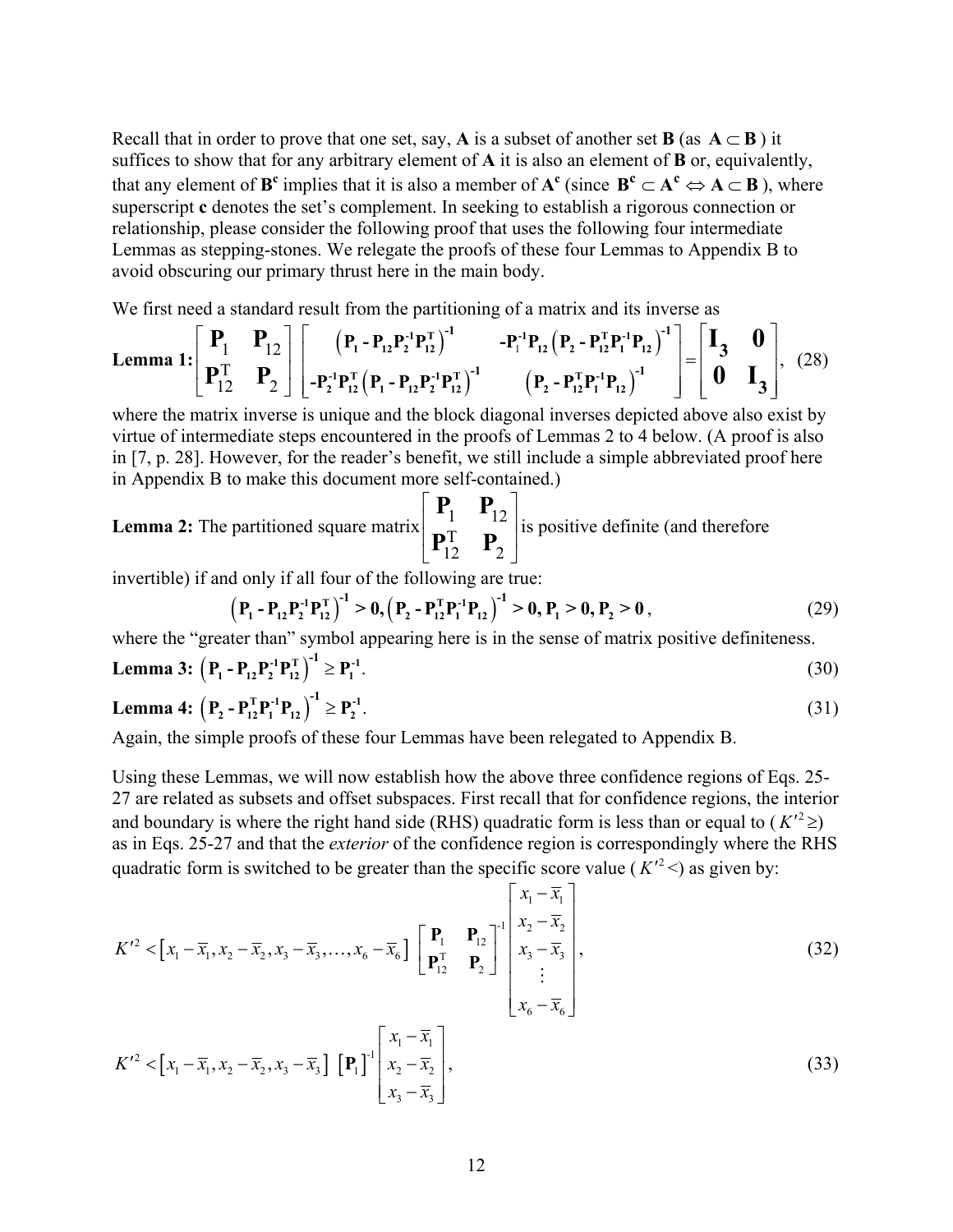Recall that in order to prove that one set, say, **A** is a subset of another set **B** (as $\mathbf{A} \subset \mathbf{B}$ ) it suffices to show that for any arbitrary element of **A** it is also an element of **B** or, equivalently, that any element of $\mathbf{B^c}$ implies that it is also a member of $\mathbf{A^c}$ (since $\mathbf{B^c} \subset \mathbf{A^c} \Leftrightarrow \mathbf{A} \subset \mathbf{B}$ ), where superscript **c** denotes the set's complement. In seeking to establish a rigorous connection or relationship, please consider the following proof that uses the following four intermediate Lemmas as stepping-stones. We relegate the proofs of these four Lemmas to Appendix B to avoid obscuring our primary thrust here in the main body.

We first need a standard result from the partitioning of a matrix and its inverse as

**Lemma 1:**
$$\begin{bmatrix} \mathbf{P}_1 & \mathbf{P}_{12} \\ \mathbf{P}_{12}^{\mathrm{T}} & \mathbf{P}_2 \end{bmatrix} \begin{bmatrix} \left(\mathbf{P_1} - \mathbf{P_{12}}\mathbf{P_2^{-1}}\mathbf{P_{12}^{T}}\right)^{-1} & -\mathbf{P_1^{-1}}\mathbf{P_{12}}\left(\mathbf{P_2} - \mathbf{P_{12}^{T}}\mathbf{P_1^{-1}}\mathbf{P_{12}}\right)^{-1} \\ -\mathbf{P_2^{-1}}\mathbf{P_{12}^{T}}\left(\mathbf{P_1} - \mathbf{P_{12}}\mathbf{P_2^{-1}}\mathbf{P_{12}^{T}}\right)^{-1} & \left(\mathbf{P_2} - \mathbf{P_{12}^{T}}\mathbf{P_1^{-1}}\mathbf{P_{12}}\right)^{-1} \end{bmatrix} = \begin{bmatrix} \mathbf{I_3} & \mathbf{0} \\ \mathbf{0} & \mathbf{I_3} \end{bmatrix}, \quad (28)$$

where the matrix inverse is unique and the block diagonal inverses depicted above also exist by virtue of intermediate steps encountered in the proofs of Lemmas 2 to 4 below. (A proof is also in [7, p. 28]. However, for the reader's benefit, we still include a simple abbreviated proof here in Appendix B to make this document more self-contained.)

**Lemma 2:** The partitioned square matrix $\begin{bmatrix} \mathbf{P}_1 & \mathbf{P}_{12} \\ \mathbf{P}_{12}^{\mathrm{T}} & \mathbf{P}_2 \end{bmatrix}$ is positive definite (and therefore invertible) if and only if all four of the following are true:

$$\left(\mathbf{P_1} - \mathbf{P_{12}}\mathbf{P_2^{-1}}\mathbf{P_{12}^{T}}\right)^{-1} > \mathbf{0}, \left(\mathbf{P_2} - \mathbf{P_{12}^{T}}\mathbf{P_1^{-1}}\mathbf{P_{12}}\right)^{-1} > \mathbf{0}, \mathbf{P_1} > \mathbf{0}, \mathbf{P_2} > \mathbf{0}, \quad (29)$$

where the "greater than" symbol appearing here is in the sense of matrix positive definiteness.

**Lemma 3:** $\left(\mathbf{P_1} - \mathbf{P_{12}}\mathbf{P_2^{-1}}\mathbf{P_{12}^{T}}\right)^{-1} \geq \mathbf{P_1^{-1}}$. (30)

**Lemma 4:** $\left(\mathbf{P_2} - \mathbf{P_{12}^{T}}\mathbf{P_1^{-1}}\mathbf{P_{12}}\right)^{-1} \geq \mathbf{P_2^{-1}}$. (31)

Again, the simple proofs of these four Lemmas have been relegated to Appendix B.

Using these Lemmas, we will now establish how the above three confidence regions of Eqs. 25-27 are related as subsets and offset subspaces. First recall that for confidence regions, the interior and boundary is where the right hand side (RHS) quadratic form is less than or equal to ( $K'^2 \geq$ ) as in Eqs. 25-27 and that the *exterior* of the confidence region is correspondingly where the RHS quadratic form is switched to be greater than the specific score value ( $K'^2 <$ ) as given by:

$$K'^2 < \left[x_1 - \bar{x}_1, x_2 - \bar{x}_2, x_3 - \bar{x}_3, \ldots, x_6 - \bar{x}_6\right] \begin{bmatrix} \mathbf{P}_1 & \mathbf{P}_{12} \\ \mathbf{P}_{12}^{\mathrm{T}} & \mathbf{P}_2 \end{bmatrix}^{-1} \begin{bmatrix} x_1 - \bar{x}_1 \\ x_2 - \bar{x}_2 \\ x_3 - \bar{x}_3 \\ \vdots \\ x_6 - \bar{x}_6 \end{bmatrix}, \quad (32)$$

$$K'^2 < \left[x_1 - \bar{x}_1, x_2 - \bar{x}_2, x_3 - \bar{x}_3\right] \left[\mathbf{P}_1\right]^{-1} \begin{bmatrix} x_1 - \bar{x}_1 \\ x_2 - \bar{x}_2 \\ x_3 - \bar{x}_3 \end{bmatrix}, \quad (33)$$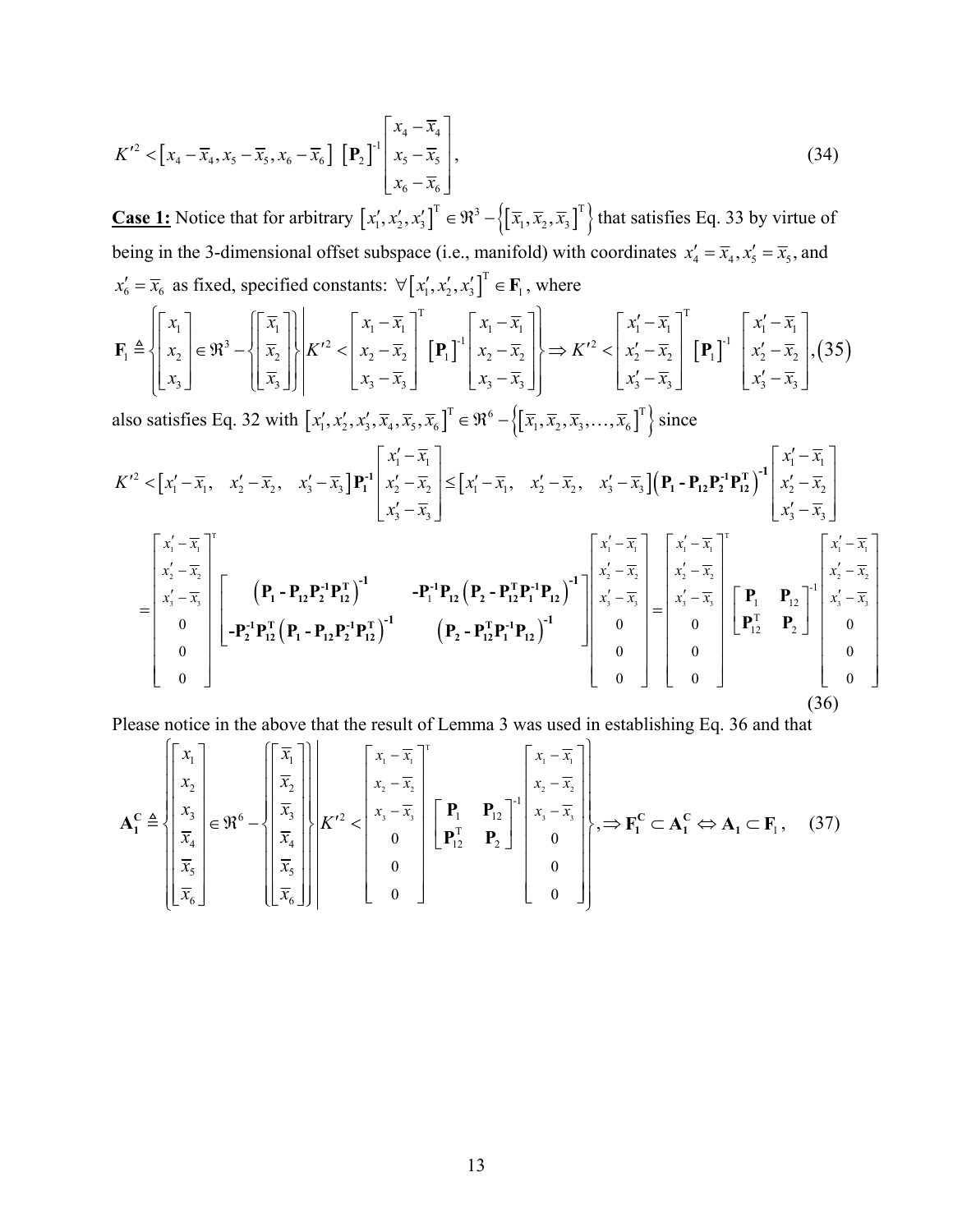$$K'^2 < \left[x_4 - \bar{x}_4, x_5 - \bar{x}_5, x_6 - \bar{x}_6\right] \left[\mathbf{P}_2\right]^{-1} \begin{bmatrix} x_4 - \bar{x}_4 \\ x_5 - \bar{x}_5 \\ x_6 - \bar{x}_6 \end{bmatrix}, \tag{34}$$

**Case 1:** Notice that for arbitrary $\left[x_1', x_2', x_3'\right]^{\mathrm{T}} \in \Re^3 - \left\{\left[\bar{x}_1, \bar{x}_2, \bar{x}_3\right]^{\mathrm{T}}\right\}$ that satisfies Eq. 33 by virtue of being in the 3-dimensional offset subspace (i.e., manifold) with coordinates $x_4' = \bar{x}_4, x_5' = \bar{x}_5$, and $x_6' = \bar{x}_6$ as fixed, specified constants: $\forall \left[x_1', x_2', x_3'\right]^{\mathrm{T}} \in \mathbf{F}_1$, where

$$\mathbf{F}_1 \triangleq \left\{ \begin{bmatrix} x_1 \\ x_2 \\ x_3 \end{bmatrix} \in \Re^3 - \left\{ \begin{bmatrix} \bar{x}_1 \\ \bar{x}_2 \\ \bar{x}_3 \end{bmatrix} \right\} \middle| K'^2 < \begin{bmatrix} x_1 - \bar{x}_1 \\ x_2 - \bar{x}_2 \\ x_3 - \bar{x}_3 \end{bmatrix}^{\mathrm{T}} \left[\mathbf{P}_1\right]^{-1} \begin{bmatrix} x_1 - \bar{x}_1 \\ x_2 - \bar{x}_2 \\ x_3 - \bar{x}_3 \end{bmatrix} \right\} \Rightarrow K'^2 < \begin{bmatrix} x_1' - \bar{x}_1 \\ x_2' - \bar{x}_2 \\ x_3' - \bar{x}_3 \end{bmatrix}^{\mathrm{T}} \left[\mathbf{P}_1\right]^{-1} \begin{bmatrix} x_1' - \bar{x}_1 \\ x_2' - \bar{x}_2 \\ x_3' - \bar{x}_3 \end{bmatrix}, \tag{35}$$

also satisfies Eq. 32 with $\left[x_1', x_2', x_3', \bar{x}_4, \bar{x}_5, \bar{x}_6\right]^{\mathrm{T}} \in \Re^6 - \left\{\left[\bar{x}_1, \bar{x}_2, \bar{x}_3, \ldots, \bar{x}_6\right]^{\mathrm{T}}\right\}$ since

$$K'^2 < \left[x_1' - \bar{x}_1, \quad x_2' - \bar{x}_2, \quad x_3' - \bar{x}_3\right] \mathbf{P}_1^{-1} \begin{bmatrix} x_1' - \bar{x}_1 \\ x_2' - \bar{x}_2 \\ x_3' - \bar{x}_3 \end{bmatrix} \leq \left[x_1' - \bar{x}_1, \quad x_2' - \bar{x}_2, \quad x_3' - \bar{x}_3\right] \left(\mathbf{P}_1 - \mathbf{P}_{12}\mathbf{P}_2^{-1}\mathbf{P}_{12}^{\mathrm{T}}\right)^{-1} \begin{bmatrix} x_1' - \bar{x}_1 \\ x_2' - \bar{x}_2 \\ x_3' - \bar{x}_3 \end{bmatrix}$$

$$= \begin{bmatrix} x_1' - \bar{x}_1 \\ x_2' - \bar{x}_2 \\ x_3' - \bar{x}_3 \\ 0 \\ 0 \\ 0 \end{bmatrix}^{\mathrm{T}} \begin{bmatrix} \left(\mathbf{P}_1 - \mathbf{P}_{12}\mathbf{P}_2^{-1}\mathbf{P}_{12}^{\mathrm{T}}\right)^{-1} & -\mathbf{P}_1^{-1}\mathbf{P}_{12}\left(\mathbf{P}_2 - \mathbf{P}_{12}^{\mathrm{T}}\mathbf{P}_1^{-1}\mathbf{P}_{12}\right)^{-1} \\ -\mathbf{P}_2^{-1}\mathbf{P}_{12}^{\mathrm{T}}\left(\mathbf{P}_1 - \mathbf{P}_{12}\mathbf{P}_2^{-1}\mathbf{P}_{12}^{\mathrm{T}}\right)^{-1} & \left(\mathbf{P}_2 - \mathbf{P}_{12}^{\mathrm{T}}\mathbf{P}_1^{-1}\mathbf{P}_{12}\right)^{-1} \end{bmatrix} \begin{bmatrix} x_1' - \bar{x}_1 \\ x_2' - \bar{x}_2 \\ x_3' - \bar{x}_3 \\ 0 \\ 0 \\ 0 \end{bmatrix} = \begin{bmatrix} x_1' - \bar{x}_1 \\ x_2' - \bar{x}_2 \\ x_3' - \bar{x}_3 \\ 0 \\ 0 \\ 0 \end{bmatrix}^{\mathrm{T}} \begin{bmatrix} \mathbf{P}_1 & \mathbf{P}_{12} \\ \mathbf{P}_{12}^{\mathrm{T}} & \mathbf{P}_2 \end{bmatrix}^{-1} \begin{bmatrix} x_1' - \bar{x}_1 \\ x_2' - \bar{x}_2 \\ x_3' - \bar{x}_3 \\ 0 \\ 0 \\ 0 \end{bmatrix} \tag{36}$$

Please notice in the above that the result of Lemma 3 was used in establishing Eq. 36 and that

$$\mathbf{A}_1^{\mathbf{C}} \triangleq \left\{ \begin{bmatrix} x_1 \\ x_2 \\ x_3 \\ \bar{x}_4 \\ \bar{x}_5 \\ \bar{x}_6 \end{bmatrix} \in \Re^6 - \left\{ \begin{bmatrix} \bar{x}_1 \\ \bar{x}_2 \\ \bar{x}_3 \\ \bar{x}_4 \\ \bar{x}_5 \\ \bar{x}_6 \end{bmatrix} \right\} \middle| K'^2 < \begin{bmatrix} x_1 - \bar{x}_1 \\ x_2 - \bar{x}_2 \\ x_3 - \bar{x}_3 \\ 0 \\ 0 \\ 0 \end{bmatrix}^{\mathrm{T}} \begin{bmatrix} \mathbf{P}_1 & \mathbf{P}_{12} \\ \mathbf{P}_{12}^{\mathrm{T}} & \mathbf{P}_2 \end{bmatrix}^{-1} \begin{bmatrix} x_1 - \bar{x}_1 \\ x_2 - \bar{x}_2 \\ x_3 - \bar{x}_3 \\ 0 \\ 0 \\ 0 \end{bmatrix} \right\}, \Rightarrow \mathbf{F}_1^{\mathbf{C}} \subset \mathbf{A}_1^{\mathbf{C}} \Leftrightarrow \mathbf{A}_1 \subset \mathbf{F}_1, \tag{37}$$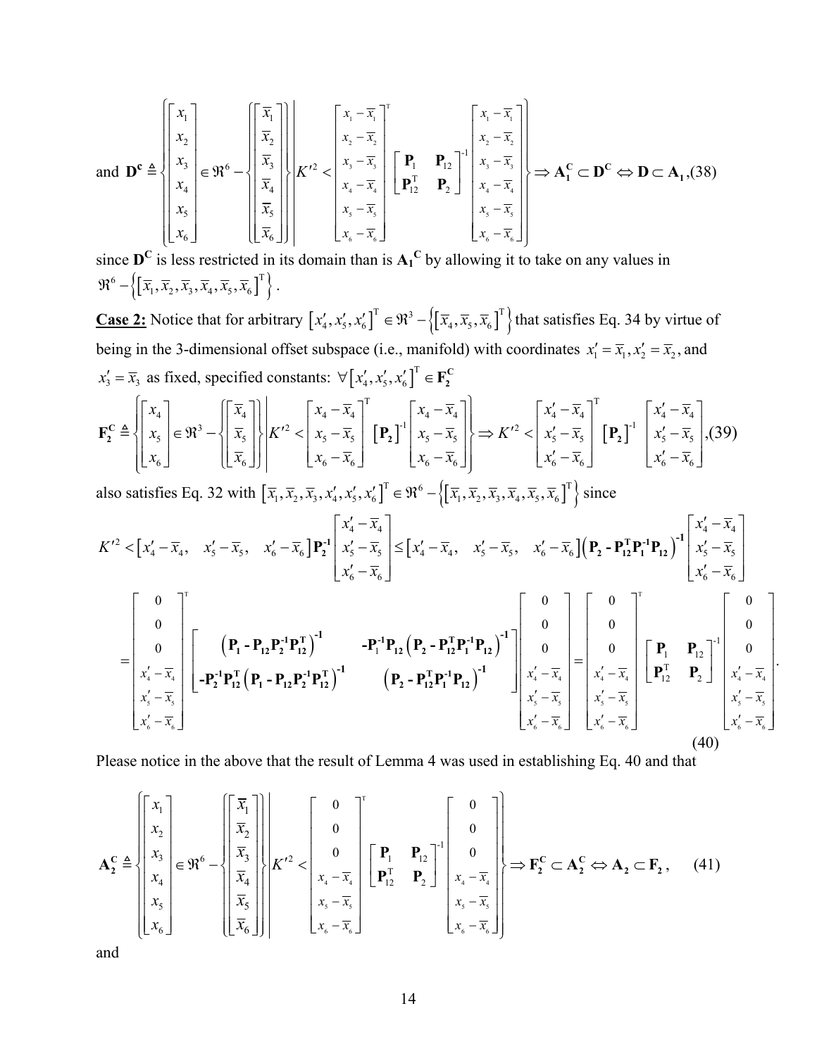and $\mathbf{D^c} \triangleq \left\{ \begin{bmatrix} x_1 \\ x_2 \\ x_3 \\ x_4 \\ x_5 \\ x_6 \end{bmatrix} \in \Re^6 - \left\{ \begin{bmatrix} \overline{x}_1 \\ \overline{x}_2 \\ \overline{x}_3 \\ \overline{x}_4 \\ \overline{x}_5 \\ \overline{x}_6 \end{bmatrix} \right\} \middle| K'^2 < \begin{bmatrix} x_1 - \overline{x}_1 \\ x_2 - \overline{x}_2 \\ x_3 - \overline{x}_3 \\ x_4 - \overline{x}_4 \\ x_5 - \overline{x}_5 \\ x_6 - \overline{x}_6 \end{bmatrix}^{\mathrm{T}} \begin{bmatrix} \mathbf{P}_1 & \mathbf{P}_{12} \\ \mathbf{P}_{12}^{\mathrm{T}} & \mathbf{P}_2 \end{bmatrix}^{-1} \begin{bmatrix} x_1 - \overline{x}_1 \\ x_2 - \overline{x}_2 \\ x_3 - \overline{x}_3 \\ x_4 - \overline{x}_4 \\ x_5 - \overline{x}_5 \\ x_6 - \overline{x}_6 \end{bmatrix} \right\} \Rightarrow \mathbf{A_1^C} \subset \mathbf{D^C} \Leftrightarrow \mathbf{D} \subset \mathbf{A_1}$ ,(38)

since $\mathbf{D^C}$ is less restricted in its domain than is $\mathbf{A_1}^{\mathbf{C}}$ by allowing it to take on any values in $\Re^6 - \left\{ \left[ \overline{x}_1, \overline{x}_2, \overline{x}_3, \overline{x}_4, \overline{x}_5, \overline{x}_6 \right]^{\mathrm{T}} \right\}$.

**<u>Case 2:</u>** Notice that for arbitrary $\left[ x_4', x_5', x_6' \right]^{\mathrm{T}} \in \Re^3 - \left\{ \left[ \overline{x}_4, \overline{x}_5, \overline{x}_6 \right]^{\mathrm{T}} \right\}$ that satisfies Eq. 34 by virtue of being in the 3-dimensional offset subspace (i.e., manifold) with coordinates $x_1' = \overline{x}_1, x_2' = \overline{x}_2$, and $x_3' = \overline{x}_3$ as fixed, specified constants: $\forall \left[ x_4', x_5', x_6' \right]^{\mathrm{T}} \in \mathbf{F_2^C}$

$$\mathbf{F_2^C} \triangleq \left\{ \begin{bmatrix} x_4 \\ x_5 \\ x_6 \end{bmatrix} \in \Re^3 - \left\{ \begin{bmatrix} \overline{x}_4 \\ \overline{x}_5 \\ \overline{x}_6 \end{bmatrix} \right\} \middle| K'^2 < \begin{bmatrix} x_4 - \overline{x}_4 \\ x_5 - \overline{x}_5 \\ x_6 - \overline{x}_6 \end{bmatrix}^{\mathrm{T}} \left[ \mathbf{P_2} \right]^{-1} \begin{bmatrix} x_4 - \overline{x}_4 \\ x_5 - \overline{x}_5 \\ x_6 - \overline{x}_6 \end{bmatrix} \right\} \Rightarrow K'^2 < \begin{bmatrix} x_4' - \overline{x}_4 \\ x_5' - \overline{x}_5 \\ x_6' - \overline{x}_6 \end{bmatrix}^{\mathrm{T}} \left[ \mathbf{P_2} \right]^{-1} \begin{bmatrix} x_4' - \overline{x}_4 \\ x_5' - \overline{x}_5 \\ x_6' - \overline{x}_6 \end{bmatrix}, \quad (39)$$

also satisfies Eq. 32 with $\left[ \overline{x}_1, \overline{x}_2, \overline{x}_3, x_4', x_5', x_6' \right]^{\mathrm{T}} \in \Re^6 - \left\{ \left[ \overline{x}_1, \overline{x}_2, \overline{x}_3, \overline{x}_4, \overline{x}_5, \overline{x}_6 \right]^{\mathrm{T}} \right\}$ since

$$K'^2 < \left[ x_4' - \overline{x}_4, \quad x_5' - \overline{x}_5, \quad x_6' - \overline{x}_6 \right] \mathbf{P_2^{-1}} \begin{bmatrix} x_4' - \overline{x}_4 \\ x_5' - \overline{x}_5 \\ x_6' - \overline{x}_6 \end{bmatrix} \leq \left[ x_4' - \overline{x}_4, \quad x_5' - \overline{x}_5, \quad x_6' - \overline{x}_6 \right] \left( \mathbf{P_2} - \mathbf{P_{12}^T P_1^{-1} P_{12}} \right)^{-1} \begin{bmatrix} x_4' - \overline{x}_4 \\ x_5' - \overline{x}_5 \\ x_6' - \overline{x}_6 \end{bmatrix}$$

$$= \begin{bmatrix} 0 \\ 0 \\ 0 \\ x_4' - \overline{x}_4 \\ x_5' - \overline{x}_5 \\ x_6' - \overline{x}_6 \end{bmatrix}^{\mathrm{T}} \begin{bmatrix} \left( \mathbf{P_1} - \mathbf{P_{12} P_2^{-1} P_{12}^T} \right)^{-1} & -\mathbf{P_1^{-1} P_{12}} \left( \mathbf{P_2} - \mathbf{P_{12}^T P_1^{-1} P_{12}} \right)^{-1} \\ -\mathbf{P_2^{-1} P_{12}^T} \left( \mathbf{P_1} - \mathbf{P_{12} P_2^{-1} P_{12}^T} \right)^{-1} & \left( \mathbf{P_2} - \mathbf{P_{12}^T P_1^{-1} P_{12}} \right)^{-1} \end{bmatrix} \begin{bmatrix} 0 \\ 0 \\ 0 \\ x_4' - \overline{x}_4 \\ x_5' - \overline{x}_5 \\ x_6' - \overline{x}_6 \end{bmatrix} = \begin{bmatrix} 0 \\ 0 \\ 0 \\ x_4' - \overline{x}_4 \\ x_5' - \overline{x}_5 \\ x_6' - \overline{x}_6 \end{bmatrix}^{\mathrm{T}} \begin{bmatrix} \mathbf{P}_1 & \mathbf{P}_{12} \\ \mathbf{P}_{12}^{\mathrm{T}} & \mathbf{P}_2 \end{bmatrix}^{-1} \begin{bmatrix} 0 \\ 0 \\ 0 \\ x_4' - \overline{x}_4 \\ x_5' - \overline{x}_5 \\ x_6' - \overline{x}_6 \end{bmatrix}. \quad (40)$$

Please notice in the above that the result of Lemma 4 was used in establishing Eq. 40 and that

$$\mathbf{A_2^C} \triangleq \left\{ \begin{bmatrix} x_1 \\ x_2 \\ x_3 \\ x_4 \\ x_5 \\ x_6 \end{bmatrix} \in \Re^6 - \left\{ \begin{bmatrix} \overline{x}_1 \\ \overline{x}_2 \\ \overline{x}_3 \\ \overline{x}_4 \\ \overline{x}_5 \\ \overline{x}_6 \end{bmatrix} \right\} \middle| K'^2 < \begin{bmatrix} 0 \\ 0 \\ 0 \\ x_4 - \overline{x}_4 \\ x_5 - \overline{x}_5 \\ x_6 - \overline{x}_6 \end{bmatrix}^{\mathrm{T}} \begin{bmatrix} \mathbf{P}_1 & \mathbf{P}_{12} \\ \mathbf{P}_{12}^{\mathrm{T}} & \mathbf{P}_2 \end{bmatrix}^{-1} \begin{bmatrix} 0 \\ 0 \\ 0 \\ x_4 - \overline{x}_4 \\ x_5 - \overline{x}_5 \\ x_6 - \overline{x}_6 \end{bmatrix} \right\} \Rightarrow \mathbf{F_2^C} \subset \mathbf{A_2^C} \Leftrightarrow \mathbf{A_2} \subset \mathbf{F_2}, \quad (41)$$

and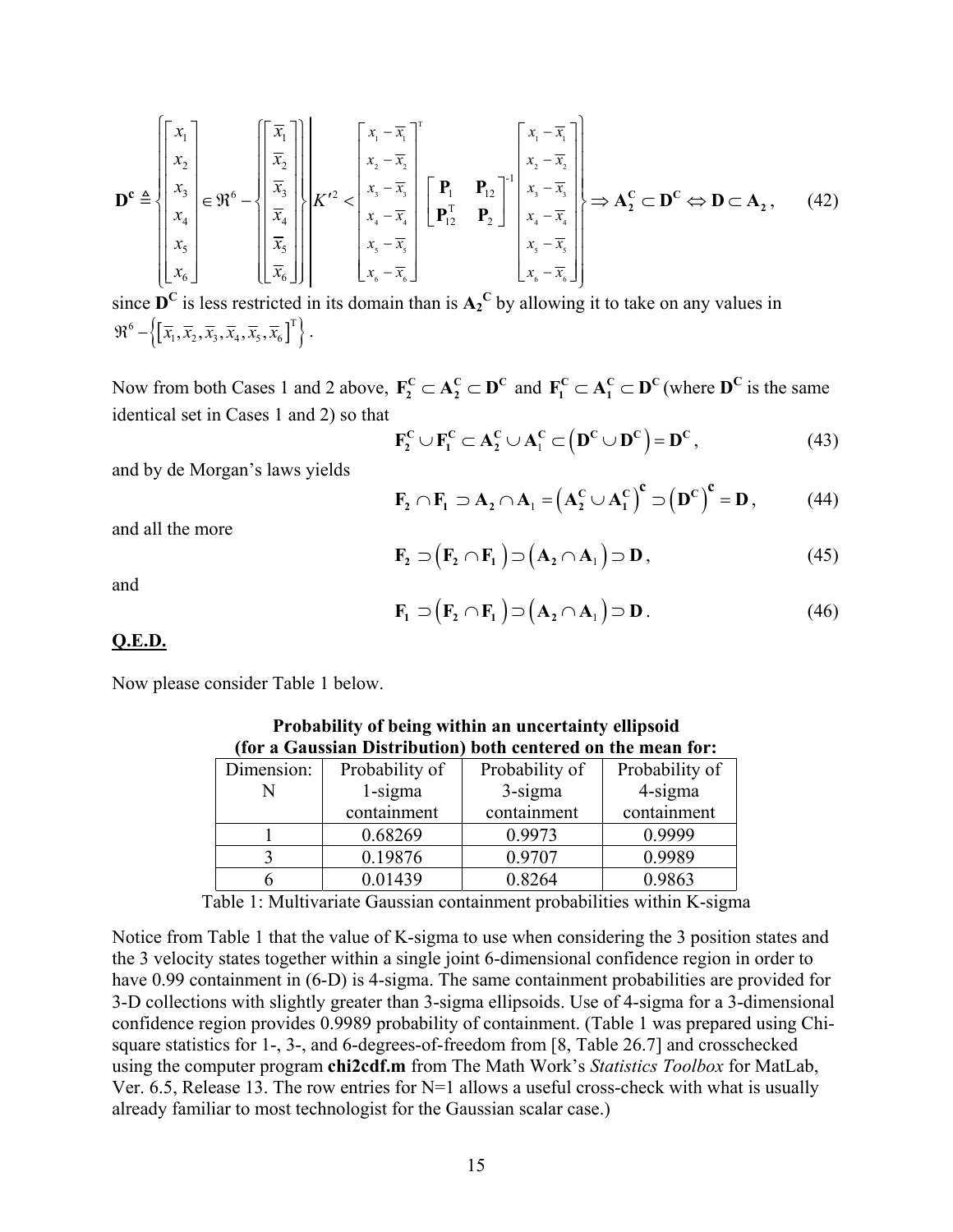$$\mathbf{D^c} \triangleq \left\{ \begin{bmatrix} x_1 \\ x_2 \\ x_3 \\ x_4 \\ x_5 \\ x_6 \end{bmatrix} \in \Re^6 - \left\{ \begin{bmatrix} \overline{x}_1 \\ \overline{x}_2 \\ \overline{x}_3 \\ \overline{x}_4 \\ \overline{x}_5 \\ \overline{x}_6 \end{bmatrix} \right\} \middle| K'^2 < \begin{bmatrix} x_1 - \overline{x}_1 \\ x_2 - \overline{x}_2 \\ x_3 - \overline{x}_3 \\ x_4 - \overline{x}_4 \\ x_5 - \overline{x}_5 \\ x_6 - \overline{x}_6 \end{bmatrix}^{\mathrm{T}} \begin{bmatrix} \mathbf{P}_1 & \mathbf{P}_{12} \\ \mathbf{P}_{12}^{\mathrm{T}} & \mathbf{P}_2 \end{bmatrix}^{-1} \begin{bmatrix} x_1 - \overline{x}_1 \\ x_2 - \overline{x}_2 \\ x_3 - \overline{x}_3 \\ x_4 - \overline{x}_4 \\ x_5 - \overline{x}_5 \\ x_6 - \overline{x}_6 \end{bmatrix} \right\} \Rightarrow \mathbf{A_2^C} \subset \mathbf{D^C} \Leftrightarrow \mathbf{D} \subset \mathbf{A_2}\,, \qquad (42)$$

since $\mathbf{D^C}$ is less restricted in its domain than is $\mathbf{A_2}^{\mathbf{C}}$ by allowing it to take on any values in $\Re^6 - \left\{ \left[ \overline{x}_1, \overline{x}_2, \overline{x}_3, \overline{x}_4, \overline{x}_5, \overline{x}_6 \right]^{\mathrm{T}} \right\}$.

Now from both Cases 1 and 2 above, $\mathbf{F_2^C} \subset \mathbf{A_2^C} \subset \mathbf{D^C}$ and $\mathbf{F_1^C} \subset \mathbf{A_1^C} \subset \mathbf{D^C}$ (where $\mathbf{D^C}$ is the same identical set in Cases 1 and 2) so that

$$\mathbf{F_2^C} \cup \mathbf{F_1^C} \subset \mathbf{A_2^C} \cup \mathbf{A}_1^{\mathbf{C}} \subset \left( \mathbf{D^C} \cup \mathbf{D^C} \right) = \mathbf{D^C}\,, \qquad (43)$$

and by de Morgan's laws yields

$$\mathbf{F_2} \cap \mathbf{F_1} \supset \mathbf{A_2} \cap \mathbf{A}_1 = \left( \mathbf{A_2^C} \cup \mathbf{A_1^C} \right)^{\mathbf{c}} \supset \left( \mathbf{D^C} \right)^{\mathbf{c}} = \mathbf{D}\,, \qquad (44)$$

and all the more

$$\mathbf{F_2} \supset \left( \mathbf{F_2} \cap \mathbf{F_1} \right) \supset \left( \mathbf{A_2} \cap \mathbf{A}_1 \right) \supset \mathbf{D}\,, \qquad (45)$$

and

$$\mathbf{F_1} \supset \left( \mathbf{F_2} \cap \mathbf{F_1} \right) \supset \left( \mathbf{A_2} \cap \mathbf{A}_1 \right) \supset \mathbf{D}\,. \qquad (46)$$

**Q.E.D.**

Now please consider Table 1 below.

**Probability of being within an uncertainty ellipsoid (for a Gaussian Distribution) both centered on the mean for:**

| Dimension: N | Probability of 1-sigma containment | Probability of 3-sigma containment | Probability of 4-sigma containment |
|---|---|---|---|
| 1 | 0.68269 | 0.9973 | 0.9999 |
| 3 | 0.19876 | 0.9707 | 0.9989 |
| 6 | 0.01439 | 0.8264 | 0.9863 |

Table 1: Multivariate Gaussian containment probabilities within K-sigma

Notice from Table 1 that the value of K-sigma to use when considering the 3 position states and the 3 velocity states together within a single joint 6-dimensional confidence region in order to have 0.99 containment in (6-D) is 4-sigma. The same containment probabilities are provided for 3-D collections with slightly greater than 3-sigma ellipsoids. Use of 4-sigma for a 3-dimensional confidence region provides 0.9989 probability of containment. (Table 1 was prepared using Chi-square statistics for 1-, 3-, and 6-degrees-of-freedom from [8, Table 26.7] and crosschecked using the computer program **chi2cdf.m** from The Math Work's *Statistics Toolbox* for MatLab, Ver. 6.5, Release 13. The row entries for N=1 allows a useful cross-check with what is usually already familiar to most technologist for the Gaussian scalar case.)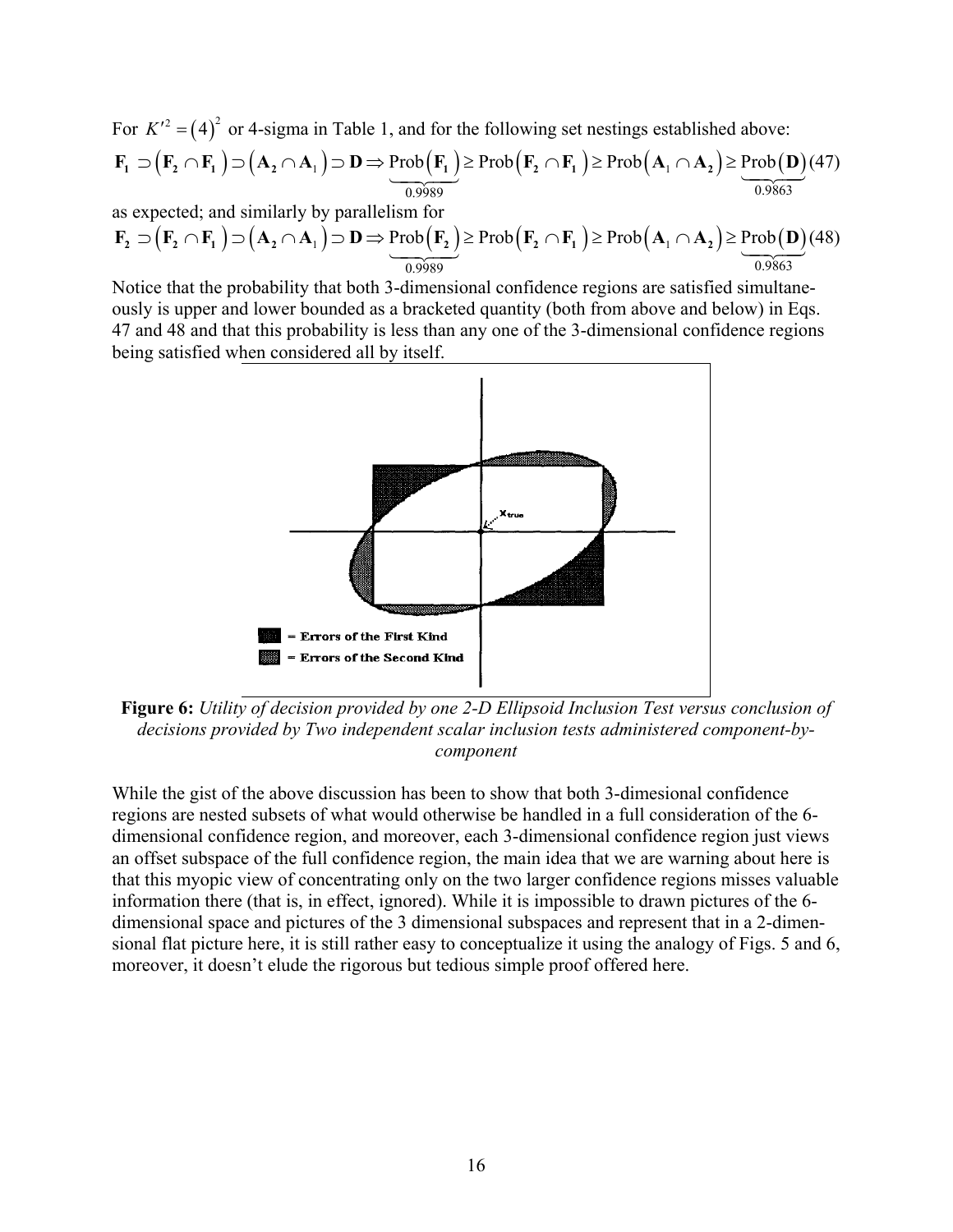For $K'^2 = (4)^2$ or 4-sigma in Table 1, and for the following set nestings established above:

$$\mathbf{F_1} \supset \left(\mathbf{F_2} \cap \mathbf{F_1}\right) \supset \left(\mathbf{A_2} \cap \mathbf{A_1}\right) \supset \mathbf{D} \Rightarrow \underbrace{\text{Prob}\left(\mathbf{F_1}\right)}_{0.9989} \geq \text{Prob}\left(\mathbf{F_2} \cap \mathbf{F_1}\right) \geq \text{Prob}\left(\mathbf{A_1} \cap \mathbf{A_2}\right) \geq \underbrace{\text{Prob}\left(\mathbf{D}\right)}_{0.9863} \quad (47)$$

as expected; and similarly by parallelism for

$$\mathbf{F_2} \supset \left(\mathbf{F_2} \cap \mathbf{F_1}\right) \supset \left(\mathbf{A_2} \cap \mathbf{A_1}\right) \supset \mathbf{D} \Rightarrow \underbrace{\text{Prob}\left(\mathbf{F_2}\right)}_{0.9989} \geq \text{Prob}\left(\mathbf{F_2} \cap \mathbf{F_1}\right) \geq \text{Prob}\left(\mathbf{A_1} \cap \mathbf{A_2}\right) \geq \underbrace{\text{Prob}\left(\mathbf{D}\right)}_{0.9863} \quad (48)$$

Notice that the probability that both 3-dimensional confidence regions are satisfied simultaneously is upper and lower bounded as a bracketed quantity (both from above and below) in Eqs. 47 and 48 and that this probability is less than any one of the 3-dimensional confidence regions being satisfied when considered all by itself.

**Figure 6:** *Utility of decision provided by one 2-D Ellipsoid Inclusion Test versus conclusion of decisions provided by Two independent scalar inclusion tests administered component-by-component*

While the gist of the above discussion has been to show that both 3-dimesional confidence regions are nested subsets of what would otherwise be handled in a full consideration of the 6-dimensional confidence region, and moreover, each 3-dimensional confidence region just views an offset subspace of the full confidence region, the main idea that we are warning about here is that this myopic view of concentrating only on the two larger confidence regions misses valuable information there (that is, in effect, ignored). While it is impossible to drawn pictures of the 6-dimensional space and pictures of the 3 dimensional subspaces and represent that in a 2-dimensional flat picture here, it is still rather easy to conceptualize it using the analogy of Figs. 5 and 6, moreover, it doesn't elude the rigorous but tedious simple proof offered here.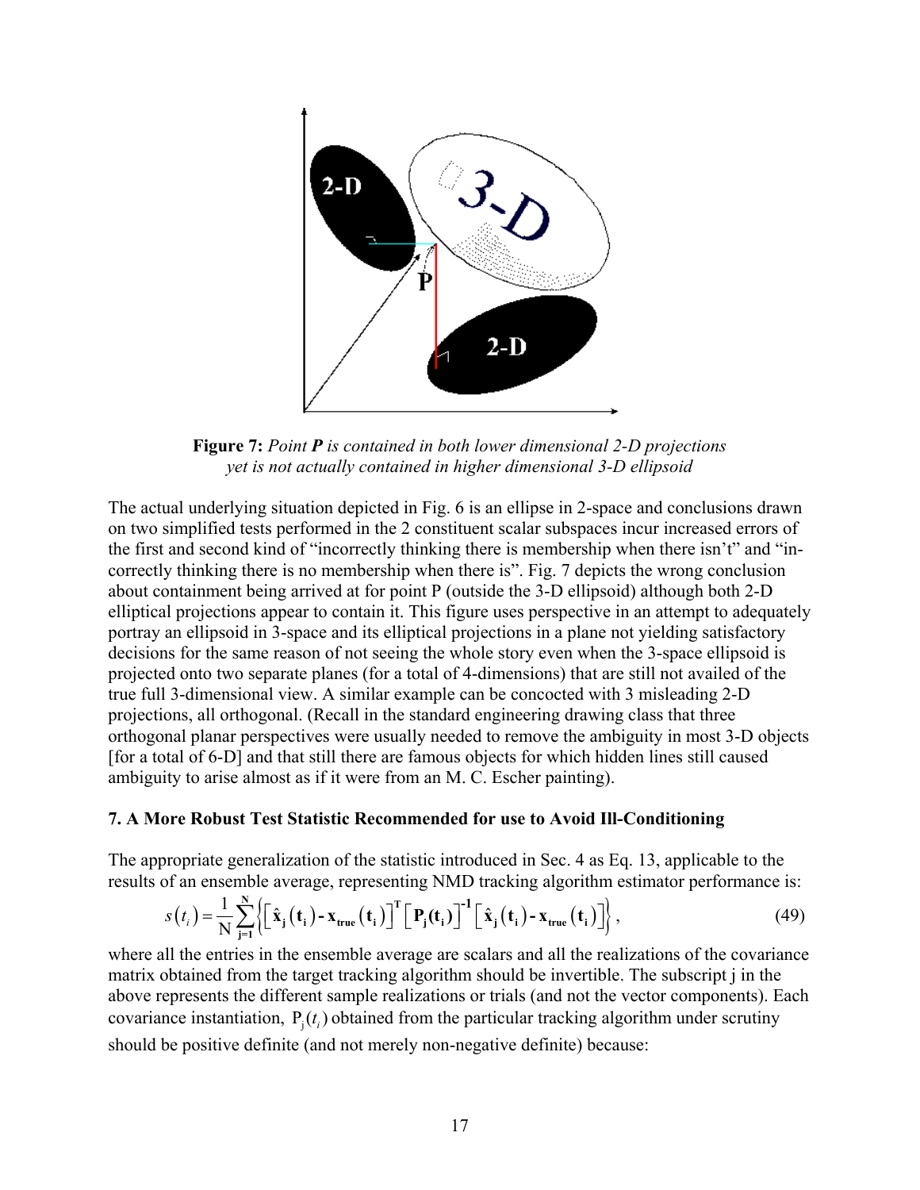**Figure 7:** *Point **P** is contained in both lower dimensional 2-D projections yet is not actually contained in higher dimensional 3-D ellipsoid*

The actual underlying situation depicted in Fig. 6 is an ellipse in 2-space and conclusions drawn on two simplified tests performed in the 2 constituent scalar subspaces incur increased errors of the first and second kind of "incorrectly thinking there is membership when there isn't" and "incorrectly thinking there is no membership when there is". Fig. 7 depicts the wrong conclusion about containment being arrived at for point P (outside the 3-D ellipsoid) although both 2-D elliptical projections appear to contain it. This figure uses perspective in an attempt to adequately portray an ellipsoid in 3-space and its elliptical projections in a plane not yielding satisfactory decisions for the same reason of not seeing the whole story even when the 3-space ellipsoid is projected onto two separate planes (for a total of 4-dimensions) that are still not availed of the true full 3-dimensional view. A similar example can be concocted with 3 misleading 2-D projections, all orthogonal. (Recall in the standard engineering drawing class that three orthogonal planar perspectives were usually needed to remove the ambiguity in most 3-D objects [for a total of 6-D] and that still there are famous objects for which hidden lines still caused ambiguity to arise almost as if it were from an M. C. Escher painting).

### 7. A More Robust Test Statistic Recommended for use to Avoid Ill-Conditioning

The appropriate generalization of the statistic introduced in Sec. 4 as Eq. 13, applicable to the results of an ensemble average, representing NMD tracking algorithm estimator performance is:

$$s(t_i) = \frac{1}{N}\sum_{j=1}^{N}\left\{\left[\hat{\mathbf{x}}_j(\mathbf{t}_i) - \mathbf{x}_{\text{true}}(\mathbf{t}_i)\right]^{\mathbf{T}}\left[\mathbf{P}_j(\mathbf{t}_i)\right]^{-1}\left[\hat{\mathbf{x}}_j(\mathbf{t}_i) - \mathbf{x}_{\text{true}}(\mathbf{t}_i)\right]\right\}, \tag{49}$$

where all the entries in the ensemble average are scalars and all the realizations of the covariance matrix obtained from the target tracking algorithm should be invertible. The subscript j in the above represents the different sample realizations or trials (and not the vector components). Each covariance instantiation, $P_j(t_i)$ obtained from the particular tracking algorithm under scrutiny should be positive definite (and not merely non-negative definite) because: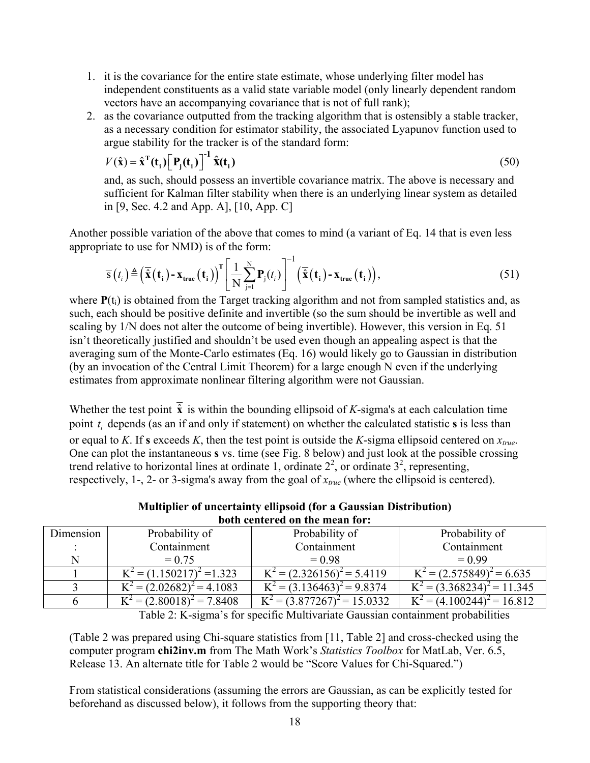1. it is the covariance for the entire state estimate, whose underlying filter model has independent constituents as a valid state variable model (only linearly dependent random vectors have an accompanying covariance that is not of full rank);
2. as the covariance outputted from the tracking algorithm that is ostensibly a stable tracker, as a necessary condition for estimator stability, the associated Lyapunov function used to argue stability for the tracker is of the standard form:

   $$V(\hat{\mathbf{x}}) = \hat{\mathbf{x}}^{\mathbf{T}}(\mathbf{t_i})\left[\mathbf{P_j}(\mathbf{t_i})\right]^{\mathbf{-1}}\hat{\mathbf{x}}(\mathbf{t_i}) \tag{50}$$

   and, as such, should possess an invertible covariance matrix. The above is necessary and sufficient for Kalman filter stability when there is an underlying linear system as detailed in [9, Sec. 4.2 and App. A], [10, App. C]

Another possible variation of the above that comes to mind (a variant of Eq. 14 that is even less appropriate to use for NMD) is of the form:

$$\overline{s}(t_i) \triangleq \left(\bar{\hat{\mathbf{x}}}(\mathbf{t_i}) - \mathbf{x_{true}}(\mathbf{t_i})\right)^{\mathbf{T}}\left[\frac{1}{\mathrm{N}}\sum_{j=1}^{\mathrm{N}}\mathbf{P}_j(t_i)\right]^{-1}\left(\bar{\hat{\mathbf{x}}}(\mathbf{t_i}) - \mathbf{x_{true}}(\mathbf{t_i})\right), \tag{51}$$

where $\mathbf{P}(t_i)$ is obtained from the Target tracking algorithm and not from sampled statistics and, as such, each should be positive definite and invertible (so the sum should be invertible as well and scaling by 1/N does not alter the outcome of being invertible). However, this version in Eq. 51 isn't theoretically justified and shouldn't be used even though an appealing aspect is that the averaging sum of the Monte-Carlo estimates (Eq. 16) would likely go to Gaussian in distribution (by an invocation of the Central Limit Theorem) for a large enough N even if the underlying estimates from approximate nonlinear filtering algorithm were not Gaussian.

Whether the test point $\bar{\hat{\mathbf{x}}}$ is within the bounding ellipsoid of *K*-sigma's at each calculation time point $t_i$ depends (as an if and only if statement) on whether the calculated statistic **s** is less than or equal to *K*. If **s** exceeds *K*, then the test point is outside the *K*-sigma ellipsoid centered on $x_{true}$. One can plot the instantaneous **s** vs. time (see Fig. 8 below) and just look at the possible crossing trend relative to horizontal lines at ordinate 1, ordinate $2^2$, or ordinate $3^2$, representing, respectively, 1-, 2- or 3-sigma's away from the goal of $x_{true}$ (where the ellipsoid is centered).

**Multiplier of uncertainty ellipsoid (for a Gaussian Distribution) both centered on the mean for:**

| Dimension : N | Probability of Containment = 0.75 | Probability of Containment = 0.98 | Probability of Containment = 0.99 |
|---|---|---|---|
| 1 | $K^2 = (1.150217)^2 = 1.323$ | $K^2 = (2.326156)^2 = 5.4119$ | $K^2 = (2.575849)^2 = 6.635$ |
| 3 | $K^2 = (2.02682)^2 = 4.1083$ | $K^2 = (3.136463)^2 = 9.8374$ | $K^2 = (3.368234)^2 = 11.345$ |
| 6 | $K^2 = (2.80018)^2 = 7.8408$ | $K^2 = (3.877267)^2 = 15.0332$ | $K^2 = (4.100244)^2 = 16.812$ |

Table 2: K-sigma's for specific Multivariate Gaussian containment probabilities

(Table 2 was prepared using Chi-square statistics from [11, Table 2] and cross-checked using the computer program **chi2inv.m** from The Math Work's *Statistics Toolbox* for MatLab, Ver. 6.5, Release 13. An alternate title for Table 2 would be "Score Values for Chi-Squared.")

From statistical considerations (assuming the errors are Gaussian, as can be explicitly tested for beforehand as discussed below), it follows from the supporting theory that: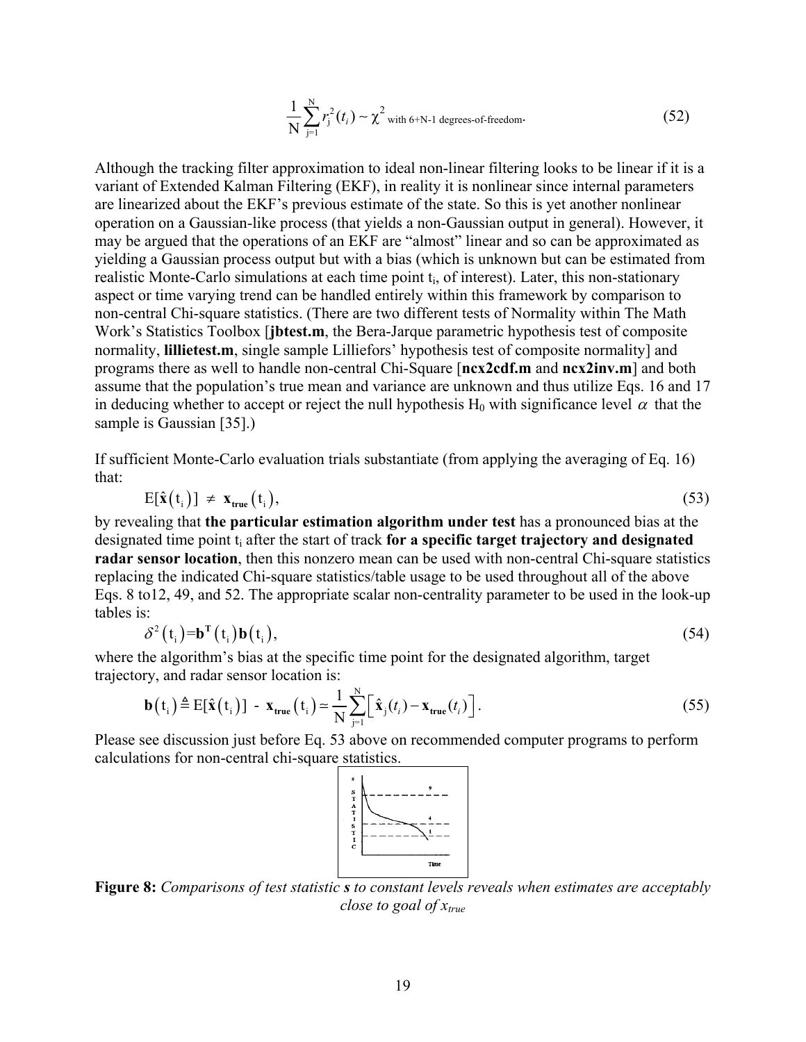$$\frac{1}{\mathrm{N}}\sum_{j=1}^{\mathrm{N}} r_j^2(t_i) \sim \chi^2_{\text{with 6+N-1 degrees-of-freedom}}. \tag{52}$$

Although the tracking filter approximation to ideal non-linear filtering looks to be linear if it is a variant of Extended Kalman Filtering (EKF), in reality it is nonlinear since internal parameters are linearized about the EKF's previous estimate of the state. So this is yet another nonlinear operation on a Gaussian-like process (that yields a non-Gaussian output in general). However, it may be argued that the operations of an EKF are "almost" linear and so can be approximated as yielding a Gaussian process output but with a bias (which is unknown but can be estimated from realistic Monte-Carlo simulations at each time point $t_i$, of interest). Later, this non-stationary aspect or time varying trend can be handled entirely within this framework by comparison to non-central Chi-square statistics. (There are two different tests of Normality within The Math Work's Statistics Toolbox [**jbtest.m**, the Bera-Jarque parametric hypothesis test of composite normality, **lillietest.m**, single sample Lilliefors' hypothesis test of composite normality] and programs there as well to handle non-central Chi-Square [**ncx2cdf.m** and **ncx2inv.m**] and both assume that the population's true mean and variance are unknown and thus utilize Eqs. 16 and 17 in deducing whether to accept or reject the null hypothesis $H_0$ with significance level $\alpha$ that the sample is Gaussian [35].)

If sufficient Monte-Carlo evaluation trials substantiate (from applying the averaging of Eq. 16) that:

$$\mathrm{E}[\hat{\mathbf{x}}(t_i)] \neq \mathbf{x}_{\mathbf{true}}(t_i), \tag{53}$$

by revealing that **the particular estimation algorithm under test** has a pronounced bias at the designated time point $t_i$ after the start of track **for a specific target trajectory and designated radar sensor location**, then this nonzero mean can be used with non-central Chi-square statistics replacing the indicated Chi-square statistics/table usage to be used throughout all of the above Eqs. 8 to12, 49, and 52. The appropriate scalar non-centrality parameter to be used in the look-up tables is:

$$\delta^2(t_i) = \mathbf{b}^{\mathbf{T}}(t_i)\mathbf{b}(t_i), \tag{54}$$

where the algorithm's bias at the specific time point for the designated algorithm, target trajectory, and radar sensor location is:

$$\mathbf{b}(t_i) \triangleq \mathrm{E}[\hat{\mathbf{x}}(t_i)] - \mathbf{x}_{\mathbf{true}}(t_i) \simeq \frac{1}{\mathrm{N}}\sum_{j=1}^{\mathrm{N}}\left[\hat{\mathbf{x}}_j(t_i) - \mathbf{x}_{\mathbf{true}}(t_i)\right]. \tag{55}$$

Please see discussion just before Eq. 53 above on recommended computer programs to perform calculations for non-central chi-square statistics.

**Figure 8:** *Comparisons of test statistic **s** to constant levels reveals when estimates are acceptably close to goal of $x_{true}$*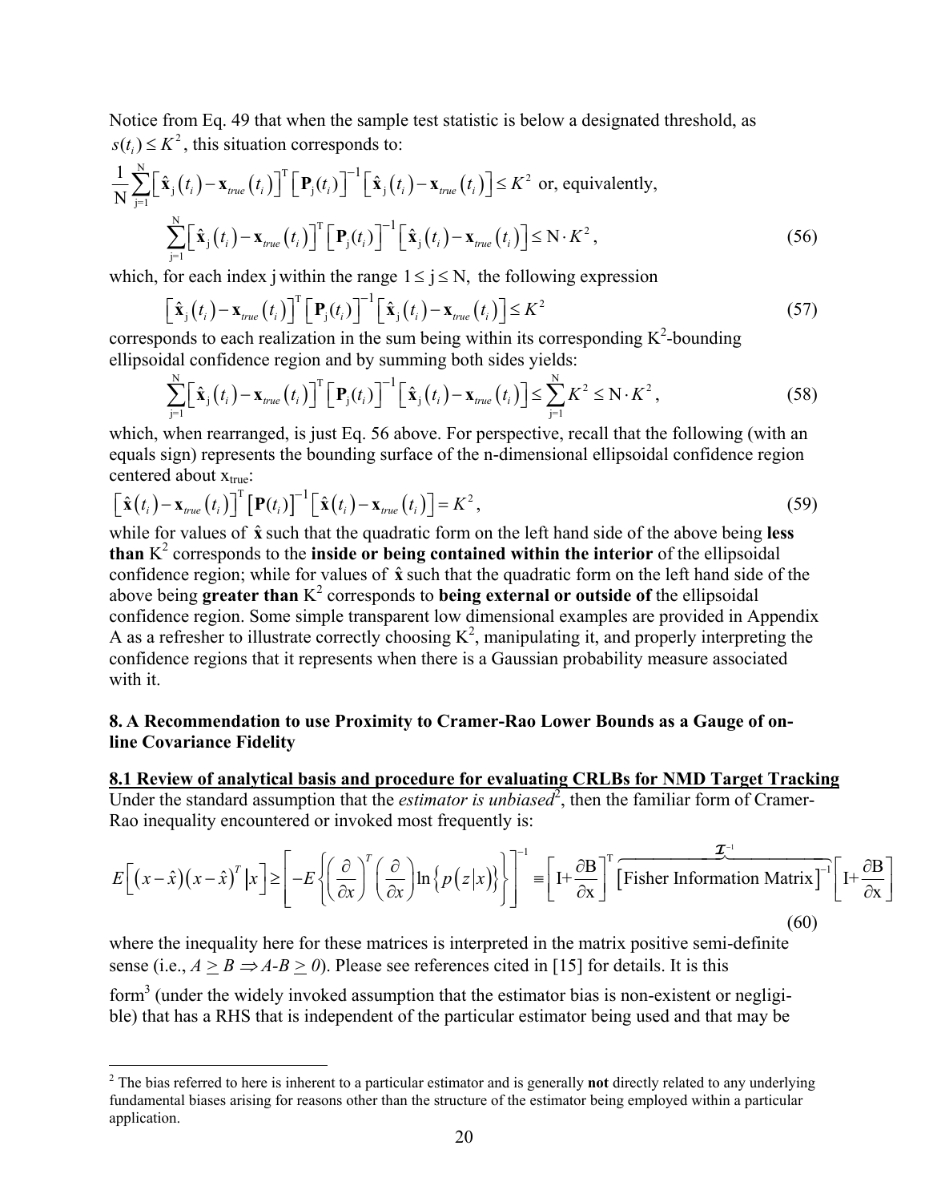Notice from Eq. 49 that when the sample test statistic is below a designated threshold, as $s(t_i) \leq K^2$, this situation corresponds to:

$$\frac{1}{\mathrm{N}}\sum_{\mathrm{j}=1}^{\mathrm{N}}\left[\hat{\mathbf{x}}_{\mathrm{j}}\left(t_i\right)-\mathbf{x}_{true}\left(t_i\right)\right]^{\mathrm{T}}\left[\mathbf{P}_{\mathrm{j}}(t_i)\right]^{-1}\left[\hat{\mathbf{x}}_{\mathrm{j}}\left(t_i\right)-\mathbf{x}_{true}\left(t_i\right)\right] \leq K^2 \text{ or, equivalently,}$$

$$\sum_{\mathrm{j}=1}^{\mathrm{N}}\left[\hat{\mathbf{x}}_{\mathrm{j}}\left(t_i\right)-\mathbf{x}_{true}\left(t_i\right)\right]^{\mathrm{T}}\left[\mathbf{P}_{\mathrm{j}}(t_i)\right]^{-1}\left[\hat{\mathbf{x}}_{\mathrm{j}}\left(t_i\right)-\mathbf{x}_{true}\left(t_i\right)\right] \leq \mathrm{N}\cdot K^2, \tag{56}$$

which, for each index j within the range $1 \leq \mathrm{j} \leq \mathrm{N}$, the following expression

$$\left[\hat{\mathbf{x}}_{\mathrm{j}}\left(t_i\right)-\mathbf{x}_{true}\left(t_i\right)\right]^{\mathrm{T}}\left[\mathbf{P}_{\mathrm{j}}(t_i)\right]^{-1}\left[\hat{\mathbf{x}}_{\mathrm{j}}\left(t_i\right)-\mathbf{x}_{true}\left(t_i\right)\right] \leq K^2 \tag{57}$$

corresponds to each realization in the sum being within its corresponding $K^2$-bounding ellipsoidal confidence region and by summing both sides yields:

$$\sum_{\mathrm{j}=1}^{\mathrm{N}}\left[\hat{\mathbf{x}}_{\mathrm{j}}\left(t_i\right)-\mathbf{x}_{true}\left(t_i\right)\right]^{\mathrm{T}}\left[\mathbf{P}_{\mathrm{j}}(t_i)\right]^{-1}\left[\hat{\mathbf{x}}_{\mathrm{j}}\left(t_i\right)-\mathbf{x}_{true}\left(t_i\right)\right] \leq \sum_{\mathrm{j}=1}^{\mathrm{N}} K^2 \leq \mathrm{N}\cdot K^2, \tag{58}$$

which, when rearranged, is just Eq. 56 above. For perspective, recall that the following (with an equals sign) represents the bounding surface of the n-dimensional ellipsoidal confidence region centered about $\mathbf{x}_{\text{true}}$:

$$\left[\hat{\mathbf{x}}\left(t_i\right)-\mathbf{x}_{true}\left(t_i\right)\right]^{\mathrm{T}}\left[\mathbf{P}(t_i)\right]^{-1}\left[\hat{\mathbf{x}}\left(t_i\right)-\mathbf{x}_{true}\left(t_i\right)\right] = K^2, \tag{59}$$

while for values of $\hat{\mathbf{x}}$ such that the quadratic form on the left hand side of the above being **less than** $K^2$ corresponds to the **inside or being contained within the interior** of the ellipsoidal confidence region; while for values of $\hat{\mathbf{x}}$ such that the quadratic form on the left hand side of the above being **greater than** $K^2$ corresponds to **being external or outside of** the ellipsoidal confidence region. Some simple transparent low dimensional examples are provided in Appendix A as a refresher to illustrate correctly choosing $K^2$, manipulating it, and properly interpreting the confidence regions that it represents when there is a Gaussian probability measure associated with it.

## 8. A Recommendation to use Proximity to Cramer-Rao Lower Bounds as a Gauge of on-line Covariance Fidelity

### 8.1 Review of analytical basis and procedure for evaluating CRLBs for NMD Target Tracking

Under the standard assumption that the *estimator is unbiased*[2], then the familiar form of Cramer-Rao inequality encountered or invoked most frequently is:

$$E\left[\left(x-\hat{x}\right)\left(x-\hat{x}\right)^T \middle| x\right] \geq \left[-E\left\{\left(\frac{\partial}{\partial x}\right)^T\left(\frac{\partial}{\partial x}\right)\ln\left\{p\left(z\middle|x\right)\right\}\right\}\right]^{-1} \equiv \left[\mathrm{I}+\frac{\partial \mathrm{B}}{\partial \mathrm{x}}\right]^{\mathrm{T}} \overbrace{\left[\text{Fisher Information Matrix}\right]^{-1}}^{\mathcal{I}^{-1}} \left[\mathrm{I}+\frac{\partial \mathrm{B}}{\partial \mathrm{x}}\right] \tag{60}$$

where the inequality here for these matrices is interpreted in the matrix positive semi-definite sense (i.e., $A \geq B \Rightarrow A\text{-}B \geq 0$). Please see references cited in [15] for details. It is this form[3] (under the widely invoked assumption that the estimator bias is non-existent or negligible) that has a RHS that is independent of the particular estimator being used and that may be

---

[2] The bias referred to here is inherent to a particular estimator and is generally **not** directly related to any underlying fundamental biases arising for reasons other than the structure of the estimator being employed within a particular application.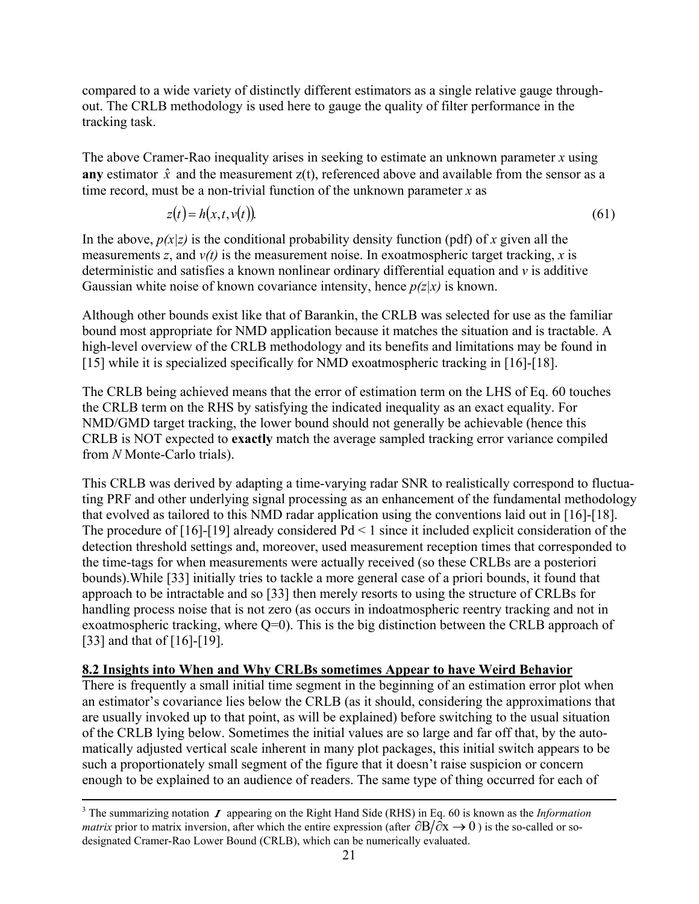compared to a wide variety of distinctly different estimators as a single relative gauge throughout. The CRLB methodology is used here to gauge the quality of filter performance in the tracking task.

The above Cramer-Rao inequality arises in seeking to estimate an unknown parameter $x$ using **any** estimator $\hat{x}$ and the measurement z(t), referenced above and available from the sensor as a time record, must be a non-trivial function of the unknown parameter $x$ as

$$z(t) = h(x, t, v(t)). \tag{61}$$

In the above, $p(x|z)$ is the conditional probability density function (pdf) of $x$ given all the measurements $z$, and $v(t)$ is the measurement noise. In exoatmospheric target tracking, $x$ is deterministic and satisfies a known nonlinear ordinary differential equation and $v$ is additive Gaussian white noise of known covariance intensity, hence $p(z|x)$ is known.

Although other bounds exist like that of Barankin, the CRLB was selected for use as the familiar bound most appropriate for NMD application because it matches the situation and is tractable. A high-level overview of the CRLB methodology and its benefits and limitations may be found in [15] while it is specialized specifically for NMD exoatmospheric tracking in [16]-[18].

The CRLB being achieved means that the error of estimation term on the LHS of Eq. 60 touches the CRLB term on the RHS by satisfying the indicated inequality as an exact equality. For NMD/GMD target tracking, the lower bound should not generally be achievable (hence this CRLB is NOT expected to **exactly** match the average sampled tracking error variance compiled from $N$ Monte-Carlo trials).

This CRLB was derived by adapting a time-varying radar SNR to realistically correspond to fluctuating PRF and other underlying signal processing as an enhancement of the fundamental methodology that evolved as tailored to this NMD radar application using the conventions laid out in [16]-[18]. The procedure of [16]-[19] already considered Pd < 1 since it included explicit consideration of the detection threshold settings and, moreover, used measurement reception times that corresponded to the time-tags for when measurements were actually received (so these CRLBs are a posteriori bounds).While [33] initially tries to tackle a more general case of a priori bounds, it found that approach to be intractable and so [33] then merely resorts to using the structure of CRLBs for handling process noise that is not zero (as occurs in indoatmospheric reentry tracking and not in exoatmospheric tracking, where Q=0). This is the big distinction between the CRLB approach of [33] and that of [16]-[19].

## 8.2 Insights into When and Why CRLBs sometimes Appear to have Weird Behavior

There is frequently a small initial time segment in the beginning of an estimation error plot when an estimator's covariance lies below the CRLB (as it should, considering the approximations that are usually invoked up to that point, as will be explained) before switching to the usual situation of the CRLB lying below. Sometimes the initial values are so large and far off that, by the automatically adjusted vertical scale inherent in many plot packages, this initial switch appears to be such a proportionately small segment of the figure that it doesn't raise suspicion or concern enough to be explained to an audience of readers. The same type of thing occurred for each of

---

[3] The summarizing notation $\boldsymbol{I}$ appearing on the Right Hand Side (RHS) in Eq. 60 is known as the *Information matrix* prior to matrix inversion, after which the entire expression (after $\partial B/\partial x \rightarrow 0$ ) is the so-called or so-designated Cramer-Rao Lower Bound (CRLB), which can be numerically evaluated.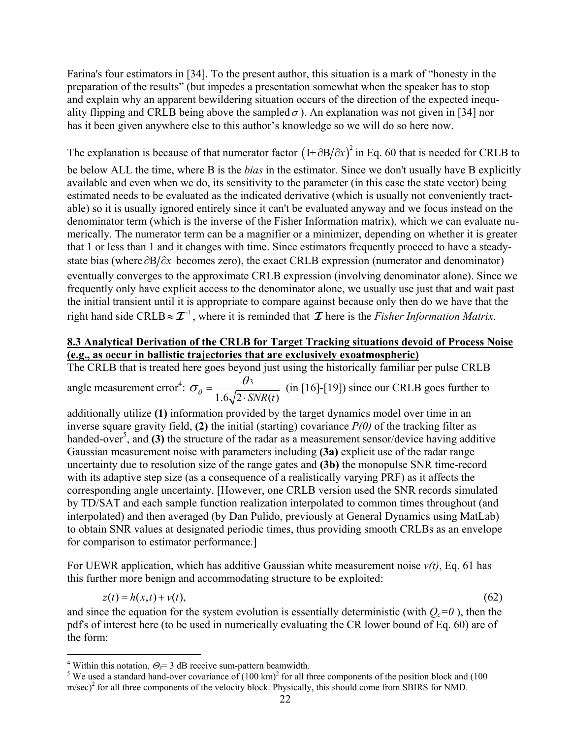Farina's four estimators in [34]. To the present author, this situation is a mark of "honesty in the preparation of the results" (but impedes a presentation somewhat when the speaker has to stop and explain why an apparent bewildering situation occurs of the direction of the expected inequality flipping and CRLB being above the sampled $\sigma$ ). An explanation was not given in [34] nor has it been given anywhere else to this author's knowledge so we will do so here now.

The explanation is because of that numerator factor $\left(\mathrm{I}+\partial \mathrm{B}/\partial x\right)^2$ in Eq. 60 that is needed for CRLB to be below ALL the time, where B is the *bias* in the estimator. Since we don't usually have B explicitly available and even when we do, its sensitivity to the parameter (in this case the state vector) being estimated needs to be evaluated as the indicated derivative (which is usually not conveniently tractable) so it is usually ignored entirely since it can't be evaluated anyway and we focus instead on the denominator term (which is the inverse of the Fisher Information matrix), which we can evaluate numerically. The numerator term can be a magnifier or a minimizer, depending on whether it is greater that 1 or less than 1 and it changes with time. Since estimators frequently proceed to have a steady-state bias (where $\partial \mathrm{B}/\partial x$ becomes zero), the exact CRLB expression (numerator and denominator) eventually converges to the approximate CRLB expression (involving denominator alone). Since we frequently only have explicit access to the denominator alone, we usually use just that and wait past the initial transient until it is appropriate to compare against because only then do we have that the right hand side CRLB $\approx \mathcal{I}^{-1}$ , where it is reminded that $\mathcal{I}$ here is the *Fisher Information Matrix*.

**8.3 Analytical Derivation of the CRLB for Target Tracking situations devoid of Process Noise (e.g., as occur in ballistic trajectories that are exclusively exoatmospheric)**

The CRLB that is treated here goes beyond just using the historically familiar per pulse CRLB angle measurement error[4]: $\sigma_\theta = \dfrac{\theta_3}{1.6\sqrt{2 \cdot SNR(t)}}$ (in [16]-[19]) since our CRLB goes further to additionally utilize **(1)** information provided by the target dynamics model over time in an inverse square gravity field, **(2)** the initial (starting) covariance *P(0)* of the tracking filter as handed-over[5], and **(3)** the structure of the radar as a measurement sensor/device having additive Gaussian measurement noise with parameters including **(3a)** explicit use of the radar range uncertainty due to resolution size of the range gates and **(3b)** the monopulse SNR time-record with its adaptive step size (as a consequence of a realistically varying PRF) as it affects the corresponding angle uncertainty. [However, one CRLB version used the SNR records simulated by TD/SAT and each sample function realization interpolated to common times throughout (and interpolated) and then averaged (by Dan Pulido, previously at General Dynamics using MatLab) to obtain SNR values at designated periodic times, thus providing smooth CRLBs as an envelope for comparison to estimator performance.]

For UEWR application, which has additive Gaussian white measurement noise *v(t)*, Eq. 61 has this further more benign and accommodating structure to be exploited:

$$z(t) = h(x,t) + v(t), \tag{62}$$

and since the equation for the system evolution is essentially deterministic (with $Q_c=0$ ), then the pdf's of interest here (to be used in numerically evaluating the CR lower bound of Eq. 60) are of the form:

---

[4] Within this notation, $\Theta_3$= 3 dB receive sum-pattern beamwidth.

[5] We used a standard hand-over covariance of $(100\ \mathrm{km})^2$ for all three components of the position block and $(100\ \mathrm{m/sec})^2$ for all three components of the velocity block. Physically, this should come from SBIRS for NMD.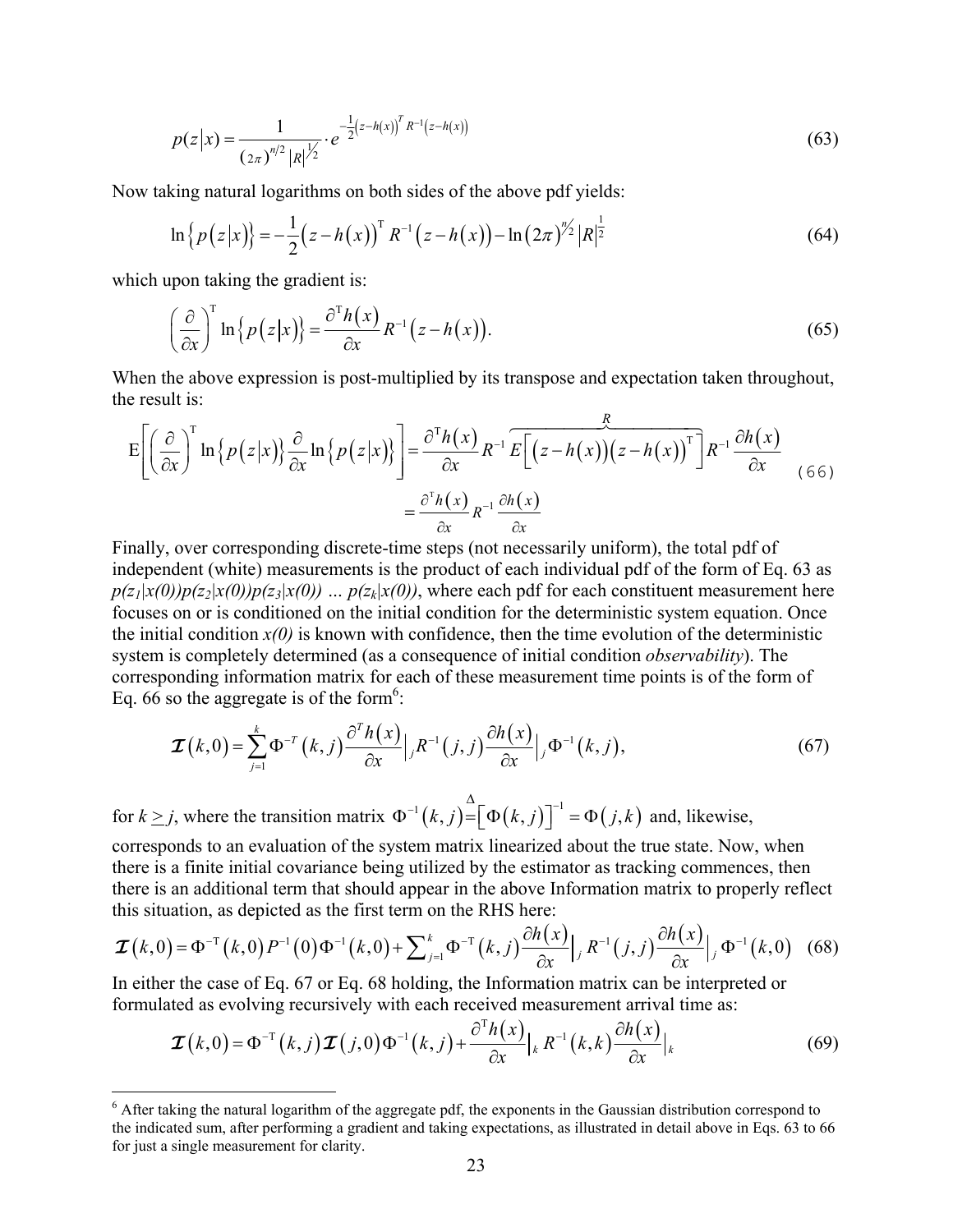$$p(z|x) = \frac{1}{(2\pi)^{n/2}|R|^{1/2}} \cdot e^{-\frac{1}{2}(z-h(x))^T R^{-1}(z-h(x))} \tag{63}$$

Now taking natural logarithms on both sides of the above pdf yields:

$$\ln\{p(z|x)\} = -\frac{1}{2}(z-h(x))^{\mathrm{T}} R^{-1}(z-h(x)) - \ln(2\pi)^{n/2}|R|^{\frac{1}{2}} \tag{64}$$

which upon taking the gradient is:

$$\left(\frac{\partial}{\partial x}\right)^{\mathrm{T}} \ln\{p(z|x)\} = \frac{\partial^{\mathrm{T}} h(x)}{\partial x} R^{-1}(z-h(x)). \tag{65}$$

When the above expression is post-multiplied by its transpose and expectation taken throughout, the result is:

$$\begin{aligned}\mathrm{E}\left[\left(\frac{\partial}{\partial x}\right)^{\mathrm{T}} \ln\{p(z|x)\}\frac{\partial}{\partial x}\ln\{p(z|x)\}\right] &= \frac{\partial^{\mathrm{T}} h(x)}{\partial x} R^{-1} \overbrace{E\left[(z-h(x))(z-h(x))^{\mathrm{T}}\right]}^{R} R^{-1}\frac{\partial h(x)}{\partial x} \\ &= \frac{\partial^{\mathrm{T}} h(x)}{\partial x} R^{-1}\frac{\partial h(x)}{\partial x}\end{aligned} \tag{66}$$

Finally, over corresponding discrete-time steps (not necessarily uniform), the total pdf of independent (white) measurements is the product of each individual pdf of the form of Eq. 63 as $p(z_1|x(0))p(z_2|x(0))p(z_3|x(0)) \ldots p(z_k|x(0))$, where each pdf for each constituent measurement here focuses on or is conditioned on the initial condition for the deterministic system equation. Once the initial condition $x(0)$ is known with confidence, then the time evolution of the deterministic system is completely determined (as a consequence of initial condition *observability*). The corresponding information matrix for each of these measurement time points is of the form of Eq. 66 so the aggregate is of the form[6]:

$$\mathcal{I}(k,0) = \sum_{j=1}^{k} \Phi^{-T}(k,j)\frac{\partial^T h(x)}{\partial x}\Big|_j R^{-1}(j,j)\frac{\partial h(x)}{\partial x}\Big|_j \Phi^{-1}(k,j), \tag{67}$$

for $k \geq j$, where the transition matrix $\Phi^{-1}(k,j) \stackrel{\Delta}{=} \left[\Phi(k,j)\right]^{-1} = \Phi(j,k)$ and, likewise,

corresponds to an evaluation of the system matrix linearized about the true state. Now, when there is a finite initial covariance being utilized by the estimator as tracking commences, then there is an additional term that should appear in the above Information matrix to properly reflect this situation, as depicted as the first term on the RHS here:

$$\mathcal{I}(k,0) = \Phi^{-\mathrm{T}}(k,0)P^{-1}(0)\Phi^{-1}(k,0) + \sum_{j=1}^{k}\Phi^{-\mathrm{T}}(k,j)\frac{\partial h(x)}{\partial x}\Big|_j R^{-1}(j,j)\frac{\partial h(x)}{\partial x}\Big|_j \Phi^{-1}(k,0) \tag{68}$$

In either the case of Eq. 67 or Eq. 68 holding, the Information matrix can be interpreted or formulated as evolving recursively with each received measurement arrival time as:

$$\mathcal{I}(k,0) = \Phi^{-\mathrm{T}}(k,j)\mathcal{I}(j,0)\Phi^{-1}(k,j) + \frac{\partial^{\mathrm{T}} h(x)}{\partial x}\Big|_k R^{-1}(k,k)\frac{\partial h(x)}{\partial x}\Big|_k \tag{69}$$

---

[6] After taking the natural logarithm of the aggregate pdf, the exponents in the Gaussian distribution correspond to the indicated sum, after performing a gradient and taking expectations, as illustrated in detail above in Eqs. 63 to 66 for just a single measurement for clarity.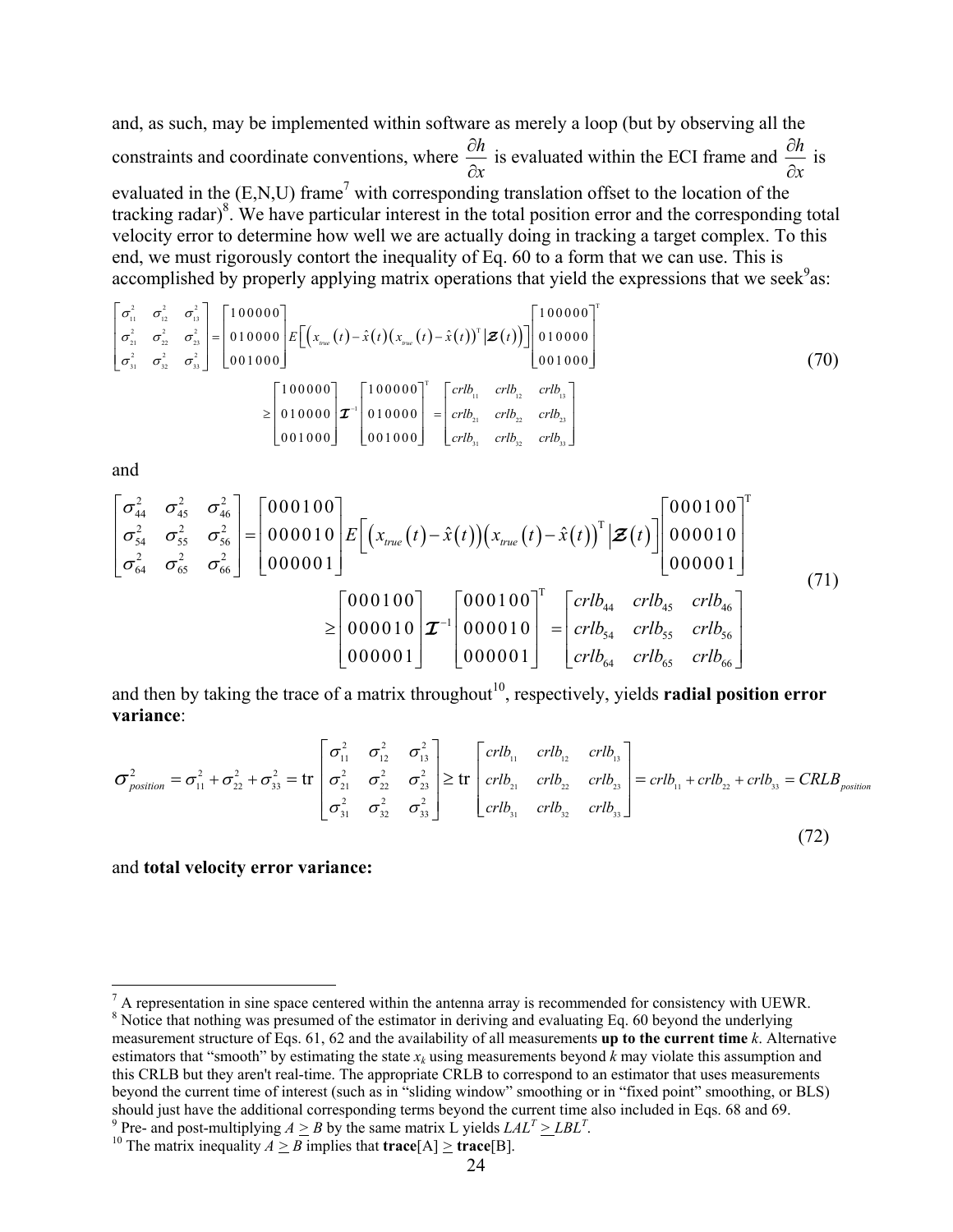and, as such, may be implemented within software as merely a loop (but by observing all the constraints and coordinate conventions, where $\frac{\partial h}{\partial x}$ is evaluated within the ECI frame and $\frac{\partial h}{\partial x}$ is evaluated in the (E,N,U) frame[7] with corresponding translation offset to the location of the tracking radar)[8]. We have particular interest in the total position error and the corresponding total velocity error to determine how well we are actually doing in tracking a target complex. To this end, we must rigorously contort the inequality of Eq. 60 to a form that we can use. This is accomplished by properly applying matrix operations that yield the expressions that we seek[9]as:

$$
\begin{bmatrix} \sigma_{11}^2 & \sigma_{12}^2 & \sigma_{13}^2 \\ \sigma_{21}^2 & \sigma_{22}^2 & \sigma_{23}^2 \\ \sigma_{31}^2 & \sigma_{32}^2 & \sigma_{33}^2 \end{bmatrix} = \begin{bmatrix} 100000 \\ 010000 \\ 001000 \end{bmatrix} E\left[\left(x_{true}(t)-\hat{x}(t)\right)\left(x_{true}(t)-\hat{x}(t)\right)^{\mathrm{T}} \middle| \boldsymbol{\mathcal{Z}}(t)\right] \begin{bmatrix} 100000 \\ 010000 \\ 001000 \end{bmatrix}^{\mathrm{T}}
$$

$$
\geq \begin{bmatrix} 100000 \\ 010000 \\ 001000 \end{bmatrix} \boldsymbol{\mathcal{I}}^{-1} \begin{bmatrix} 100000 \\ 010000 \\ 001000 \end{bmatrix}^{\mathrm{T}} = \begin{bmatrix} crlb_{11} & crlb_{12} & crlb_{13} \\ crlb_{21} & crlb_{22} & crlb_{23} \\ crlb_{31} & crlb_{32} & crlb_{33} \end{bmatrix} \tag{70}
$$

and

$$
\begin{bmatrix} \sigma_{44}^2 & \sigma_{45}^2 & \sigma_{46}^2 \\ \sigma_{54}^2 & \sigma_{55}^2 & \sigma_{56}^2 \\ \sigma_{64}^2 & \sigma_{65}^2 & \sigma_{66}^2 \end{bmatrix} = \begin{bmatrix} 000100 \\ 000010 \\ 000001 \end{bmatrix} E\left[\left(x_{true}(t)-\hat{x}(t)\right)\left(x_{true}(t)-\hat{x}(t)\right)^{\mathrm{T}} \middle| \boldsymbol{\mathcal{Z}}(t)\right] \begin{bmatrix} 000100 \\ 000010 \\ 000001 \end{bmatrix}^{\mathrm{T}}
$$

$$
\geq \begin{bmatrix} 000100 \\ 000010 \\ 000001 \end{bmatrix} \boldsymbol{\mathcal{I}}^{-1} \begin{bmatrix} 000100 \\ 000010 \\ 000001 \end{bmatrix}^{\mathrm{T}} = \begin{bmatrix} crlb_{44} & crlb_{45} & crlb_{46} \\ crlb_{54} & crlb_{55} & crlb_{56} \\ crlb_{64} & crlb_{65} & crlb_{66} \end{bmatrix} \tag{71}
$$

and then by taking the trace of a matrix throughout[10], respectively, yields **radial position error variance**:

$$
\sigma_{position}^2 = \sigma_{11}^2 + \sigma_{22}^2 + \sigma_{33}^2 = \mathrm{tr}\begin{bmatrix} \sigma_{11}^2 & \sigma_{12}^2 & \sigma_{13}^2 \\ \sigma_{21}^2 & \sigma_{22}^2 & \sigma_{23}^2 \\ \sigma_{31}^2 & \sigma_{32}^2 & \sigma_{33}^2 \end{bmatrix} \geq \mathrm{tr}\begin{bmatrix} crlb_{11} & crlb_{12} & crlb_{13} \\ crlb_{21} & crlb_{22} & crlb_{23} \\ crlb_{31} & crlb_{32} & crlb_{33} \end{bmatrix} = crlb_{11} + crlb_{22} + crlb_{33} = CRLB_{position} \tag{72}
$$

and **total velocity error variance:**

---

[7] A representation in sine space centered within the antenna array is recommended for consistency with UEWR.

[8] Notice that nothing was presumed of the estimator in deriving and evaluating Eq. 60 beyond the underlying measurement structure of Eqs. 61, 62 and the availability of all measurements **up to the current time** *k*. Alternative estimators that "smooth" by estimating the state $x_k$ using measurements beyond *k* may violate this assumption and this CRLB but they aren't real-time. The appropriate CRLB to correspond to an estimator that uses measurements beyond the current time of interest (such as in "sliding window" smoothing or in "fixed point" smoothing, or BLS) should just have the additional corresponding terms beyond the current time also included in Eqs. 68 and 69.

[9] Pre- and post-multiplying $A \geq B$ by the same matrix L yields $LAL^T \geq LBL^T$.

[10] The matrix inequality $A \geq B$ implies that **trace**[A] $\geq$ **trace**[B].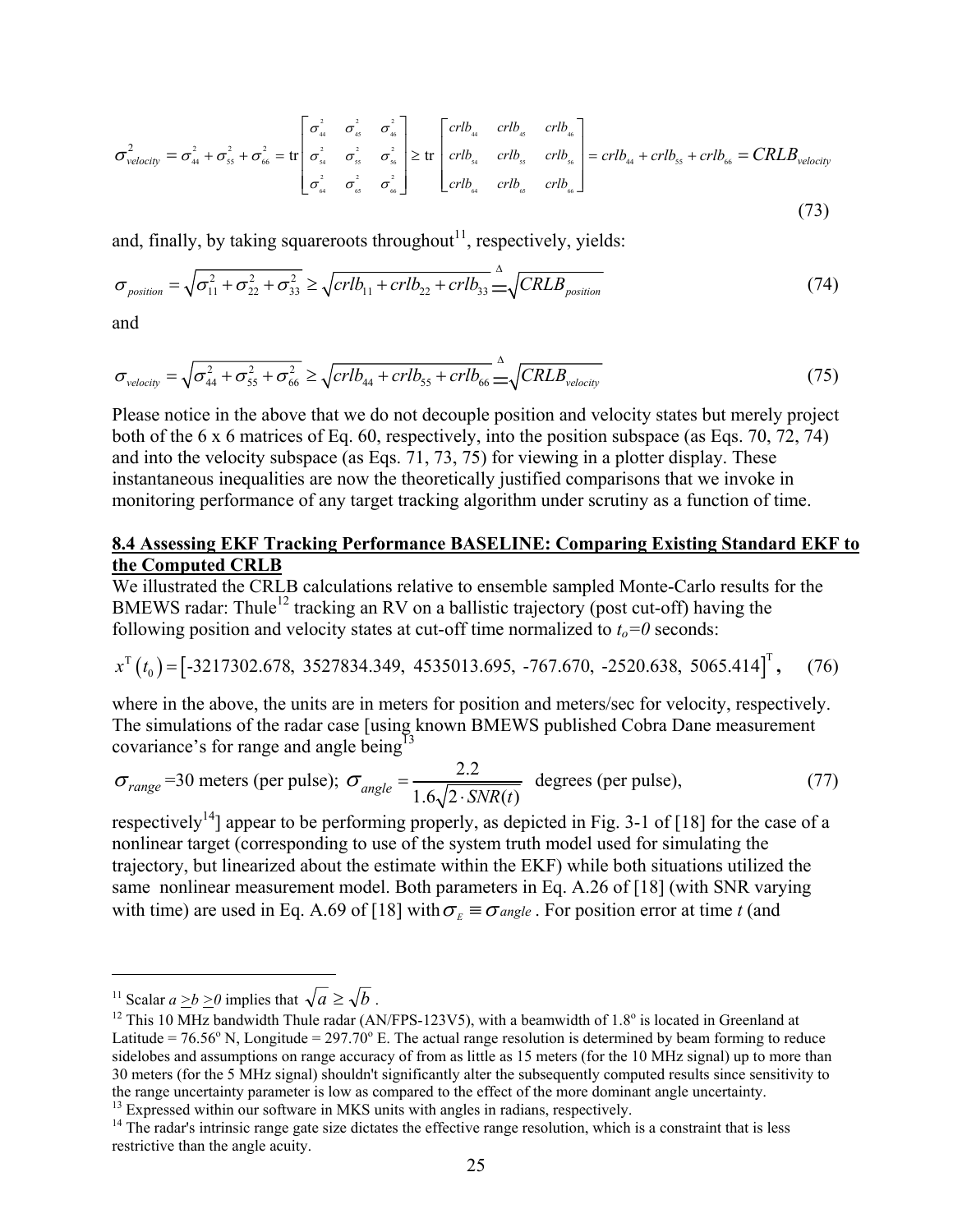$$\sigma_{velocity}^2 = \sigma_{44}^2 + \sigma_{55}^2 + \sigma_{66}^2 = \text{tr}\begin{bmatrix} \sigma_{44}^2 & \sigma_{45}^2 & \sigma_{46}^2 \\ \sigma_{54}^2 & \sigma_{55}^2 & \sigma_{56}^2 \\ \sigma_{64}^2 & \sigma_{65}^2 & \sigma_{66}^2 \end{bmatrix} \geq \text{tr}\begin{bmatrix} crlb_{44} & crlb_{45} & crlb_{46} \\ crlb_{54} & crlb_{55} & crlb_{56} \\ crlb_{64} & crlb_{65} & crlb_{66} \end{bmatrix} = crlb_{44} + crlb_{55} + crlb_{66} = CRLB_{velocity} \tag{73}$$

and, finally, by taking squareroots throughout[11], respectively, yields:

$$\sigma_{position} = \sqrt{\sigma_{11}^2 + \sigma_{22}^2 + \sigma_{33}^2} \geq \sqrt{crlb_{11} + crlb_{22} + crlb_{33}} \stackrel{\Delta}{=} \sqrt{CRLB_{position}} \tag{74}$$

and

$$\sigma_{velocity} = \sqrt{\sigma_{44}^2 + \sigma_{55}^2 + \sigma_{66}^2} \geq \sqrt{crlb_{44} + crlb_{55} + crlb_{66}} \stackrel{\Delta}{=} \sqrt{CRLB_{velocity}} \tag{75}$$

Please notice in the above that we do not decouple position and velocity states but merely project both of the 6 x 6 matrices of Eq. 60, respectively, into the position subspace (as Eqs. 70, 72, 74) and into the velocity subspace (as Eqs. 71, 73, 75) for viewing in a plotter display. These instantaneous inequalities are now the theoretically justified comparisons that we invoke in monitoring performance of any target tracking algorithm under scrutiny as a function of time.

## 8.4 Assessing EKF Tracking Performance BASELINE: Comparing Existing Standard EKF to the Computed CRLB

We illustrated the CRLB calculations relative to ensemble sampled Monte-Carlo results for the BMEWS radar: Thule[12] tracking an RV on a ballistic trajectory (post cut-off) having the following position and velocity states at cut-off time normalized to $t_o=0$ seconds:

$$x^{\mathrm{T}}(t_0) = \left[-3217302.678,\ 3527834.349,\ 4535013.695,\ -767.670,\ -2520.638,\ 5065.414\right]^{\mathrm{T}}, \tag{76}$$

where in the above, the units are in meters for position and meters/sec for velocity, respectively. The simulations of the radar case [using known BMEWS published Cobra Dane measurement covariance's for range and angle being[13]

$$\sigma_{range} = 30 \text{ meters (per pulse)};\ \sigma_{angle} = \frac{2.2}{1.6\sqrt{2 \cdot SNR(t)}} \text{ degrees (per pulse)}, \tag{77}$$

respectively[14]] appear to be performing properly, as depicted in Fig. 3-1 of [18] for the case of a nonlinear target (corresponding to use of the system truth model used for simulating the trajectory, but linearized about the estimate within the EKF) while both situations utilized the same nonlinear measurement model. Both parameters in Eq. A.26 of [18] (with SNR varying with time) are used in Eq. A.69 of [18] with $\sigma_E \equiv \sigma_{angle}$. For position error at time $t$ (and

---

[11] Scalar $a \geq b \geq 0$ implies that $\sqrt{a} \geq \sqrt{b}$.

[12] This 10 MHz bandwidth Thule radar (AN/FPS-123V5), with a beamwidth of 1.8° is located in Greenland at Latitude = 76.56° N, Longitude = 297.70° E. The actual range resolution is determined by beam forming to reduce sidelobes and assumptions on range accuracy of from as little as 15 meters (for the 10 MHz signal) up to more than 30 meters (for the 5 MHz signal) shouldn't significantly alter the subsequently computed results since sensitivity to the range uncertainty parameter is low as compared to the effect of the more dominant angle uncertainty.

[13] Expressed within our software in MKS units with angles in radians, respectively.

[14] The radar's intrinsic range gate size dictates the effective range resolution, which is a constraint that is less restrictive than the angle acuity.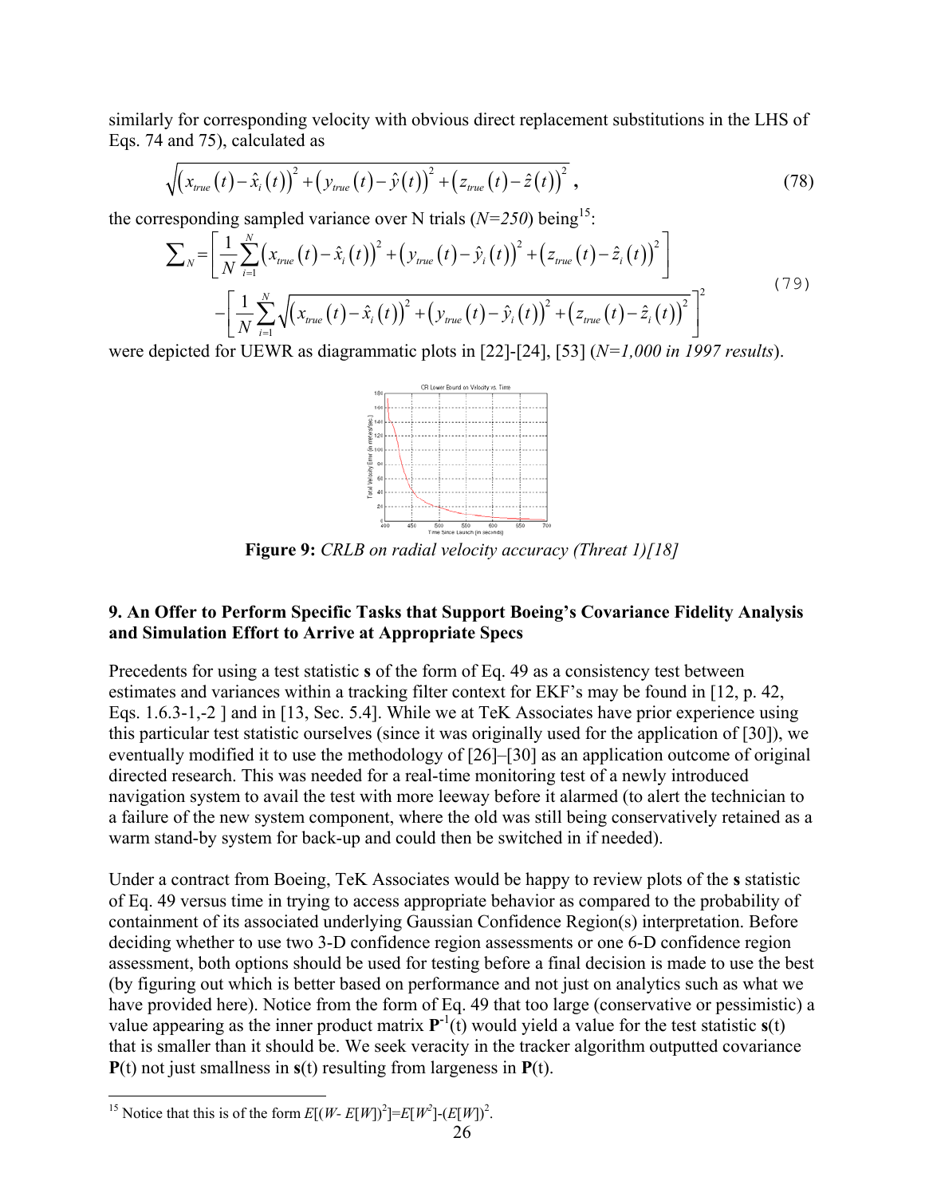similarly for corresponding velocity with obvious direct replacement substitutions in the LHS of Eqs. 74 and 75), calculated as

$$\sqrt{\left(x_{true}(t)-\hat{x}_i(t)\right)^2+\left(y_{true}(t)-\hat{y}(t)\right)^2+\left(z_{true}(t)-\hat{z}(t)\right)^2}\,, \tag{78}$$

the corresponding sampled variance over N trials (*N=250*) being[15]:

$$\begin{aligned}\sum\nolimits_N = &\left[\frac{1}{N}\sum_{i=1}^{N}\left(x_{true}(t)-\hat{x}_i(t)\right)^2+\left(y_{true}(t)-\hat{y}_i(t)\right)^2+\left(z_{true}(t)-\hat{z}_i(t)\right)^2\right] \\ &-\left[\frac{1}{N}\sum_{i=1}^{N}\sqrt{\left(x_{true}(t)-\hat{x}_i(t)\right)^2+\left(y_{true}(t)-\hat{y}_i(t)\right)^2+\left(z_{true}(t)-\hat{z}_i(t)\right)^2}\right]^2\end{aligned} \tag{79}$$

were depicted for UEWR as diagrammatic plots in [22]-[24], [53] (*N=1,000 in 1997 results*).

**Figure 9:** *CRLB on radial velocity accuracy (Threat 1)[18]*

## 9. An Offer to Perform Specific Tasks that Support Boeing's Covariance Fidelity Analysis and Simulation Effort to Arrive at Appropriate Specs

Precedents for using a test statistic **s** of the form of Eq. 49 as a consistency test between estimates and variances within a tracking filter context for EKF's may be found in [12, p. 42, Eqs. 1.6.3-1,-2 ] and in [13, Sec. 5.4]. While we at TeK Associates have prior experience using this particular test statistic ourselves (since it was originally used for the application of [30]), we eventually modified it to use the methodology of [26]–[30] as an application outcome of original directed research. This was needed for a real-time monitoring test of a newly introduced navigation system to avail the test with more leeway before it alarmed (to alert the technician to a failure of the new system component, where the old was still being conservatively retained as a warm stand-by system for back-up and could then be switched in if needed).

Under a contract from Boeing, TeK Associates would be happy to review plots of the **s** statistic of Eq. 49 versus time in trying to access appropriate behavior as compared to the probability of containment of its associated underlying Gaussian Confidence Region(s) interpretation. Before deciding whether to use two 3-D confidence region assessments or one 6-D confidence region assessment, both options should be used for testing before a final decision is made to use the best (by figuring out which is better based on performance and not just on analytics such as what we have provided here). Notice from the form of Eq. 49 that too large (conservative or pessimistic) a value appearing as the inner product matrix $\mathbf{P}^{-1}(t)$ would yield a value for the test statistic $\mathbf{s}(t)$ that is smaller than it should be. We seek veracity in the tracker algorithm outputted covariance $\mathbf{P}(t)$ not just smallness in $\mathbf{s}(t)$ resulting from largeness in $\mathbf{P}(t)$.

---

[15] Notice that this is of the form $E[(W- E[W])^2]=E[W^2]-(E[W])^2$.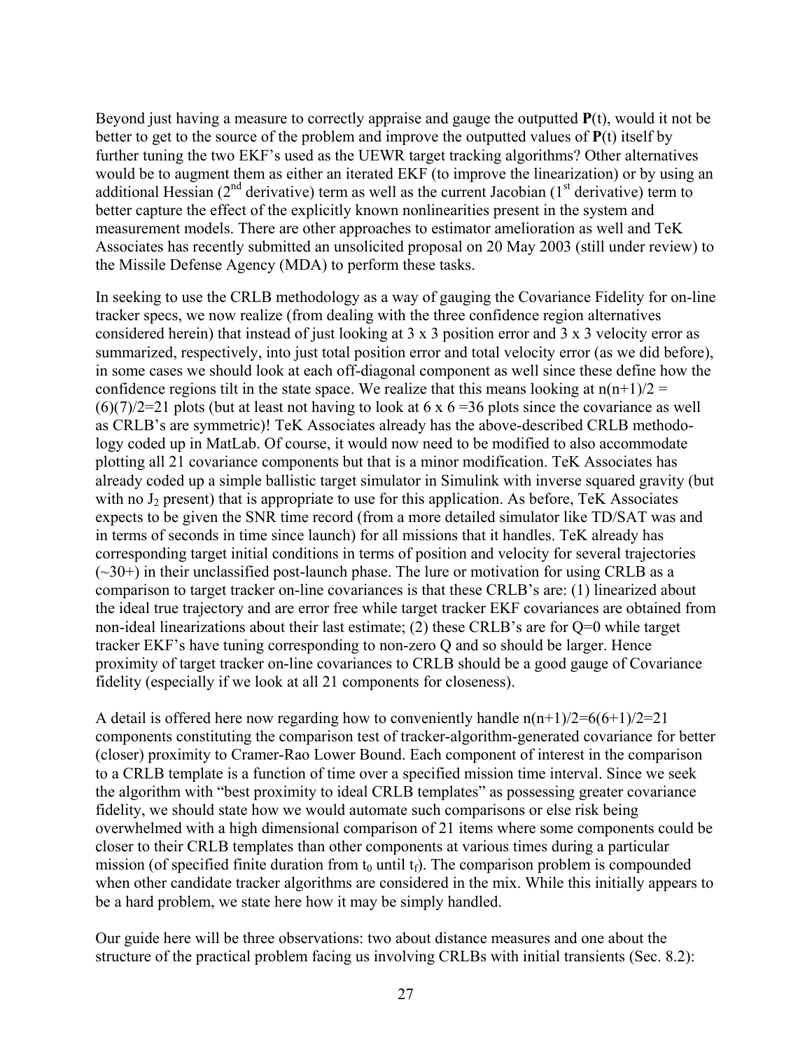Beyond just having a measure to correctly appraise and gauge the outputted **P**(t), would it not be better to get to the source of the problem and improve the outputted values of **P**(t) itself by further tuning the two EKF's used as the UEWR target tracking algorithms? Other alternatives would be to augment them as either an iterated EKF (to improve the linearization) or by using an additional Hessian ($2^{nd}$ derivative) term as well as the current Jacobian ($1^{st}$ derivative) term to better capture the effect of the explicitly known nonlinearities present in the system and measurement models. There are other approaches to estimator amelioration as well and TeK Associates has recently submitted an unsolicited proposal on 20 May 2003 (still under review) to the Missile Defense Agency (MDA) to perform these tasks.

In seeking to use the CRLB methodology as a way of gauging the Covariance Fidelity for on-line tracker specs, we now realize (from dealing with the three confidence region alternatives considered herein) that instead of just looking at 3 x 3 position error and 3 x 3 velocity error as summarized, respectively, into just total position error and total velocity error (as we did before), in some cases we should look at each off-diagonal component as well since these define how the confidence regions tilt in the state space. We realize that this means looking at $n(n+1)/2 = (6)(7)/2=21$ plots (but at least not having to look at 6 x 6 =36 plots since the covariance as well as CRLB's are symmetric)! TeK Associates already has the above-described CRLB methodology coded up in MatLab. Of course, it would now need to be modified to also accommodate plotting all 21 covariance components but that is a minor modification. TeK Associates has already coded up a simple ballistic target simulator in Simulink with inverse squared gravity (but with no $J_2$ present) that is appropriate to use for this application. As before, TeK Associates expects to be given the SNR time record (from a more detailed simulator like TD/SAT was and in terms of seconds in time since launch) for all missions that it handles. TeK already has corresponding target initial conditions in terms of position and velocity for several trajectories (~30+) in their unclassified post-launch phase. The lure or motivation for using CRLB as a comparison to target tracker on-line covariances is that these CRLB's are: (1) linearized about the ideal true trajectory and are error free while target tracker EKF covariances are obtained from non-ideal linearizations about their last estimate; (2) these CRLB's are for Q=0 while target tracker EKF's have tuning corresponding to non-zero Q and so should be larger. Hence proximity of target tracker on-line covariances to CRLB should be a good gauge of Covariance fidelity (especially if we look at all 21 components for closeness).

A detail is offered here now regarding how to conveniently handle $n(n+1)/2=6(6+1)/2=21$ components constituting the comparison test of tracker-algorithm-generated covariance for better (closer) proximity to Cramer-Rao Lower Bound. Each component of interest in the comparison to a CRLB template is a function of time over a specified mission time interval. Since we seek the algorithm with "best proximity to ideal CRLB templates" as possessing greater covariance fidelity, we should state how we would automate such comparisons or else risk being overwhelmed with a high dimensional comparison of 21 items where some components could be closer to their CRLB templates than other components at various times during a particular mission (of specified finite duration from $t_0$ until $t_f$). The comparison problem is compounded when other candidate tracker algorithms are considered in the mix. While this initially appears to be a hard problem, we state here how it may be simply handled.

Our guide here will be three observations: two about distance measures and one about the structure of the practical problem facing us involving CRLBs with initial transients (Sec. 8.2):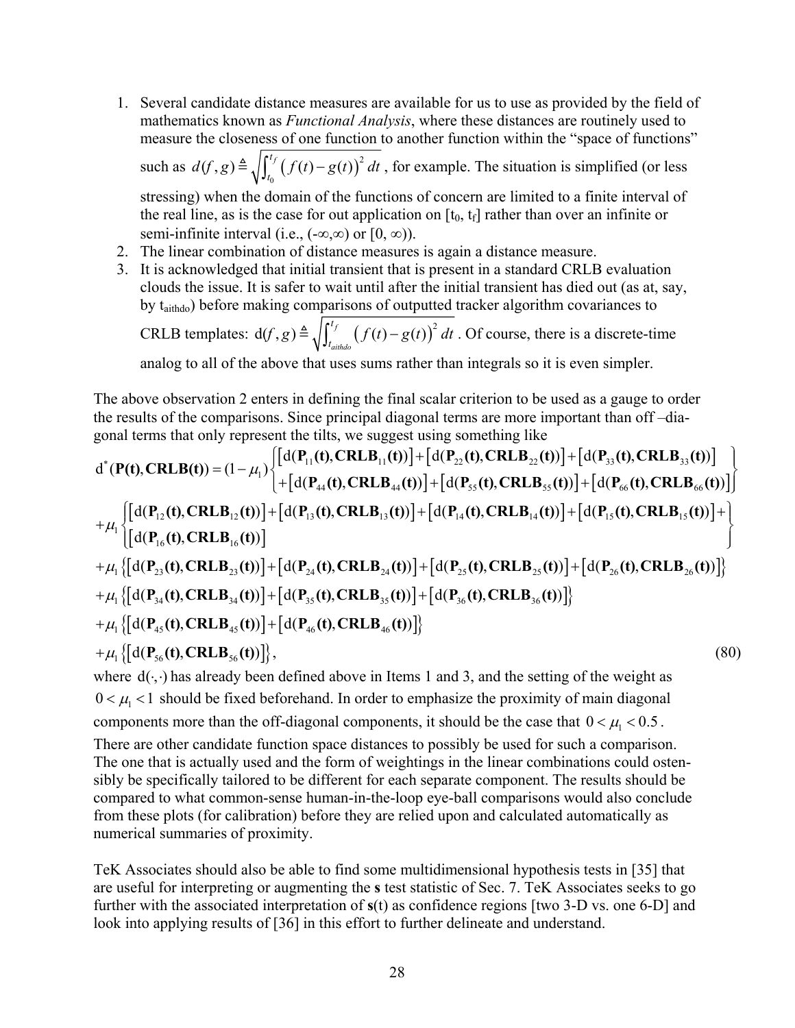1. Several candidate distance measures are available for us to use as provided by the field of mathematics known as *Functional Analysis*, where these distances are routinely used to measure the closeness of one function to another function within the "space of functions" such as $d(f,g) \triangleq \sqrt{\int_{t_0}^{t_f} \left(f(t)-g(t)\right)^2 dt}$ , for example. The situation is simplified (or less stressing) when the domain of the functions of concern are limited to a finite interval of the real line, as is the case for out application on $[t_0, t_f]$ rather than over an infinite or semi-infinite interval (i.e., $(-\infty,\infty)$ or $[0, \infty)$).
2. The linear combination of distance measures is again a distance measure.
3. It is acknowledged that initial transient that is present in a standard CRLB evaluation clouds the issue. It is safer to wait until after the initial transient has died out (as at, say, by $t_{aithdo}$) before making comparisons of outputted tracker algorithm covariances to CRLB templates: $\mathrm{d}(f,g) \triangleq \sqrt{\int_{t_{aithdo}}^{t_f} \left(f(t)-g(t)\right)^2 dt}$ . Of course, there is a discrete-time analog to all of the above that uses sums rather than integrals so it is even simpler.

The above observation 2 enters in defining the final scalar criterion to be used as a gauge to order the results of the comparisons. Since principal diagonal terms are more important than off –diagonal terms that only represent the tilts, we suggest using something like

$$
\begin{aligned}
\mathrm{d}^*(\mathbf{P(t)},\mathbf{CRLB(t)}) = (1-\mu_1)&\left\{\begin{array}{l}\left[\mathrm{d}(\mathbf{P}_{11}\mathbf{(t)},\mathbf{CRLB}_{11}\mathbf{(t)})\right]+\left[\mathrm{d}(\mathbf{P}_{22}\mathbf{(t)},\mathbf{CRLB}_{22}\mathbf{(t)})\right]+\left[\mathrm{d}(\mathbf{P}_{33}\mathbf{(t)},\mathbf{CRLB}_{33}\mathbf{(t)})\right] \\ +\left[\mathrm{d}(\mathbf{P}_{44}\mathbf{(t)},\mathbf{CRLB}_{44}\mathbf{(t)})\right]+\left[\mathrm{d}(\mathbf{P}_{55}\mathbf{(t)},\mathbf{CRLB}_{55}\mathbf{(t)})\right]+\left[\mathrm{d}(\mathbf{P}_{66}\mathbf{(t)},\mathbf{CRLB}_{66}\mathbf{(t)})\right]\end{array}\right\} \\
+\mu_1&\left\{\begin{array}{l}\left[\mathrm{d}(\mathbf{P}_{12}\mathbf{(t)},\mathbf{CRLB}_{12}\mathbf{(t)})\right]+\left[\mathrm{d}(\mathbf{P}_{13}\mathbf{(t)},\mathbf{CRLB}_{13}\mathbf{(t)})\right]+\left[\mathrm{d}(\mathbf{P}_{14}\mathbf{(t)},\mathbf{CRLB}_{14}\mathbf{(t)})\right]+\left[\mathrm{d}(\mathbf{P}_{15}\mathbf{(t)},\mathbf{CRLB}_{15}\mathbf{(t)})\right]+ \\ \left[\mathrm{d}(\mathbf{P}_{16}\mathbf{(t)},\mathbf{CRLB}_{16}\mathbf{(t)})\right]\end{array}\right\} \\
+\mu_1&\left\{\left[\mathrm{d}(\mathbf{P}_{23}\mathbf{(t)},\mathbf{CRLB}_{23}\mathbf{(t)})\right]+\left[\mathrm{d}(\mathbf{P}_{24}\mathbf{(t)},\mathbf{CRLB}_{24}\mathbf{(t)})\right]+\left[\mathrm{d}(\mathbf{P}_{25}\mathbf{(t)},\mathbf{CRLB}_{25}\mathbf{(t)})\right]+\left[\mathrm{d}(\mathbf{P}_{26}\mathbf{(t)},\mathbf{CRLB}_{26}\mathbf{(t)})\right]\right\} \\
+\mu_1&\left\{\left[\mathrm{d}(\mathbf{P}_{34}\mathbf{(t)},\mathbf{CRLB}_{34}\mathbf{(t)})\right]+\left[\mathrm{d}(\mathbf{P}_{35}\mathbf{(t)},\mathbf{CRLB}_{35}\mathbf{(t)})\right]+\left[\mathrm{d}(\mathbf{P}_{36}\mathbf{(t)},\mathbf{CRLB}_{36}\mathbf{(t)})\right]\right\} \\
+\mu_1&\left\{\left[\mathrm{d}(\mathbf{P}_{45}\mathbf{(t)},\mathbf{CRLB}_{45}\mathbf{(t)})\right]+\left[\mathrm{d}(\mathbf{P}_{46}\mathbf{(t)},\mathbf{CRLB}_{46}\mathbf{(t)})\right]\right\} \\
+\mu_1&\left\{\left[\mathrm{d}(\mathbf{P}_{56}\mathbf{(t)},\mathbf{CRLB}_{56}\mathbf{(t)})\right]\right\}, \qquad (80)
\end{aligned}
$$

where $\mathrm{d}(\cdot,\cdot)$ has already been defined above in Items 1 and 3, and the setting of the weight as $0 < \mu_1 < 1$ should be fixed beforehand. In order to emphasize the proximity of main diagonal components more than the off-diagonal components, it should be the case that $0 < \mu_1 < 0.5$. There are other candidate function space distances to possibly be used for such a comparison. The one that is actually used and the form of weightings in the linear combinations could ostensibly be specifically tailored to be different for each separate component. The results should be compared to what common-sense human-in-the-loop eye-ball comparisons would also conclude from these plots (for calibration) before they are relied upon and calculated automatically as numerical summaries of proximity.

TeK Associates should also be able to find some multidimensional hypothesis tests in [35] that are useful for interpreting or augmenting the **s** test statistic of Sec. 7. TeK Associates seeks to go further with the associated interpretation of **s**(t) as confidence regions [two 3-D vs. one 6-D] and look into applying results of [36] in this effort to further delineate and understand.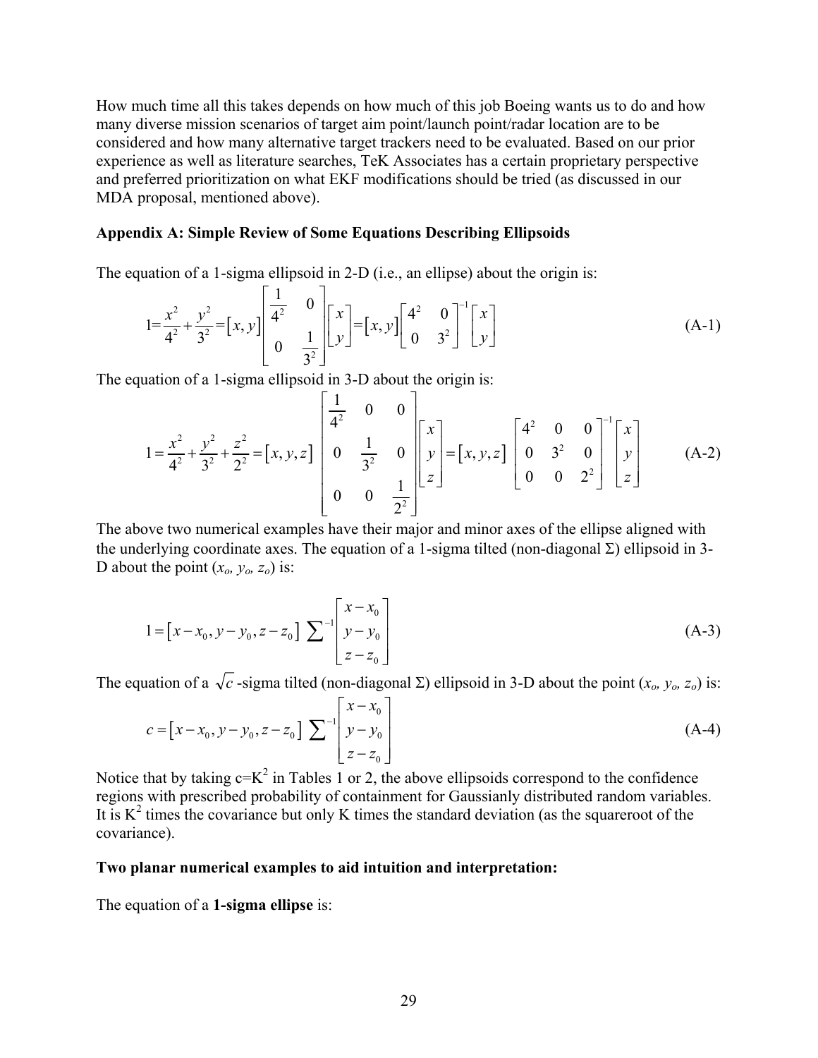How much time all this takes depends on how much of this job Boeing wants us to do and how many diverse mission scenarios of target aim point/launch point/radar location are to be considered and how many alternative target trackers need to be evaluated. Based on our prior experience as well as literature searches, TeK Associates has a certain proprietary perspective and preferred prioritization on what EKF modifications should be tried (as discussed in our MDA proposal, mentioned above).

**Appendix A: Simple Review of Some Equations Describing Ellipsoids**

The equation of a 1-sigma ellipsoid in 2-D (i.e., an ellipse) about the origin is:

$$1=\frac{x^2}{4^2}+\frac{y^2}{3^2}=[x,y]\begin{bmatrix}\frac{1}{4^2} & 0\\ 0 & \frac{1}{3^2}\end{bmatrix}\begin{bmatrix}x\\ y\end{bmatrix}=[x,y]\begin{bmatrix}4^2 & 0\\ 0 & 3^2\end{bmatrix}^{-1}\begin{bmatrix}x\\ y\end{bmatrix} \tag{A-1}$$

The equation of a 1-sigma ellipsoid in 3-D about the origin is:

$$1=\frac{x^2}{4^2}+\frac{y^2}{3^2}+\frac{z^2}{2^2}=[x,y,z]\begin{bmatrix}\frac{1}{4^2} & 0 & 0\\ 0 & \frac{1}{3^2} & 0\\ 0 & 0 & \frac{1}{2^2}\end{bmatrix}\begin{bmatrix}x\\ y\\ z\end{bmatrix}=[x,y,z]\begin{bmatrix}4^2 & 0 & 0\\ 0 & 3^2 & 0\\ 0 & 0 & 2^2\end{bmatrix}^{-1}\begin{bmatrix}x\\ y\\ z\end{bmatrix} \tag{A-2}$$

The above two numerical examples have their major and minor axes of the ellipse aligned with the underlying coordinate axes. The equation of a 1-sigma tilted (non-diagonal $\Sigma$) ellipsoid in 3-D about the point ($x_o$, $y_o$, $z_o$) is:

$$1=[x-x_0,y-y_0,z-z_0]\sum^{-1}\begin{bmatrix}x-x_0\\ y-y_0\\ z-z_0\end{bmatrix} \tag{A-3}$$

The equation of a $\sqrt{c}$ -sigma tilted (non-diagonal $\Sigma$) ellipsoid in 3-D about the point ($x_o$, $y_o$, $z_o$) is:

$$c=[x-x_0,y-y_0,z-z_0]\sum^{-1}\begin{bmatrix}x-x_0\\ y-y_0\\ z-z_0\end{bmatrix} \tag{A-4}$$

Notice that by taking $c=K^2$ in Tables 1 or 2, the above ellipsoids correspond to the confidence regions with prescribed probability of containment for Gaussianly distributed random variables. It is $K^2$ times the covariance but only K times the standard deviation (as the squareroot of the covariance).

**Two planar numerical examples to aid intuition and interpretation:**

The equation of a **1-sigma ellipse** is: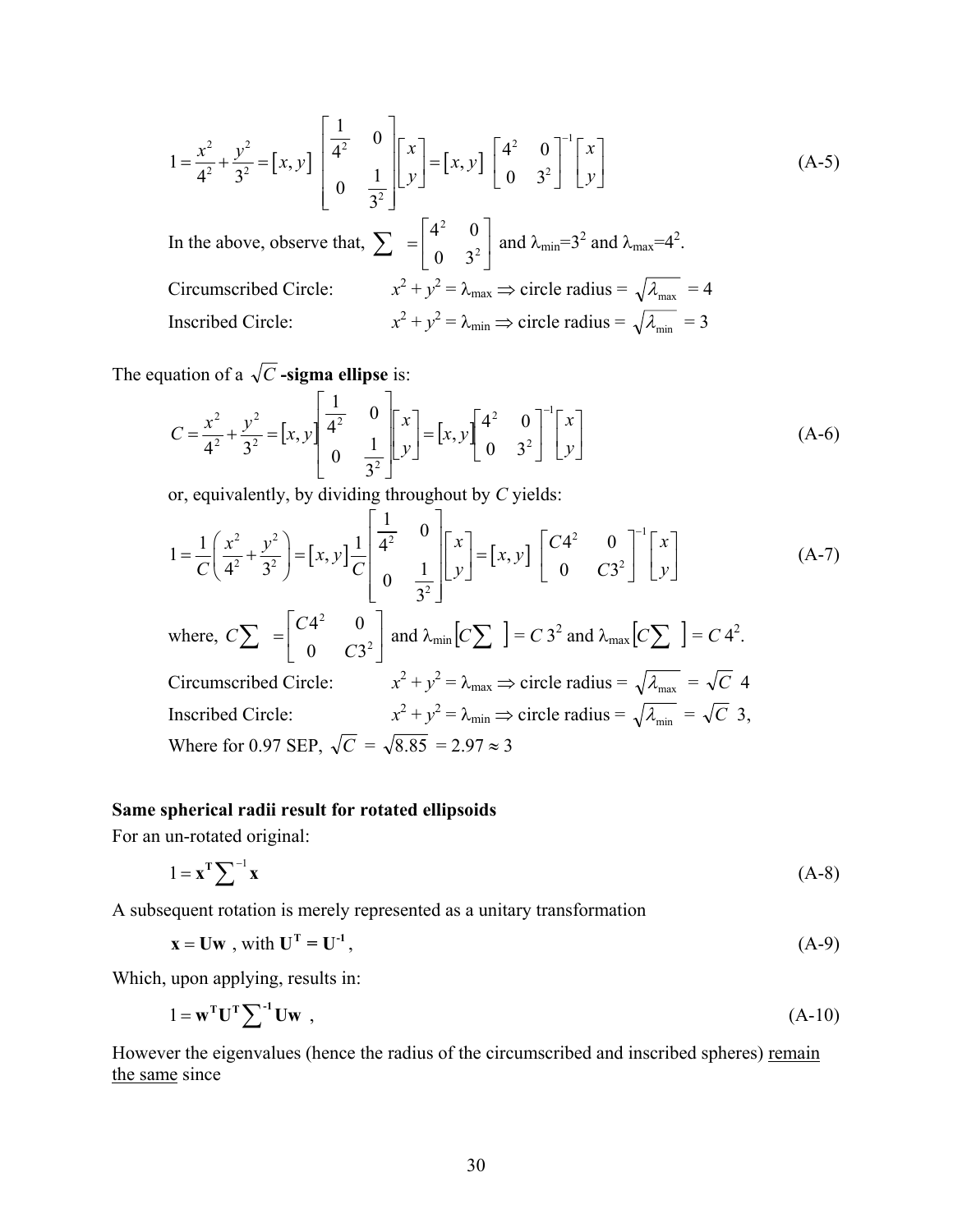$$1 = \frac{x^2}{4^2} + \frac{y^2}{3^2} = [x, y] \begin{bmatrix} \frac{1}{4^2} & 0 \\ 0 & \frac{1}{3^2} \end{bmatrix} \begin{bmatrix} x \\ y \end{bmatrix} = [x, y] \begin{bmatrix} 4^2 & 0 \\ 0 & 3^2 \end{bmatrix}^{-1} \begin{bmatrix} x \\ y \end{bmatrix} \tag{A-5}$$

In the above, observe that, $\sum = \begin{bmatrix} 4^2 & 0 \\ 0 & 3^2 \end{bmatrix}$ and $\lambda_{min}=3^2$ and $\lambda_{max}=4^2$.

Circumscribed Circle: $x^2 + y^2 = \lambda_{max} \Rightarrow$ circle radius $= \sqrt{\lambda_{max}} = 4$

Inscribed Circle: $x^2 + y^2 = \lambda_{min} \Rightarrow$ circle radius $= \sqrt{\lambda_{min}} = 3$

The equation of a $\sqrt{C}$ **-sigma ellipse** is:

$$C = \frac{x^2}{4^2} + \frac{y^2}{3^2} = [x, y] \begin{bmatrix} \frac{1}{4^2} & 0 \\ 0 & \frac{1}{3^2} \end{bmatrix} \begin{bmatrix} x \\ y \end{bmatrix} = [x, y] \begin{bmatrix} 4^2 & 0 \\ 0 & 3^2 \end{bmatrix}^{-1} \begin{bmatrix} x \\ y \end{bmatrix} \tag{A-6}$$

or, equivalently, by dividing throughout by $C$ yields:

$$1 = \frac{1}{C}\left(\frac{x^2}{4^2} + \frac{y^2}{3^2}\right) = [x, y] \frac{1}{C} \begin{bmatrix} \frac{1}{4^2} & 0 \\ 0 & \frac{1}{3^2} \end{bmatrix} \begin{bmatrix} x \\ y \end{bmatrix} = [x, y] \begin{bmatrix} C4^2 & 0 \\ 0 & C3^2 \end{bmatrix}^{-1} \begin{bmatrix} x \\ y \end{bmatrix} \tag{A-7}$$

where, $C\sum = \begin{bmatrix} C4^2 & 0 \\ 0 & C3^2 \end{bmatrix}$ and $\lambda_{min}\left[C\sum\right] = C\,3^2$ and $\lambda_{max}\left[C\sum\right] = C\,4^2$.

Circumscribed Circle: $x^2 + y^2 = \lambda_{max} \Rightarrow$ circle radius $= \sqrt{\lambda_{max}} = \sqrt{C}\;4$

Inscribed Circle: $x^2 + y^2 = \lambda_{min} \Rightarrow$ circle radius $= \sqrt{\lambda_{min}} = \sqrt{C}\;3$,

Where for 0.97 SEP, $\sqrt{C} = \sqrt{8.85} = 2.97 \approx 3$

**Same spherical radii result for rotated ellipsoids**

For an un-rotated original:

$$1 = \mathbf{x}^{\mathbf{T}} \sum\nolimits^{-1} \mathbf{x} \tag{A-8}$$

A subsequent rotation is merely represented as a unitary transformation

$$\mathbf{x} = \mathbf{U}\mathbf{w} \text{ , with } \mathbf{U}^{\mathbf{T}} = \mathbf{U}^{-1}, \tag{A-9}$$

Which, upon applying, results in:

$$1 = \mathbf{w}^{\mathbf{T}} \mathbf{U}^{\mathbf{T}} \sum\nolimits^{-1} \mathbf{U}\mathbf{w} \;, \tag{A-10}$$

However the eigenvalues (hence the radius of the circumscribed and inscribed spheres) remain the same since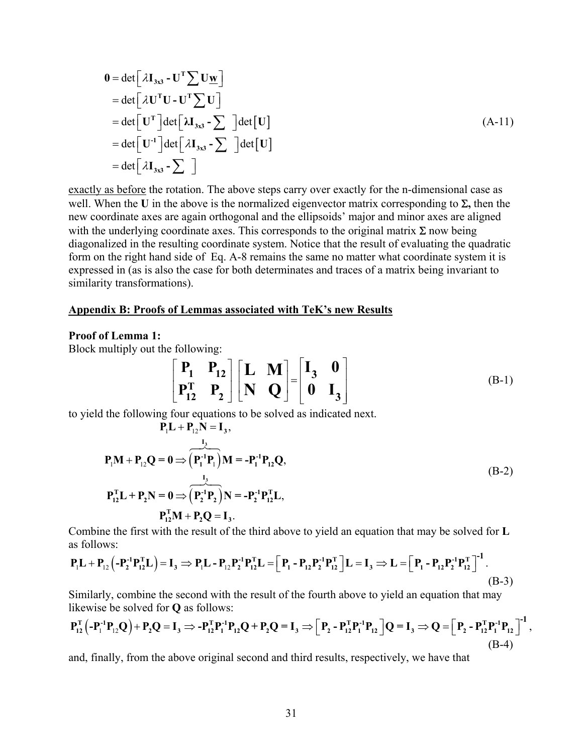$$
\begin{aligned}
\mathbf{0} &= \det\left[\lambda \mathbf{I}_{3x3} - \mathbf{U}^{\mathbf{T}} \sum \mathbf{U} \underline{\mathbf{w}}\right] \\
&= \det\left[\lambda \mathbf{U}^{\mathbf{T}}\mathbf{U} - \mathbf{U}^{\mathbf{T}} \sum \mathbf{U}\right] \\
&= \det\left[\mathbf{U}^{\mathbf{T}}\right] \det\left[\boldsymbol{\lambda} \mathbf{I}_{3x3} - \sum \;\right] \det\left[\mathbf{U}\right] \\
&= \det\left[\mathbf{U}^{-1}\right] \det\left[\lambda \mathbf{I}_{3x3} - \sum \;\right] \det\left[\mathbf{U}\right] \\
&= \det\left[\lambda \mathbf{I}_{3x3} - \sum \;\right]
\end{aligned} \tag{A-11}
$$

exactly as before the rotation. The above steps carry over exactly for the n-dimensional case as well. When the $\mathbf{U}$ in the above is the normalized eigenvector matrix corresponding to $\boldsymbol{\Sigma}$, then the new coordinate axes are again orthogonal and the ellipsoids' major and minor axes are aligned with the underlying coordinate axes. This corresponds to the original matrix $\boldsymbol{\Sigma}$ now being diagonalized in the resulting coordinate system. Notice that the result of evaluating the quadratic form on the right hand side of Eq. A-8 remains the same no matter what coordinate system it is expressed in (as is also the case for both determinates and traces of a matrix being invariant to similarity transformations).

## Appendix B: Proofs of Lemmas associated with TeK's new Results

**Proof of Lemma 1:**

Block multiply out the following:

$$
\begin{bmatrix} \mathbf{P_1} & \mathbf{P_{12}} \\ \mathbf{P_{12}^T} & \mathbf{P_2} \end{bmatrix} \begin{bmatrix} \mathbf{L} & \mathbf{M} \\ \mathbf{N} & \mathbf{Q} \end{bmatrix} = \begin{bmatrix} \mathbf{I_3} & \mathbf{0} \\ \mathbf{0} & \mathbf{I_3} \end{bmatrix} \tag{B-1}
$$

to yield the following four equations to be solved as indicated next.

$$
\begin{aligned}
&\mathbf{P}_1\mathbf{L} + \mathbf{P}_{12}\mathbf{N} = \mathbf{I_3}, \\
&\mathbf{P}_1\mathbf{M} + \mathbf{P}_{12}\mathbf{Q} = \mathbf{0} \Rightarrow \overbrace{\left(\mathbf{P_1^{-1}}\mathbf{P}_1\right)}^{\mathbf{I_3}}\mathbf{M} = -\mathbf{P_1^{-1}}\mathbf{P_{12}}\mathbf{Q}, \\
&\mathbf{P_{12}^T}\mathbf{L} + \mathbf{P_2}\mathbf{N} = \mathbf{0} \Rightarrow \overbrace{\left(\mathbf{P_2^{-1}}\mathbf{P_2}\right)}^{\mathbf{I_3}}\mathbf{N} = -\mathbf{P_2^{-1}}\mathbf{P_{12}^T}\mathbf{L}, \\
&\mathbf{P_{12}^T}\mathbf{M} + \mathbf{P_2}\mathbf{Q} = \mathbf{I_3}.
\end{aligned} \tag{B-2}
$$

Combine the first with the result of the third above to yield an equation that may be solved for $\mathbf{L}$ as follows:

$$
\mathbf{P}_1\mathbf{L} + \mathbf{P}_{12}\left(-\mathbf{P_2^{-1}}\mathbf{P_{12}^T}\mathbf{L}\right) = \mathbf{I_3} \Rightarrow \mathbf{P}_1\mathbf{L} - \mathbf{P}_{12}\mathbf{P_2^{-1}}\mathbf{P_{12}^T}\mathbf{L} = \left[\mathbf{P_1} - \mathbf{P_{12}}\mathbf{P_2^{-1}}\mathbf{P_{12}^T}\right]\mathbf{L} = \mathbf{I_3} \Rightarrow \mathbf{L} = \left[\mathbf{P_1} - \mathbf{P_{12}}\mathbf{P_2^{-1}}\mathbf{P_{12}^T}\right]^{-1}. \tag{B-3}
$$

Similarly, combine the second with the result of the fourth above to yield an equation that may likewise be solved for $\mathbf{Q}$ as follows:

$$
\mathbf{P_{12}^T}\left(-\mathbf{P}_1^{-1}\mathbf{P}_{12}\mathbf{Q}\right) + \mathbf{P_2}\mathbf{Q} = \mathbf{I_3} \Rightarrow -\mathbf{P_{12}^T}\mathbf{P_1^{-1}}\mathbf{P_{12}}\mathbf{Q} + \mathbf{P_2}\mathbf{Q} = \mathbf{I_3} \Rightarrow \left[\mathbf{P_2} - \mathbf{P_{12}^T}\mathbf{P_1^{-1}}\mathbf{P_{12}}\right]\mathbf{Q} = \mathbf{I_3} \Rightarrow \mathbf{Q} = \left[\mathbf{P_2} - \mathbf{P_{12}^T}\mathbf{P_1^{-1}}\mathbf{P_{12}}\right]^{-1}, \tag{B-4}
$$

and, finally, from the above original second and third results, respectively, we have that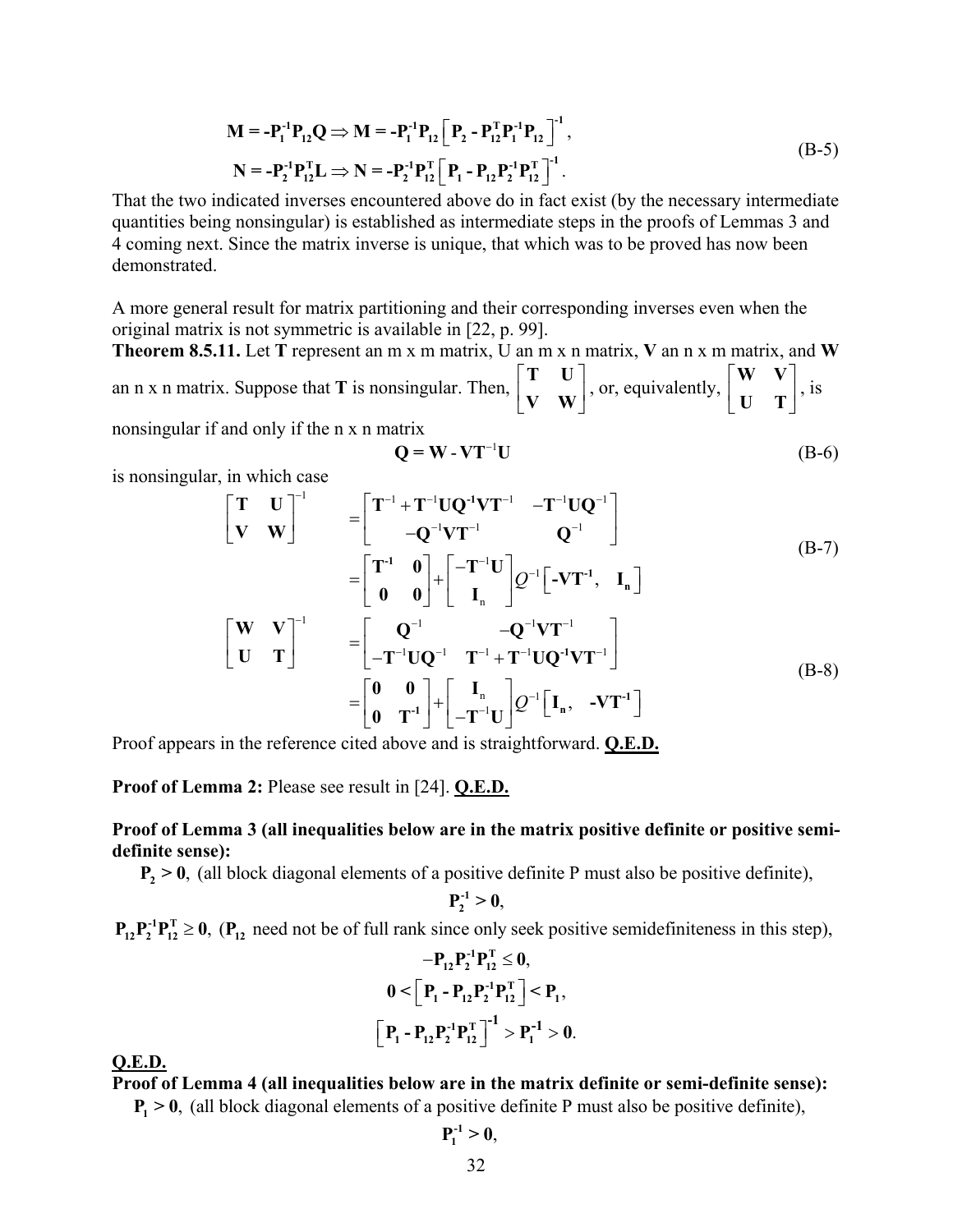$$\mathbf{M} = -\mathbf{P}_1^{-1}\mathbf{P}_{12}\mathbf{Q} \Rightarrow \mathbf{M} = -\mathbf{P}_1^{-1}\mathbf{P}_{12}\left[\mathbf{P}_2 - \mathbf{P}_{12}^T\mathbf{P}_1^{-1}\mathbf{P}_{12}\right]^{-1},$$
$$\mathbf{N} = -\mathbf{P}_2^{-1}\mathbf{P}_{12}^T\mathbf{L} \Rightarrow \mathbf{N} = -\mathbf{P}_2^{-1}\mathbf{P}_{12}^T\left[\mathbf{P}_1 - \mathbf{P}_{12}\mathbf{P}_2^{-1}\mathbf{P}_{12}^T\right]^{-1}. \tag{B-5}$$

That the two indicated inverses encountered above do in fact exist (by the necessary intermediate quantities being nonsingular) is established as intermediate steps in the proofs of Lemmas 3 and 4 coming next. Since the matrix inverse is unique, that which was to be proved has now been demonstrated.

A more general result for matrix partitioning and their corresponding inverses even when the original matrix is not symmetric is available in [22, p. 99].

**Theorem 8.5.11.** Let $\mathbf{T}$ represent an m x m matrix, U an m x n matrix, $\mathbf{V}$ an n x m matrix, and $\mathbf{W}$ an n x n matrix. Suppose that $\mathbf{T}$ is nonsingular. Then, $\begin{bmatrix}\mathbf{T} & \mathbf{U}\\ \mathbf{V} & \mathbf{W}\end{bmatrix}$, or, equivalently, $\begin{bmatrix}\mathbf{W} & \mathbf{V}\\ \mathbf{U} & \mathbf{T}\end{bmatrix}$, is nonsingular if and only if the n x n matrix

$$\mathbf{Q} = \mathbf{W} - \mathbf{V}\mathbf{T}^{-1}\mathbf{U} \tag{B-6}$$

is nonsingular, in which case

$$\begin{aligned}
\begin{bmatrix}\mathbf{T} & \mathbf{U}\\ \mathbf{V} & \mathbf{W}\end{bmatrix}^{-1} &= \begin{bmatrix}\mathbf{T}^{-1} + \mathbf{T}^{-1}\mathbf{U}\mathbf{Q}^{-1}\mathbf{V}\mathbf{T}^{-1} & -\mathbf{T}^{-1}\mathbf{U}\mathbf{Q}^{-1}\\ -\mathbf{Q}^{-1}\mathbf{V}\mathbf{T}^{-1} & \mathbf{Q}^{-1}\end{bmatrix}\\
&= \begin{bmatrix}\mathbf{T}^{-1} & \mathbf{0}\\ \mathbf{0} & \mathbf{0}\end{bmatrix} + \begin{bmatrix}-\mathbf{T}^{-1}\mathbf{U}\\ \mathbf{I}_n\end{bmatrix} Q^{-1}\left[-\mathbf{V}\mathbf{T}^{-1}, \quad \mathbf{I}_n\right]
\end{aligned} \tag{B-7}$$

$$\begin{aligned}
\begin{bmatrix}\mathbf{W} & \mathbf{V}\\ \mathbf{U} & \mathbf{T}\end{bmatrix}^{-1} &= \begin{bmatrix}\mathbf{Q}^{-1} & -\mathbf{Q}^{-1}\mathbf{V}\mathbf{T}^{-1}\\ -\mathbf{T}^{-1}\mathbf{U}\mathbf{Q}^{-1} & \mathbf{T}^{-1} + \mathbf{T}^{-1}\mathbf{U}\mathbf{Q}^{-1}\mathbf{V}\mathbf{T}^{-1}\end{bmatrix}\\
&= \begin{bmatrix}\mathbf{0} & \mathbf{0}\\ \mathbf{0} & \mathbf{T}^{-1}\end{bmatrix} + \begin{bmatrix}\mathbf{I}_n\\ -\mathbf{T}^{-1}\mathbf{U}\end{bmatrix} Q^{-1}\left[\mathbf{I}_n, \quad -\mathbf{V}\mathbf{T}^{-1}\right]
\end{aligned} \tag{B-8}$$

Proof appears in the reference cited above and is straightforward. **Q.E.D.**

**Proof of Lemma 2:** Please see result in [24]. **Q.E.D.**

**Proof of Lemma 3 (all inequalities below are in the matrix positive definite or positive semi-definite sense):**

$\mathbf{P}_2 > \mathbf{0}$, (all block diagonal elements of a positive definite P must also be positive definite),

$$\mathbf{P}_2^{-1} > \mathbf{0},$$

$\mathbf{P}_{12}\mathbf{P}_2^{-1}\mathbf{P}_{12}^T \geq \mathbf{0}$, ($\mathbf{P}_{12}$ need not be of full rank since only seek positive semidefiniteness in this step),

$$-\mathbf{P}_{12}\mathbf{P}_2^{-1}\mathbf{P}_{12}^T \leq \mathbf{0},$$

$$\mathbf{0} < \left[\mathbf{P}_1 - \mathbf{P}_{12}\mathbf{P}_2^{-1}\mathbf{P}_{12}^T\right] < \mathbf{P}_1,$$

$$\left[\mathbf{P}_1 - \mathbf{P}_{12}\mathbf{P}_2^{-1}\mathbf{P}_{12}^T\right]^{-1} > \mathbf{P}_1^{-1} > \mathbf{0}.$$

**Q.E.D.**

**Proof of Lemma 4 (all inequalities below are in the matrix definite or semi-definite sense):**

$\mathbf{P}_1 > \mathbf{0}$, (all block diagonal elements of a positive definite P must also be positive definite),

$$\mathbf{P}_1^{-1} > \mathbf{0},$$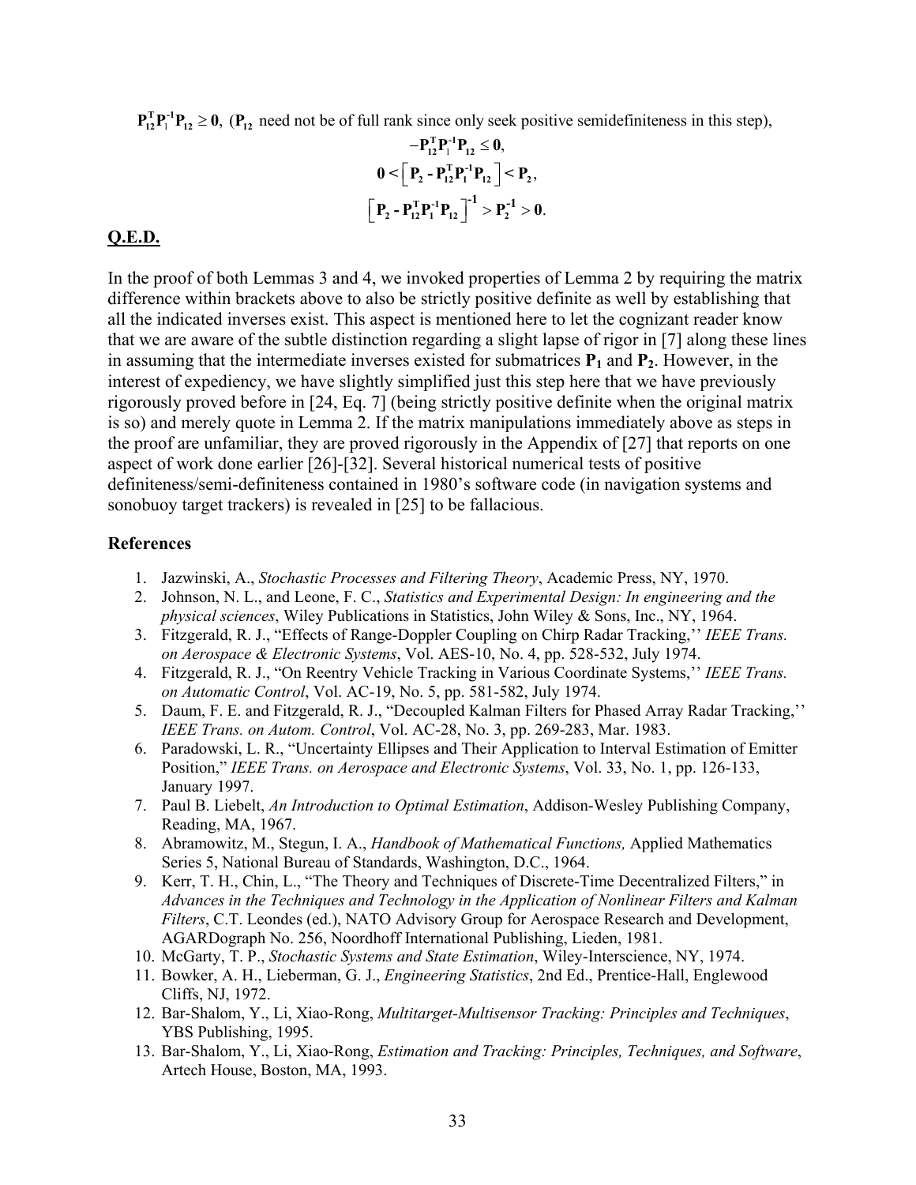$\mathbf{P}_{12}^{\mathbf{T}}\mathbf{P}_1^{-1}\mathbf{P}_{12} \geq \mathbf{0}$, ($\mathbf{P}_{12}$ need not be of full rank since only seek positive semidefiniteness in this step),

$$-\mathbf{P}_{12}^{\mathbf{T}}\mathbf{P}_1^{-1}\mathbf{P}_{12} \leq \mathbf{0},$$

$$\mathbf{0} < \left[\mathbf{P}_2 - \mathbf{P}_{12}^{\mathbf{T}}\mathbf{P}_1^{-1}\mathbf{P}_{12}\right] < \mathbf{P}_2,$$

$$\left[\mathbf{P}_2 - \mathbf{P}_{12}^{\mathbf{T}}\mathbf{P}_1^{-1}\mathbf{P}_{12}\right]^{-1} > \mathbf{P}_2^{-1} > \mathbf{0}.$$

**Q.E.D.**

In the proof of both Lemmas 3 and 4, we invoked properties of Lemma 2 by requiring the matrix difference within brackets above to also be strictly positive definite as well by establishing that all the indicated inverses exist. This aspect is mentioned here to let the cognizant reader know that we are aware of the subtle distinction regarding a slight lapse of rigor in [7] along these lines in assuming that the intermediate inverses existed for submatrices $\mathbf{P}_1$ and $\mathbf{P}_2$. However, in the interest of expediency, we have slightly simplified just this step here that we have previously rigorously proved before in [24, Eq. 7] (being strictly positive definite when the original matrix is so) and merely quote in Lemma 2. If the matrix manipulations immediately above as steps in the proof are unfamiliar, they are proved rigorously in the Appendix of [27] that reports on one aspect of work done earlier [26]-[32]. Several historical numerical tests of positive definiteness/semi-definiteness contained in 1980's software code (in navigation systems and sonobuoy target trackers) is revealed in [25] to be fallacious.

### References

1. Jazwinski, A., *Stochastic Processes and Filtering Theory*, Academic Press, NY, 1970.
2. Johnson, N. L., and Leone, F. C., *Statistics and Experimental Design: In engineering and the physical sciences*, Wiley Publications in Statistics, John Wiley & Sons, Inc., NY, 1964.
3. Fitzgerald, R. J., "Effects of Range-Doppler Coupling on Chirp Radar Tracking,'' *IEEE Trans. on Aerospace & Electronic Systems*, Vol. AES-10, No. 4, pp. 528-532, July 1974.
4. Fitzgerald, R. J., "On Reentry Vehicle Tracking in Various Coordinate Systems,'' *IEEE Trans. on Automatic Control*, Vol. AC-19, No. 5, pp. 581-582, July 1974.
5. Daum, F. E. and Fitzgerald, R. J., "Decoupled Kalman Filters for Phased Array Radar Tracking,'' *IEEE Trans. on Autom. Control*, Vol. AC-28, No. 3, pp. 269-283, Mar. 1983.
6. Paradowski, L. R., "Uncertainty Ellipses and Their Application to Interval Estimation of Emitter Position," *IEEE Trans. on Aerospace and Electronic Systems*, Vol. 33, No. 1, pp. 126-133, January 1997.
7. Paul B. Liebelt, *An Introduction to Optimal Estimation*, Addison-Wesley Publishing Company, Reading, MA, 1967.
8. Abramowitz, M., Stegun, I. A., *Handbook of Mathematical Functions,* Applied Mathematics Series 5, National Bureau of Standards, Washington, D.C., 1964.
9. Kerr, T. H., Chin, L., "The Theory and Techniques of Discrete-Time Decentralized Filters," in *Advances in the Techniques and Technology in the Application of Nonlinear Filters and Kalman Filters*, C.T. Leondes (ed.), NATO Advisory Group for Aerospace Research and Development, AGARDograph No. 256, Noordhoff International Publishing, Lieden, 1981.
10. McGarty, T. P., *Stochastic Systems and State Estimation*, Wiley-Interscience, NY, 1974.
11. Bowker, A. H., Lieberman, G. J., *Engineering Statistics*, 2nd Ed., Prentice-Hall, Englewood Cliffs, NJ, 1972.
12. Bar-Shalom, Y., Li, Xiao-Rong, *Multitarget-Multisensor Tracking: Principles and Techniques*, YBS Publishing, 1995.
13. Bar-Shalom, Y., Li, Xiao-Rong, *Estimation and Tracking: Principles, Techniques, and Software*, Artech House, Boston, MA, 1993.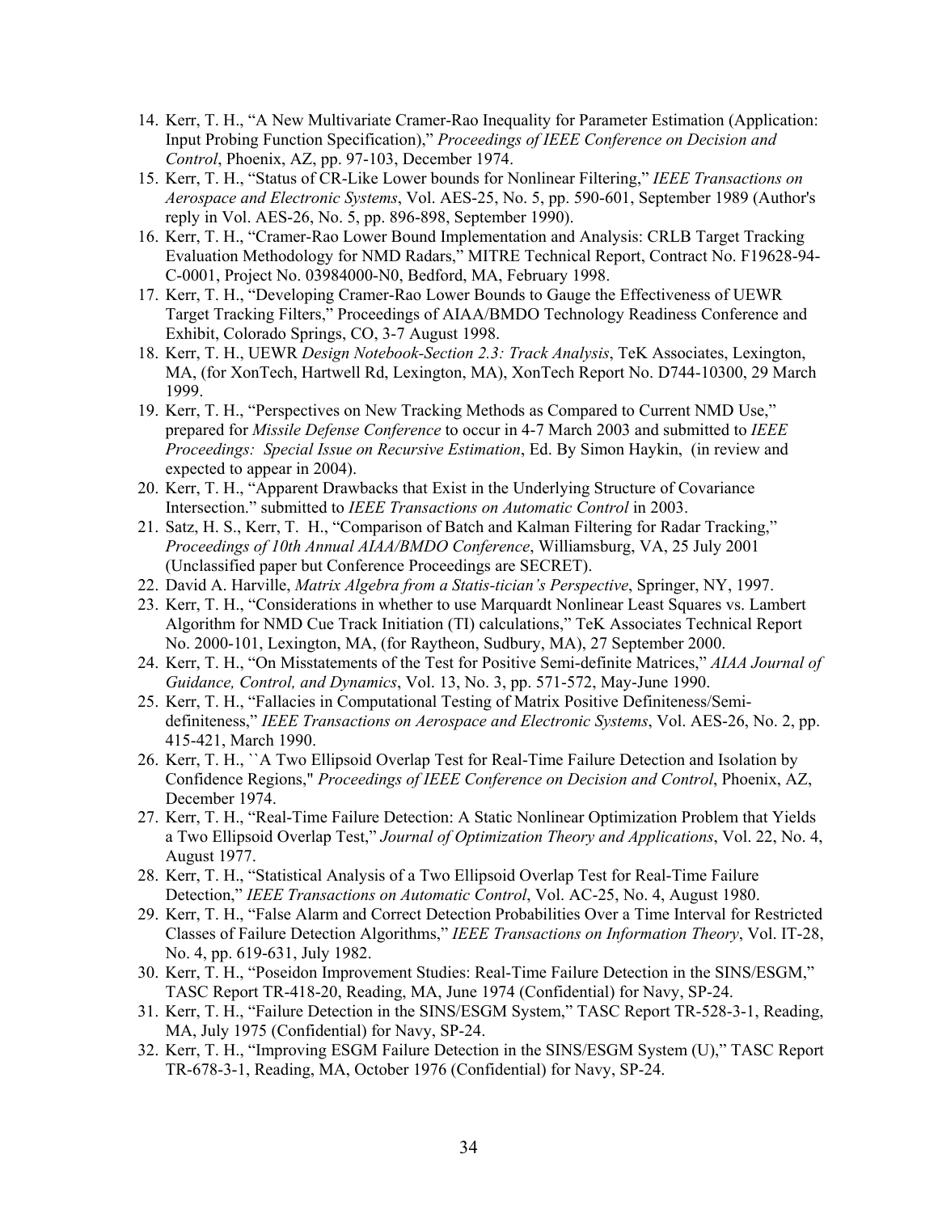14. Kerr, T. H., "A New Multivariate Cramer-Rao Inequality for Parameter Estimation (Application: Input Probing Function Specification)," *Proceedings of IEEE Conference on Decision and Control*, Phoenix, AZ, pp. 97-103, December 1974.
15. Kerr, T. H., "Status of CR-Like Lower bounds for Nonlinear Filtering," *IEEE Transactions on Aerospace and Electronic Systems*, Vol. AES-25, No. 5, pp. 590-601, September 1989 (Author's reply in Vol. AES-26, No. 5, pp. 896-898, September 1990).
16. Kerr, T. H., "Cramer-Rao Lower Bound Implementation and Analysis: CRLB Target Tracking Evaluation Methodology for NMD Radars," MITRE Technical Report, Contract No. F19628-94-C-0001, Project No. 03984000-N0, Bedford, MA, February 1998.
17. Kerr, T. H., "Developing Cramer-Rao Lower Bounds to Gauge the Effectiveness of UEWR Target Tracking Filters," Proceedings of AIAA/BMDO Technology Readiness Conference and Exhibit, Colorado Springs, CO, 3-7 August 1998.
18. Kerr, T. H., UEWR *Design Notebook-Section 2.3: Track Analysis*, TeK Associates, Lexington, MA, (for XonTech, Hartwell Rd, Lexington, MA), XonTech Report No. D744-10300, 29 March 1999.
19. Kerr, T. H., "Perspectives on New Tracking Methods as Compared to Current NMD Use," prepared for *Missile Defense Conference* to occur in 4-7 March 2003 and submitted to *IEEE Proceedings: Special Issue on Recursive Estimation*, Ed. By Simon Haykin, (in review and expected to appear in 2004).
20. Kerr, T. H., "Apparent Drawbacks that Exist in the Underlying Structure of Covariance Intersection." submitted to *IEEE Transactions on Automatic Control* in 2003.
21. Satz, H. S., Kerr, T. H., "Comparison of Batch and Kalman Filtering for Radar Tracking," *Proceedings of 10th Annual AIAA/BMDO Conference*, Williamsburg, VA, 25 July 2001 (Unclassified paper but Conference Proceedings are SECRET).
22. David A. Harville, *Matrix Algebra from a Statis-tician's Perspective*, Springer, NY, 1997.
23. Kerr, T. H., "Considerations in whether to use Marquardt Nonlinear Least Squares vs. Lambert Algorithm for NMD Cue Track Initiation (TI) calculations," TeK Associates Technical Report No. 2000-101, Lexington, MA, (for Raytheon, Sudbury, MA), 27 September 2000.
24. Kerr, T. H., "On Misstatements of the Test for Positive Semi-definite Matrices," *AIAA Journal of Guidance, Control, and Dynamics*, Vol. 13, No. 3, pp. 571-572, May-June 1990.
25. Kerr, T. H., "Fallacies in Computational Testing of Matrix Positive Definiteness/Semi-definiteness," *IEEE Transactions on Aerospace and Electronic Systems*, Vol. AES-26, No. 2, pp. 415-421, March 1990.
26. Kerr, T. H., ``A Two Ellipsoid Overlap Test for Real-Time Failure Detection and Isolation by Confidence Regions," *Proceedings of IEEE Conference on Decision and Control*, Phoenix, AZ, December 1974.
27. Kerr, T. H., "Real-Time Failure Detection: A Static Nonlinear Optimization Problem that Yields a Two Ellipsoid Overlap Test," *Journal of Optimization Theory and Applications*, Vol. 22, No. 4, August 1977.
28. Kerr, T. H., "Statistical Analysis of a Two Ellipsoid Overlap Test for Real-Time Failure Detection," *IEEE Transactions on Automatic Control*, Vol. AC-25, No. 4, August 1980.
29. Kerr, T. H., "False Alarm and Correct Detection Probabilities Over a Time Interval for Restricted Classes of Failure Detection Algorithms," *IEEE Transactions on Information Theory*, Vol. IT-28, No. 4, pp. 619-631, July 1982.
30. Kerr, T. H., "Poseidon Improvement Studies: Real-Time Failure Detection in the SINS/ESGM," TASC Report TR-418-20, Reading, MA, June 1974 (Confidential) for Navy, SP-24.
31. Kerr, T. H., "Failure Detection in the SINS/ESGM System," TASC Report TR-528-3-1, Reading, MA, July 1975 (Confidential) for Navy, SP-24.
32. Kerr, T. H., "Improving ESGM Failure Detection in the SINS/ESGM System (U)," TASC Report TR-678-3-1, Reading, MA, October 1976 (Confidential) for Navy, SP-24.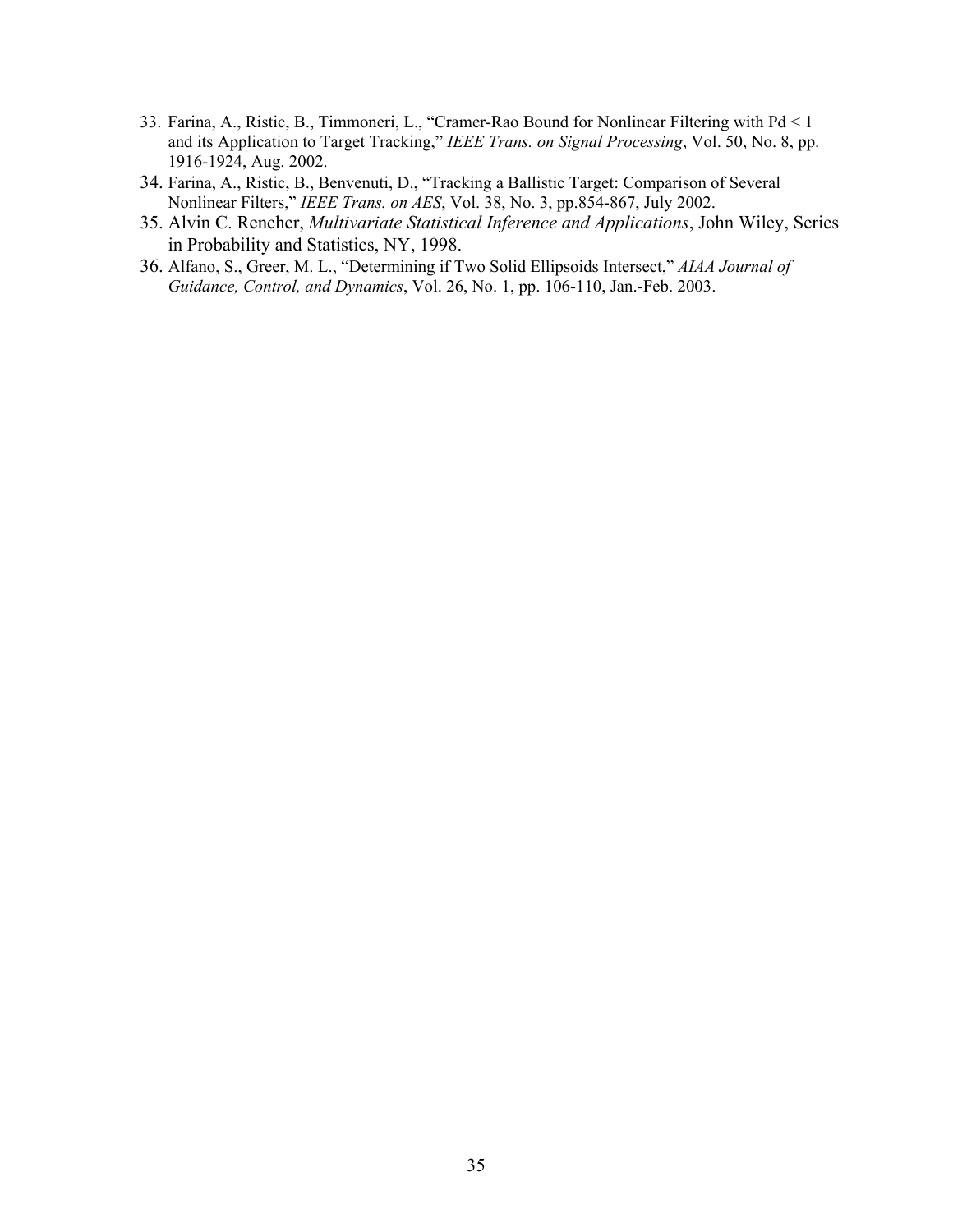33. Farina, A., Ristic, B., Timmoneri, L., "Cramer-Rao Bound for Nonlinear Filtering with Pd < 1 and its Application to Target Tracking," *IEEE Trans. on Signal Processing*, Vol. 50, No. 8, pp. 1916-1924, Aug. 2002.
34. Farina, A., Ristic, B., Benvenuti, D., "Tracking a Ballistic Target: Comparison of Several Nonlinear Filters," *IEEE Trans. on AES*, Vol. 38, No. 3, pp.854-867, July 2002.
35. Alvin C. Rencher, *Multivariate Statistical Inference and Applications*, John Wiley, Series in Probability and Statistics, NY, 1998.
36. Alfano, S., Greer, M. L., "Determining if Two Solid Ellipsoids Intersect," *AIAA Journal of Guidance, Control, and Dynamics*, Vol. 26, No. 1, pp. 106-110, Jan.-Feb. 2003.